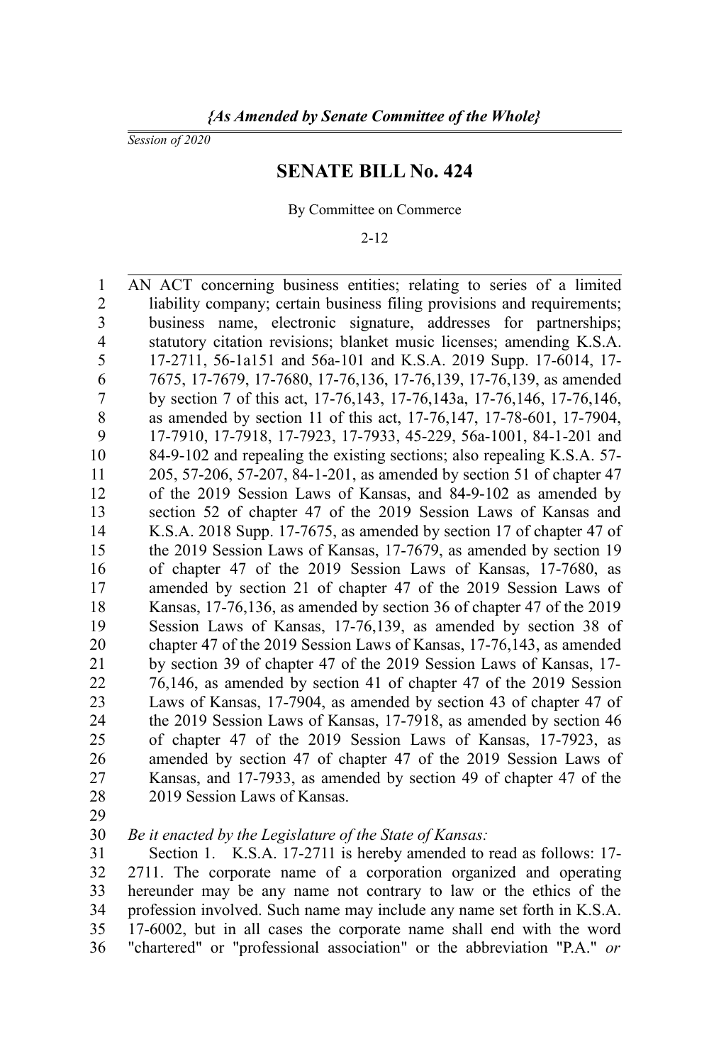*{As Amended by Senate Committee of the Whole}*

*Session of 2020*

# SENATE BILL No. 424

By Committee on Commerce

2-12

AN ACT concerning business entities; relating to series of a limited liability company; certain business filing provisions and requirements; business name, electronic signature, addresses for partnerships; statutory citation revisions; blanket music licenses; amending K.S.A. 17-2711, 56-1a151 and 56a-101 and K.S.A. 2019 Supp. 17-6014, 17-7675, 17-7679, 17-7680, 17-76,136, 17-76,139, 17-76,139, as amended by section 7 of this act, 17-76,143, 17-76,143a, 17-76,146, 17-76,146, as amended by section 11 of this act, 17-76,147, 17-78-601, 17-7904, 17-7910, 17-7918, 17-7923, 17-7933, 45-229, 56a-1001, 84-1-201 and 84-9-102 and repealing the existing sections; also repealing K.S.A. 57-205, 57-206, 57-207, 84-1-201, as amended by section 51 of chapter 47 of the 2019 Session Laws of Kansas, and 84-9-102 as amended by section 52 of chapter 47 of the 2019 Session Laws of Kansas and K.S.A. 2018 Supp. 17-7675, as amended by section 17 of chapter 47 of the 2019 Session Laws of Kansas, 17-7679, as amended by section 19 of chapter 47 of the 2019 Session Laws of Kansas, 17-7680, as amended by section 21 of chapter 47 of the 2019 Session Laws of Kansas, 17-76,136, as amended by section 36 of chapter 47 of the 2019 Session Laws of Kansas, 17-76,139, as amended by section 38 of chapter 47 of the 2019 Session Laws of Kansas, 17-76,143, as amended by section 39 of chapter 47 of the 2019 Session Laws of Kansas, 17-76,146, as amended by section 41 of chapter 47 of the 2019 Session Laws of Kansas, 17-7904, as amended by section 43 of chapter 47 of the 2019 Session Laws of Kansas, 17-7918, as amended by section 46 of chapter 47 of the 2019 Session Laws of Kansas, 17-7923, as amended by section 47 of chapter 47 of the 2019 Session Laws of Kansas, and 17-7933, as amended by section 49 of chapter 47 of the 2019 Session Laws of Kansas.

*Be it enacted by the Legislature of the State of Kansas:*

Section 1. K.S.A. 17-2711 is hereby amended to read as follows: 17-2711. The corporate name of a corporation organized and operating hereunder may be any name not contrary to law or the ethics of the profession involved. Such name may include any name set forth in K.S.A. 17-6002, but in all cases the corporate name shall end with the word "chartered" or "professional association" or the abbreviation "P.A." *or*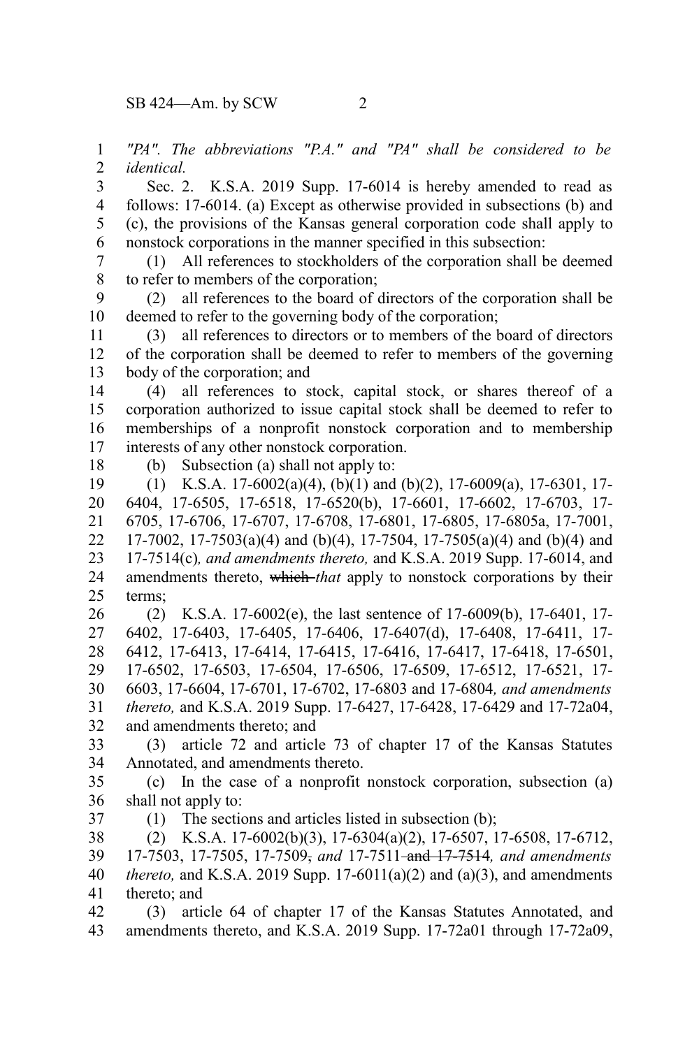*"PA". The abbreviations "P.A." and "PA" shall be considered to be identical.*

Sec. 2. K.S.A. 2019 Supp. 17-6014 is hereby amended to read as follows: 17-6014. (a) Except as otherwise provided in subsections (b) and (c), the provisions of the Kansas general corporation code shall apply to nonstock corporations in the manner specified in this subsection:

(1) All references to stockholders of the corporation shall be deemed to refer to members of the corporation;

(2) all references to the board of directors of the corporation shall be deemed to refer to the governing body of the corporation;

(3) all references to directors or to members of the board of directors of the corporation shall be deemed to refer to members of the governing body of the corporation; and

(4) all references to stock, capital stock, or shares thereof of a corporation authorized to issue capital stock shall be deemed to refer to memberships of a nonprofit nonstock corporation and to membership interests of any other nonstock corporation.

(b) Subsection (a) shall not apply to:

(1) K.S.A. 17-6002(a)(4), (b)(1) and (b)(2), 17-6009(a), 17-6301, 17-6404, 17-6505, 17-6518, 17-6520(b), 17-6601, 17-6602, 17-6703, 17-6705, 17-6706, 17-6707, 17-6708, 17-6801, 17-6805, 17-6805a, 17-7001, 17-7002, 17-7503(a)(4) and (b)(4), 17-7504, 17-7505(a)(4) and (b)(4) and 17-7514(c)*, and amendments thereto,* and K.S.A. 2019 Supp. 17-6014, and amendments thereto, ~~which~~ *that* apply to nonstock corporations by their terms;

(2) K.S.A. 17-6002(e), the last sentence of 17-6009(b), 17-6401, 17-6402, 17-6403, 17-6405, 17-6406, 17-6407(d), 17-6408, 17-6411, 17-6412, 17-6413, 17-6414, 17-6415, 17-6416, 17-6417, 17-6418, 17-6501, 17-6502, 17-6503, 17-6504, 17-6506, 17-6509, 17-6512, 17-6521, 17-6603, 17-6604, 17-6701, 17-6702, 17-6803 and 17-6804*, and amendments thereto,* and K.S.A. 2019 Supp. 17-6427, 17-6428, 17-6429 and 17-72a04, and amendments thereto; and

(3) article 72 and article 73 of chapter 17 of the Kansas Statutes Annotated, and amendments thereto.

(c) In the case of a nonprofit nonstock corporation, subsection (a) shall not apply to:

(1) The sections and articles listed in subsection (b);

(2) K.S.A. 17-6002(b)(3), 17-6304(a)(2), 17-6507, 17-6508, 17-6712, 17-7503, 17-7505, 17-7509~~,~~ *and* 17-7511 ~~and 17-7514~~*, and amendments thereto,* and K.S.A. 2019 Supp. 17-6011(a)(2) and (a)(3), and amendments thereto; and

(3) article 64 of chapter 17 of the Kansas Statutes Annotated, and amendments thereto, and K.S.A. 2019 Supp. 17-72a01 through 17-72a09,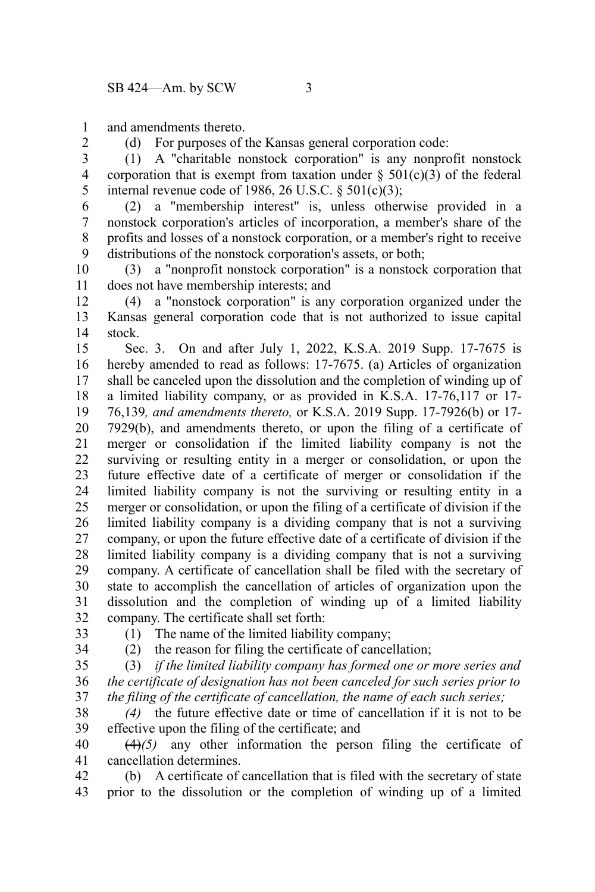and amendments thereto.

(d) For purposes of the Kansas general corporation code:

(1) A "charitable nonstock corporation" is any nonprofit nonstock corporation that is exempt from taxation under § 501(c)(3) of the federal internal revenue code of 1986, 26 U.S.C. § 501(c)(3);

(2) a "membership interest" is, unless otherwise provided in a nonstock corporation's articles of incorporation, a member's share of the profits and losses of a nonstock corporation, or a member's right to receive distributions of the nonstock corporation's assets, or both;

(3) a "nonprofit nonstock corporation" is a nonstock corporation that does not have membership interests; and

(4) a "nonstock corporation" is any corporation organized under the Kansas general corporation code that is not authorized to issue capital stock.

Sec. 3. On and after July 1, 2022, K.S.A. 2019 Supp. 17-7675 is hereby amended to read as follows: 17-7675. (a) Articles of organization shall be canceled upon the dissolution and the completion of winding up of a limited liability company, or as provided in K.S.A. 17-76,117 or 17-76,139*, and amendments thereto,* or K.S.A. 2019 Supp. 17-7926(b) or 17-7929(b), and amendments thereto, or upon the filing of a certificate of merger or consolidation if the limited liability company is not the surviving or resulting entity in a merger or consolidation, or upon the future effective date of a certificate of merger or consolidation if the limited liability company is not the surviving or resulting entity in a merger or consolidation, or upon the filing of a certificate of division if the limited liability company is a dividing company that is not a surviving company, or upon the future effective date of a certificate of division if the limited liability company is a dividing company that is not a surviving company. A certificate of cancellation shall be filed with the secretary of state to accomplish the cancellation of articles of organization upon the dissolution and the completion of winding up of a limited liability company. The certificate shall set forth:

(1) The name of the limited liability company;

(2) the reason for filing the certificate of cancellation;

(3) *if the limited liability company has formed one or more series and the certificate of designation has not been canceled for such series prior to the filing of the certificate of cancellation, the name of each such series;*

*(4)* the future effective date or time of cancellation if it is not to be effective upon the filing of the certificate; and

~~(4)~~*(5)* any other information the person filing the certificate of cancellation determines.

(b) A certificate of cancellation that is filed with the secretary of state prior to the dissolution or the completion of winding up of a limited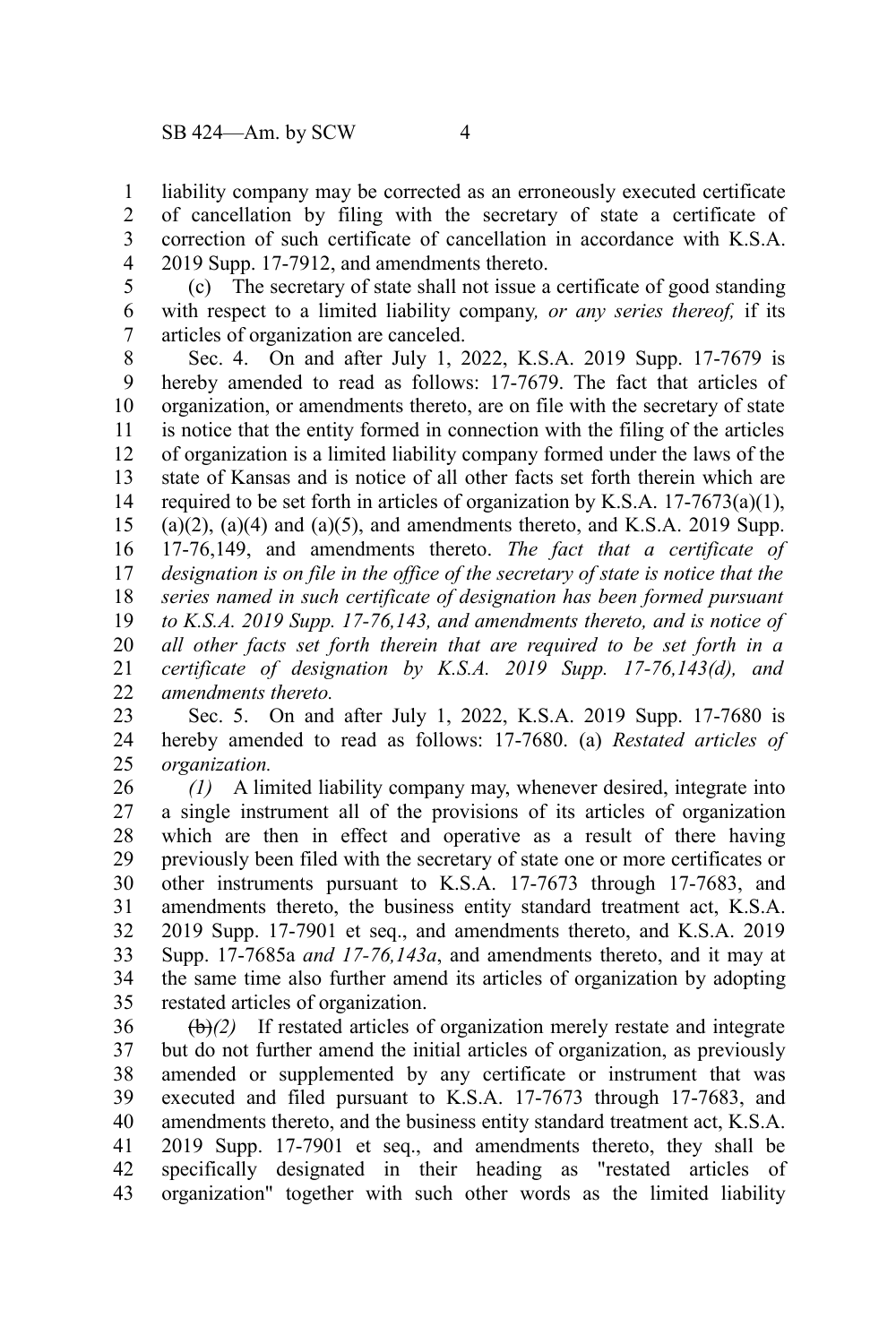liability company may be corrected as an erroneously executed certificate of cancellation by filing with the secretary of state a certificate of correction of such certificate of cancellation in accordance with K.S.A. 2019 Supp. 17-7912, and amendments thereto.

(c) The secretary of state shall not issue a certificate of good standing with respect to a limited liability company*, or any series thereof,* if its articles of organization are canceled.

Sec. 4. On and after July 1, 2022, K.S.A. 2019 Supp. 17-7679 is hereby amended to read as follows: 17-7679. The fact that articles of organization, or amendments thereto, are on file with the secretary of state is notice that the entity formed in connection with the filing of the articles of organization is a limited liability company formed under the laws of the state of Kansas and is notice of all other facts set forth therein which are required to be set forth in articles of organization by K.S.A. 17-7673(a)(1), (a)(2), (a)(4) and (a)(5), and amendments thereto, and K.S.A. 2019 Supp. 17-76,149, and amendments thereto. *The fact that a certificate of designation is on file in the office of the secretary of state is notice that the series named in such certificate of designation has been formed pursuant to K.S.A. 2019 Supp. 17-76,143, and amendments thereto, and is notice of all other facts set forth therein that are required to be set forth in a certificate of designation by K.S.A. 2019 Supp. 17-76,143(d), and amendments thereto.*

Sec. 5. On and after July 1, 2022, K.S.A. 2019 Supp. 17-7680 is hereby amended to read as follows: 17-7680. (a) *Restated articles of organization.*

*(1)* A limited liability company may, whenever desired, integrate into a single instrument all of the provisions of its articles of organization which are then in effect and operative as a result of there having previously been filed with the secretary of state one or more certificates or other instruments pursuant to K.S.A. 17-7673 through 17-7683, and amendments thereto, the business entity standard treatment act, K.S.A. 2019 Supp. 17-7901 et seq., and amendments thereto, and K.S.A. 2019 Supp. 17-7685a *and 17-76,143a*, and amendments thereto, and it may at the same time also further amend its articles of organization by adopting restated articles of organization.

~~(b)~~*(2)* If restated articles of organization merely restate and integrate but do not further amend the initial articles of organization, as previously amended or supplemented by any certificate or instrument that was executed and filed pursuant to K.S.A. 17-7673 through 17-7683, and amendments thereto, and the business entity standard treatment act, K.S.A. 2019 Supp. 17-7901 et seq., and amendments thereto, they shall be specifically designated in their heading as "restated articles of organization" together with such other words as the limited liability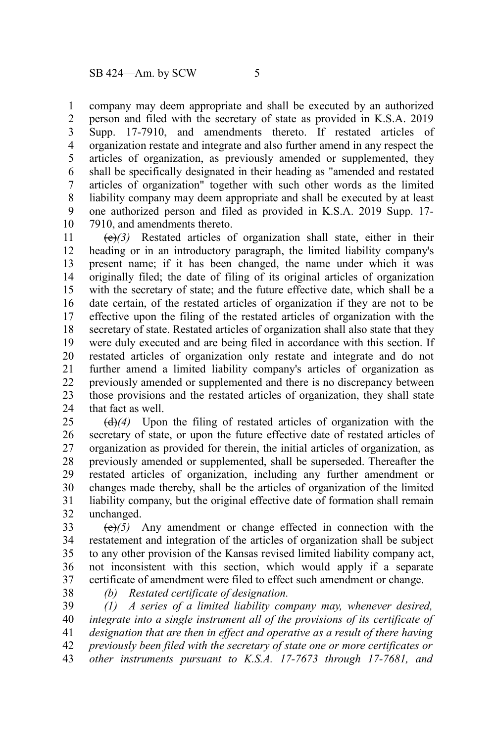company may deem appropriate and shall be executed by an authorized person and filed with the secretary of state as provided in K.S.A. 2019 Supp. 17-7910, and amendments thereto. If restated articles of organization restate and integrate and also further amend in any respect the articles of organization, as previously amended or supplemented, they shall be specifically designated in their heading as "amended and restated articles of organization" together with such other words as the limited liability company may deem appropriate and shall be executed by at least one authorized person and filed as provided in K.S.A. 2019 Supp. 17-7910, and amendments thereto.

~~(c)~~*(3)* Restated articles of organization shall state, either in their heading or in an introductory paragraph, the limited liability company's present name; if it has been changed, the name under which it was originally filed; the date of filing of its original articles of organization with the secretary of state; and the future effective date, which shall be a date certain, of the restated articles of organization if they are not to be effective upon the filing of the restated articles of organization with the secretary of state. Restated articles of organization shall also state that they were duly executed and are being filed in accordance with this section. If restated articles of organization only restate and integrate and do not further amend a limited liability company's articles of organization as previously amended or supplemented and there is no discrepancy between those provisions and the restated articles of organization, they shall state that fact as well.

~~(d)~~*(4)* Upon the filing of restated articles of organization with the secretary of state, or upon the future effective date of restated articles of organization as provided for therein, the initial articles of organization, as previously amended or supplemented, shall be superseded. Thereafter the restated articles of organization, including any further amendment or changes made thereby, shall be the articles of organization of the limited liability company, but the original effective date of formation shall remain unchanged.

~~(e)~~*(5)* Any amendment or change effected in connection with the restatement and integration of the articles of organization shall be subject to any other provision of the Kansas revised limited liability company act, not inconsistent with this section, which would apply if a separate certificate of amendment were filed to effect such amendment or change.

*(b) Restated certificate of designation.*

*(1) A series of a limited liability company may, whenever desired, integrate into a single instrument all of the provisions of its certificate of designation that are then in effect and operative as a result of there having previously been filed with the secretary of state one or more certificates or other instruments pursuant to K.S.A. 17-7673 through 17-7681, and*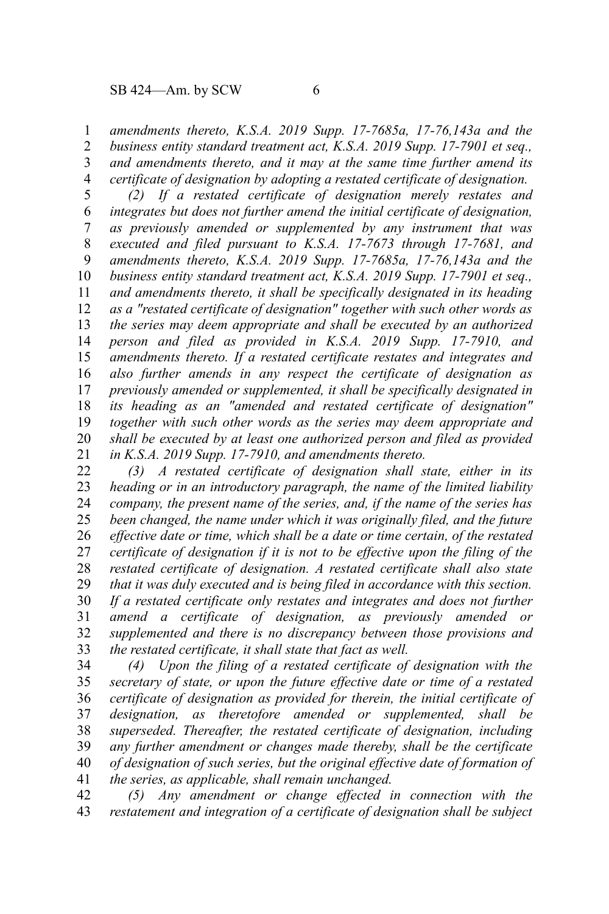*amendments thereto, K.S.A. 2019 Supp. 17-7685a, 17-76,143a and the business entity standard treatment act, K.S.A. 2019 Supp. 17-7901 et seq., and amendments thereto, and it may at the same time further amend its certificate of designation by adopting a restated certificate of designation.*

*(2) If a restated certificate of designation merely restates and integrates but does not further amend the initial certificate of designation, as previously amended or supplemented by any instrument that was executed and filed pursuant to K.S.A. 17-7673 through 17-7681, and amendments thereto, K.S.A. 2019 Supp. 17-7685a, 17-76,143a and the business entity standard treatment act, K.S.A. 2019 Supp. 17-7901 et seq., and amendments thereto, it shall be specifically designated in its heading as a "restated certificate of designation" together with such other words as the series may deem appropriate and shall be executed by an authorized person and filed as provided in K.S.A. 2019 Supp. 17-7910, and amendments thereto. If a restated certificate restates and integrates and also further amends in any respect the certificate of designation as previously amended or supplemented, it shall be specifically designated in its heading as an "amended and restated certificate of designation" together with such other words as the series may deem appropriate and shall be executed by at least one authorized person and filed as provided in K.S.A. 2019 Supp. 17-7910, and amendments thereto.*

*(3) A restated certificate of designation shall state, either in its heading or in an introductory paragraph, the name of the limited liability company, the present name of the series, and, if the name of the series has been changed, the name under which it was originally filed, and the future effective date or time, which shall be a date or time certain, of the restated certificate of designation if it is not to be effective upon the filing of the restated certificate of designation. A restated certificate shall also state that it was duly executed and is being filed in accordance with this section. If a restated certificate only restates and integrates and does not further amend a certificate of designation, as previously amended or supplemented and there is no discrepancy between those provisions and the restated certificate, it shall state that fact as well.*

*(4) Upon the filing of a restated certificate of designation with the secretary of state, or upon the future effective date or time of a restated certificate of designation as provided for therein, the initial certificate of designation, as theretofore amended or supplemented, shall be superseded. Thereafter, the restated certificate of designation, including any further amendment or changes made thereby, shall be the certificate of designation of such series, but the original effective date of formation of the series, as applicable, shall remain unchanged.*

*(5) Any amendment or change effected in connection with the restatement and integration of a certificate of designation shall be subject*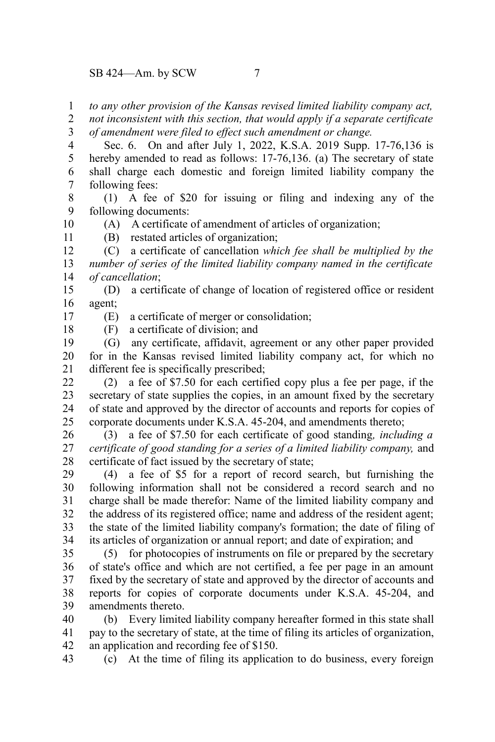*to any other provision of the Kansas revised limited liability company act, not inconsistent with this section, that would apply if a separate certificate of amendment were filed to effect such amendment or change.*

Sec. 6. On and after July 1, 2022, K.S.A. 2019 Supp. 17-76,136 is hereby amended to read as follows: 17-76,136. (a) The secretary of state shall charge each domestic and foreign limited liability company the following fees:

(1) A fee of $20 for issuing or filing and indexing any of the following documents:

(A) A certificate of amendment of articles of organization;

(B) restated articles of organization;

(C) a certificate of cancellation *which fee shall be multiplied by the number of series of the limited liability company named in the certificate of cancellation*;

(D) a certificate of change of location of registered office or resident agent;

(E) a certificate of merger or consolidation;

(F) a certificate of division; and

(G) any certificate, affidavit, agreement or any other paper provided for in the Kansas revised limited liability company act, for which no different fee is specifically prescribed;

(2) a fee of $7.50 for each certified copy plus a fee per page, if the secretary of state supplies the copies, in an amount fixed by the secretary of state and approved by the director of accounts and reports for copies of corporate documents under K.S.A. 45-204, and amendments thereto;

(3) a fee of $7.50 for each certificate of good standing*, including a certificate of good standing for a series of a limited liability company,* and certificate of fact issued by the secretary of state;

(4) a fee of $5 for a report of record search, but furnishing the following information shall not be considered a record search and no charge shall be made therefor: Name of the limited liability company and the address of its registered office; name and address of the resident agent; the state of the limited liability company's formation; the date of filing of its articles of organization or annual report; and date of expiration; and

(5) for photocopies of instruments on file or prepared by the secretary of state's office and which are not certified, a fee per page in an amount fixed by the secretary of state and approved by the director of accounts and reports for copies of corporate documents under K.S.A. 45-204, and amendments thereto.

(b) Every limited liability company hereafter formed in this state shall pay to the secretary of state, at the time of filing its articles of organization, an application and recording fee of $150.

(c) At the time of filing its application to do business, every foreign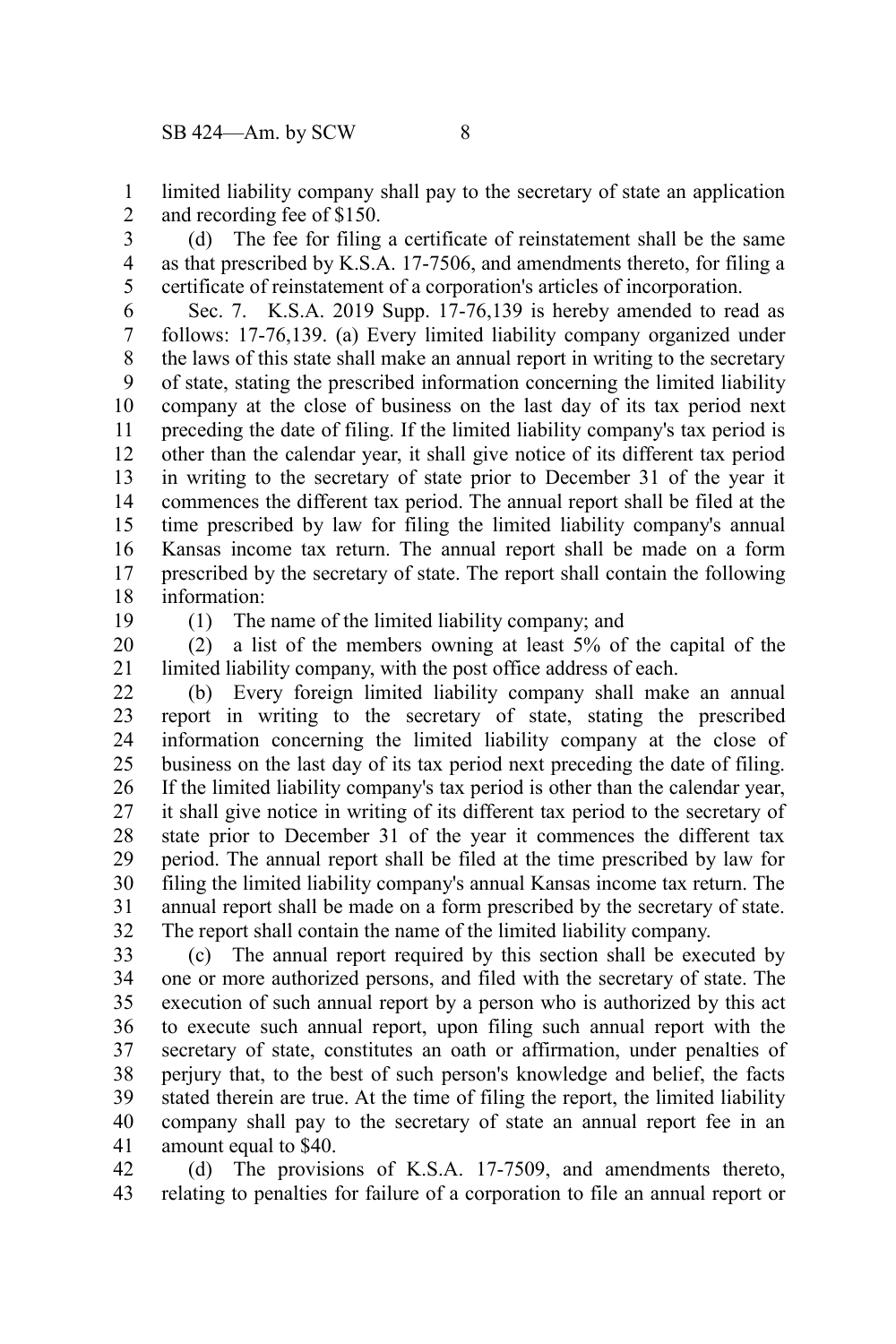limited liability company shall pay to the secretary of state an application and recording fee of $150.

(d) The fee for filing a certificate of reinstatement shall be the same as that prescribed by K.S.A. 17-7506, and amendments thereto, for filing a certificate of reinstatement of a corporation's articles of incorporation.

Sec. 7. K.S.A. 2019 Supp. 17-76,139 is hereby amended to read as follows: 17-76,139. (a) Every limited liability company organized under the laws of this state shall make an annual report in writing to the secretary of state, stating the prescribed information concerning the limited liability company at the close of business on the last day of its tax period next preceding the date of filing. If the limited liability company's tax period is other than the calendar year, it shall give notice of its different tax period in writing to the secretary of state prior to December 31 of the year it commences the different tax period. The annual report shall be filed at the time prescribed by law for filing the limited liability company's annual Kansas income tax return. The annual report shall be made on a form prescribed by the secretary of state. The report shall contain the following information:

(1) The name of the limited liability company; and

(2) a list of the members owning at least 5% of the capital of the limited liability company, with the post office address of each.

(b) Every foreign limited liability company shall make an annual report in writing to the secretary of state, stating the prescribed information concerning the limited liability company at the close of business on the last day of its tax period next preceding the date of filing. If the limited liability company's tax period is other than the calendar year, it shall give notice in writing of its different tax period to the secretary of state prior to December 31 of the year it commences the different tax period. The annual report shall be filed at the time prescribed by law for filing the limited liability company's annual Kansas income tax return. The annual report shall be made on a form prescribed by the secretary of state. The report shall contain the name of the limited liability company.

(c) The annual report required by this section shall be executed by one or more authorized persons, and filed with the secretary of state. The execution of such annual report by a person who is authorized by this act to execute such annual report, upon filing such annual report with the secretary of state, constitutes an oath or affirmation, under penalties of perjury that, to the best of such person's knowledge and belief, the facts stated therein are true. At the time of filing the report, the limited liability company shall pay to the secretary of state an annual report fee in an amount equal to $40.

(d) The provisions of K.S.A. 17-7509, and amendments thereto, relating to penalties for failure of a corporation to file an annual report or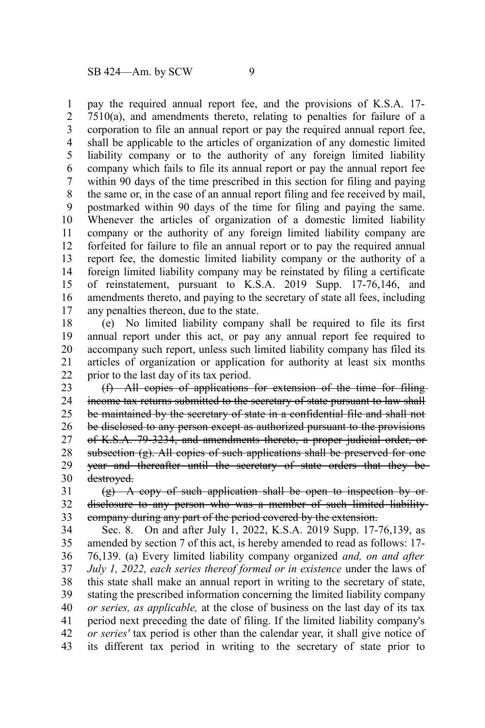pay the required annual report fee, and the provisions of K.S.A. 17-7510(a), and amendments thereto, relating to penalties for failure of a corporation to file an annual report or pay the required annual report fee, shall be applicable to the articles of organization of any domestic limited liability company or to the authority of any foreign limited liability company which fails to file its annual report or pay the annual report fee within 90 days of the time prescribed in this section for filing and paying the same or, in the case of an annual report filing and fee received by mail, postmarked within 90 days of the time for filing and paying the same. Whenever the articles of organization of a domestic limited liability company or the authority of any foreign limited liability company are forfeited for failure to file an annual report or to pay the required annual report fee, the domestic limited liability company or the authority of a foreign limited liability company may be reinstated by filing a certificate of reinstatement, pursuant to K.S.A. 2019 Supp. 17-76,146, and amendments thereto, and paying to the secretary of state all fees, including any penalties thereon, due to the state.

(e) No limited liability company shall be required to file its first annual report under this act, or pay any annual report fee required to accompany such report, unless such limited liability company has filed its articles of organization or application for authority at least six months prior to the last day of its tax period.

~~(f) All copies of applications for extension of the time for filing income tax returns submitted to the secretary of state pursuant to law shall be maintained by the secretary of state in a confidential file and shall not be disclosed to any person except as authorized pursuant to the provisions of K.S.A. 79-3234, and amendments thereto, a proper judicial order, or subsection (g). All copies of such applications shall be preserved for one year and thereafter until the secretary of state orders that they be destroyed.~~

~~(g) A copy of such application shall be open to inspection by or disclosure to any person who was a member of such limited liability company during any part of the period covered by the extension.~~

Sec. 8. On and after July 1, 2022, K.S.A. 2019 Supp. 17-76,139, as amended by section 7 of this act, is hereby amended to read as follows: 17-76,139. (a) Every limited liability company organized *and, on and after July 1, 2022, each series thereof formed or in existence* under the laws of this state shall make an annual report in writing to the secretary of state, stating the prescribed information concerning the limited liability company *or series, as applicable,* at the close of business on the last day of its tax period next preceding the date of filing. If the limited liability company's *or series'* tax period is other than the calendar year, it shall give notice of its different tax period in writing to the secretary of state prior to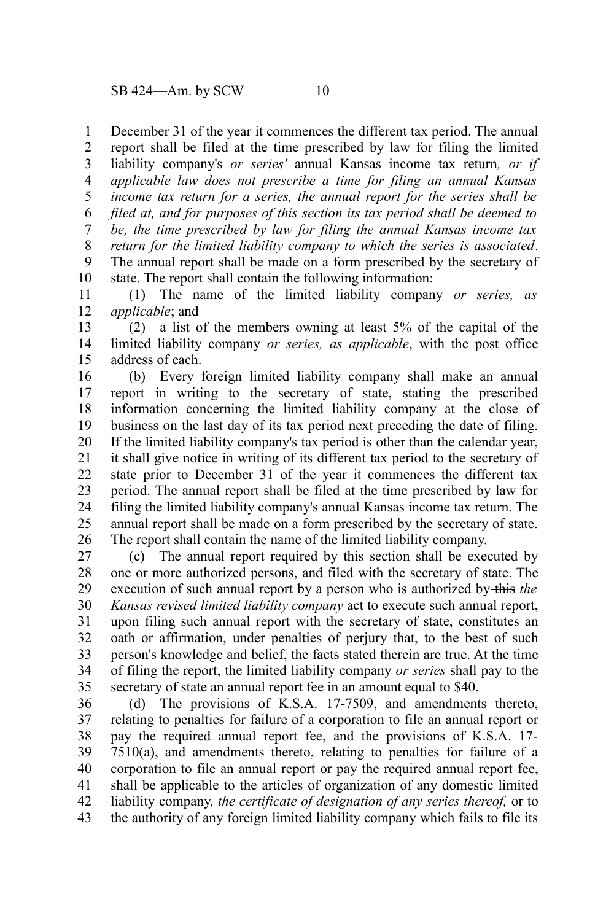December 31 of the year it commences the different tax period. The annual report shall be filed at the time prescribed by law for filing the limited liability company's *or series'* annual Kansas income tax return*, or if applicable law does not prescribe a time for filing an annual Kansas income tax return for a series, the annual report for the series shall be filed at, and for purposes of this section its tax period shall be deemed to be, the time prescribed by law for filing the annual Kansas income tax return for the limited liability company to which the series is associated*. The annual report shall be made on a form prescribed by the secretary of state. The report shall contain the following information:

(1) The name of the limited liability company *or series, as applicable*; and

(2) a list of the members owning at least 5% of the capital of the limited liability company *or series, as applicable*, with the post office address of each.

(b) Every foreign limited liability company shall make an annual report in writing to the secretary of state, stating the prescribed information concerning the limited liability company at the close of business on the last day of its tax period next preceding the date of filing. If the limited liability company's tax period is other than the calendar year, it shall give notice in writing of its different tax period to the secretary of state prior to December 31 of the year it commences the different tax period. The annual report shall be filed at the time prescribed by law for filing the limited liability company's annual Kansas income tax return. The annual report shall be made on a form prescribed by the secretary of state. The report shall contain the name of the limited liability company.

(c) The annual report required by this section shall be executed by one or more authorized persons, and filed with the secretary of state. The execution of such annual report by a person who is authorized by ~~this~~ *the Kansas revised limited liability company* act to execute such annual report, upon filing such annual report with the secretary of state, constitutes an oath or affirmation, under penalties of perjury that, to the best of such person's knowledge and belief, the facts stated therein are true. At the time of filing the report, the limited liability company *or series* shall pay to the secretary of state an annual report fee in an amount equal to $40.

(d) The provisions of K.S.A. 17-7509, and amendments thereto, relating to penalties for failure of a corporation to file an annual report or pay the required annual report fee, and the provisions of K.S.A. 17-7510(a), and amendments thereto, relating to penalties for failure of a corporation to file an annual report or pay the required annual report fee, shall be applicable to the articles of organization of any domestic limited liability company*, the certificate of designation of any series thereof,* or to the authority of any foreign limited liability company which fails to file its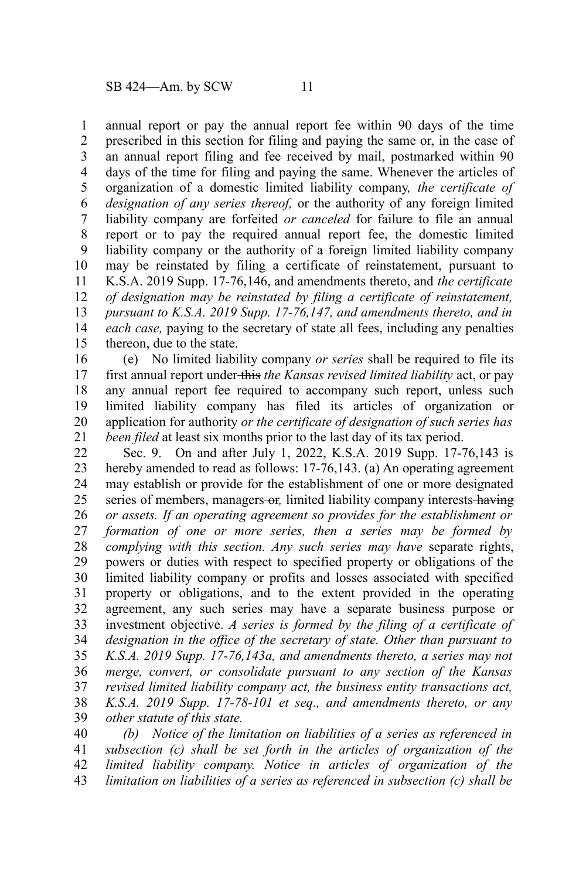annual report or pay the annual report fee within 90 days of the time prescribed in this section for filing and paying the same or, in the case of an annual report filing and fee received by mail, postmarked within 90 days of the time for filing and paying the same. Whenever the articles of organization of a domestic limited liability company*, the certificate of designation of any series thereof,* or the authority of any foreign limited liability company are forfeited *or canceled* for failure to file an annual report or to pay the required annual report fee, the domestic limited liability company or the authority of a foreign limited liability company may be reinstated by filing a certificate of reinstatement, pursuant to K.S.A. 2019 Supp. 17-76,146, and amendments thereto, and *the certificate of designation may be reinstated by filing a certificate of reinstatement, pursuant to K.S.A. 2019 Supp. 17-76,147, and amendments thereto, and in each case,* paying to the secretary of state all fees, including any penalties thereon, due to the state.

(e) No limited liability company *or series* shall be required to file its first annual report under ~~this~~ *the Kansas revised limited liability* act, or pay any annual report fee required to accompany such report, unless such limited liability company has filed its articles of organization or application for authority *or the certificate of designation of such series has been filed* at least six months prior to the last day of its tax period.

Sec. 9. On and after July 1, 2022, K.S.A. 2019 Supp. 17-76,143 is hereby amended to read as follows: 17-76,143. (a) An operating agreement may establish or provide for the establishment of one or more designated series of members, managers ~~or~~*,* limited liability company interests ~~having~~ *or assets. If an operating agreement so provides for the establishment or formation of one or more series, then a series may be formed by complying with this section. Any such series may have* separate rights, powers or duties with respect to specified property or obligations of the limited liability company or profits and losses associated with specified property or obligations, and to the extent provided in the operating agreement, any such series may have a separate business purpose or investment objective. *A series is formed by the filing of a certificate of designation in the office of the secretary of state. Other than pursuant to K.S.A. 2019 Supp. 17-76,143a, and amendments thereto, a series may not merge, convert, or consolidate pursuant to any section of the Kansas revised limited liability company act, the business entity transactions act, K.S.A. 2019 Supp. 17-78-101 et seq., and amendments thereto, or any other statute of this state.*

*(b) Notice of the limitation on liabilities of a series as referenced in subsection (c) shall be set forth in the articles of organization of the limited liability company. Notice in articles of organization of the limitation on liabilities of a series as referenced in subsection (c) shall be*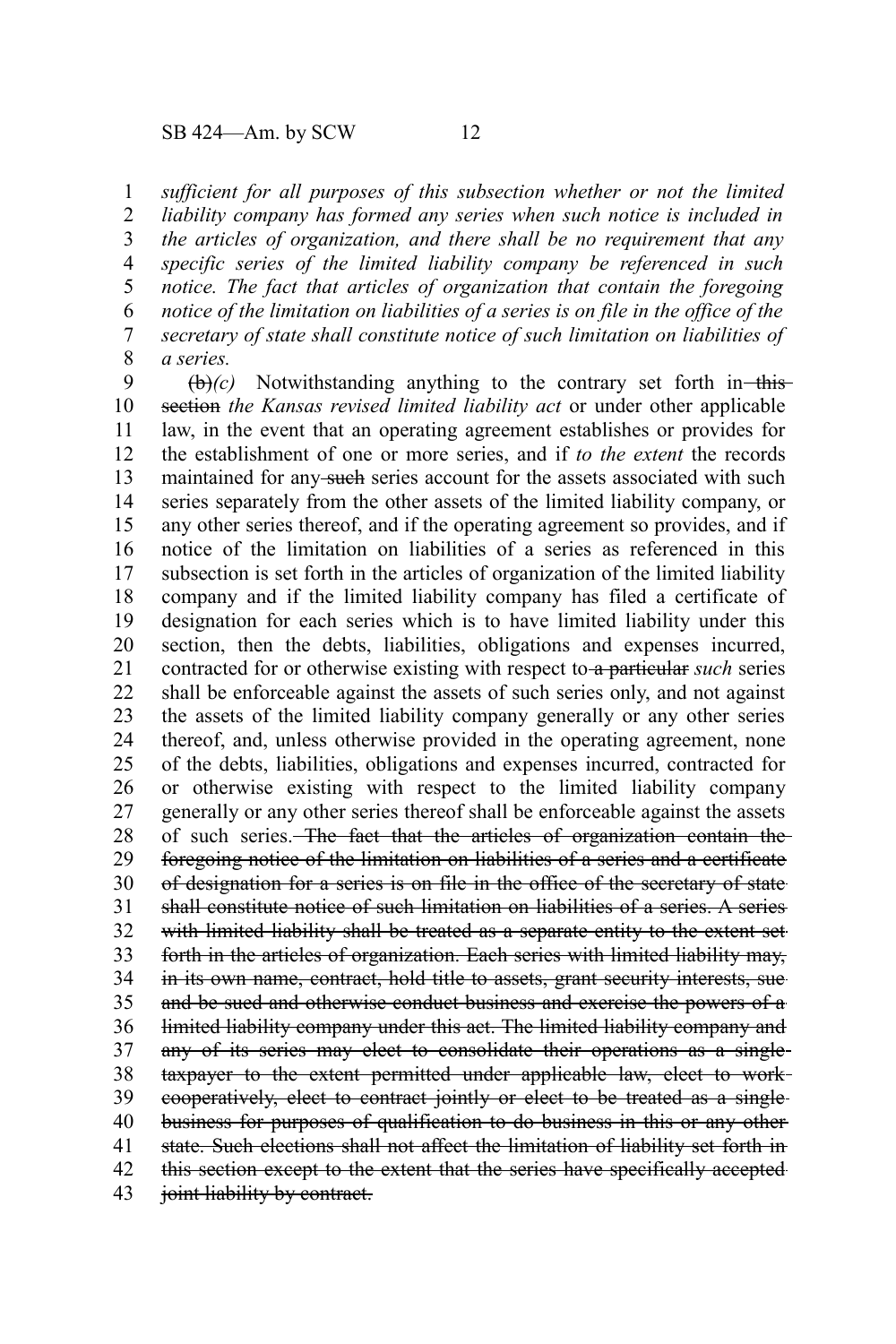*sufficient for all purposes of this subsection whether or not the limited liability company has formed any series when such notice is included in the articles of organization, and there shall be no requirement that any specific series of the limited liability company be referenced in such notice. The fact that articles of organization that contain the foregoing notice of the limitation on liabilities of a series is on file in the office of the secretary of state shall constitute notice of such limitation on liabilities of a series.*

~~(b)~~*(c)* Notwithstanding anything to the contrary set forth in ~~this section~~ *the Kansas revised limited liability act* or under other applicable law, in the event that an operating agreement establishes or provides for the establishment of one or more series, and if *to the extent* the records maintained for any ~~such~~ series account for the assets associated with such series separately from the other assets of the limited liability company, or any other series thereof, and if the operating agreement so provides, and if notice of the limitation on liabilities of a series as referenced in this subsection is set forth in the articles of organization of the limited liability company and if the limited liability company has filed a certificate of designation for each series which is to have limited liability under this section, then the debts, liabilities, obligations and expenses incurred, contracted for or otherwise existing with respect to ~~a particular~~ *such* series shall be enforceable against the assets of such series only, and not against the assets of the limited liability company generally or any other series thereof, and, unless otherwise provided in the operating agreement, none of the debts, liabilities, obligations and expenses incurred, contracted for or otherwise existing with respect to the limited liability company generally or any other series thereof shall be enforceable against the assets of such series. ~~The fact that the articles of organization contain the foregoing notice of the limitation on liabilities of a series and a certificate of designation for a series is on file in the office of the secretary of state shall constitute notice of such limitation on liabilities of a series. A series with limited liability shall be treated as a separate entity to the extent set forth in the articles of organization. Each series with limited liability may, in its own name, contract, hold title to assets, grant security interests, sue and be sued and otherwise conduct business and exercise the powers of a limited liability company under this act. The limited liability company and any of its series may elect to consolidate their operations as a single taxpayer to the extent permitted under applicable law, elect to work cooperatively, elect to contract jointly or elect to be treated as a single business for purposes of qualification to do business in this or any other state. Such elections shall not affect the limitation of liability set forth in this section except to the extent that the series have specifically accepted joint liability by contract.~~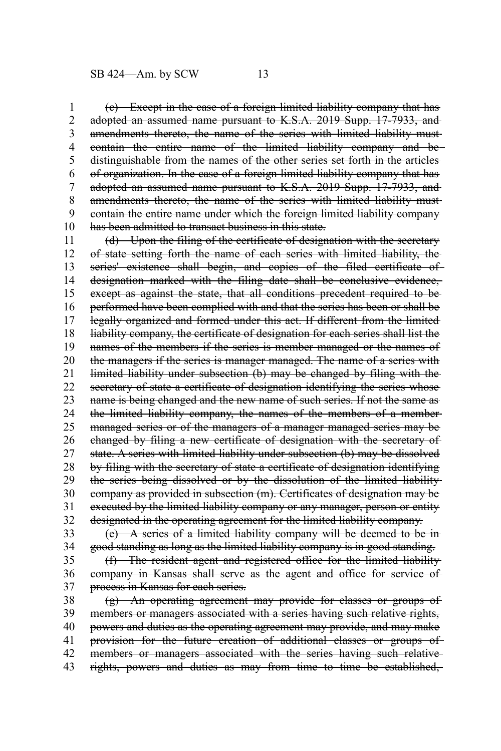~~(c) Except in the case of a foreign limited liability company that has adopted an assumed name pursuant to K.S.A. 2019 Supp. 17-7933, and amendments thereto, the name of the series with limited liability must contain the entire name of the limited liability company and be distinguishable from the names of the other series set forth in the articles of organization. In the case of a foreign limited liability company that has adopted an assumed name pursuant to K.S.A. 2019 Supp. 17-7933, and amendments thereto, the name of the series with limited liability must contain the entire name under which the foreign limited liability company has been admitted to transact business in this state.~~

~~(d) Upon the filing of the certificate of designation with the secretary of state setting forth the name of each series with limited liability, the series' existence shall begin, and copies of the filed certificate of designation marked with the filing date shall be conclusive evidence, except as against the state, that all conditions precedent required to be performed have been complied with and that the series has been or shall be legally organized and formed under this act. If different from the limited liability company, the certificate of designation for each series shall list the names of the members if the series is member managed or the names of the managers if the series is manager managed. The name of a series with limited liability under subsection (b) may be changed by filing with the secretary of state a certificate of designation identifying the series whose name is being changed and the new name of such series. If not the same as the limited liability company, the names of the members of a member-managed series or of the managers of a manager managed series may be changed by filing a new certificate of designation with the secretary of state. A series with limited liability under subsection (b) may be dissolved by filing with the secretary of state a certificate of designation identifying the series being dissolved or by the dissolution of the limited liability company as provided in subsection (m). Certificates of designation may be executed by the limited liability company or any manager, person or entity designated in the operating agreement for the limited liability company.~~

~~(e) A series of a limited liability company will be deemed to be in good standing as long as the limited liability company is in good standing.~~

~~(f) The resident agent and registered office for the limited liability company in Kansas shall serve as the agent and office for service of process in Kansas for each series.~~

~~(g) An operating agreement may provide for classes or groups of members or managers associated with a series having such relative rights, powers and duties as the operating agreement may provide, and may make provision for the future creation of additional classes or groups of members or managers associated with the series having such relative rights, powers and duties as may from time to time be established,~~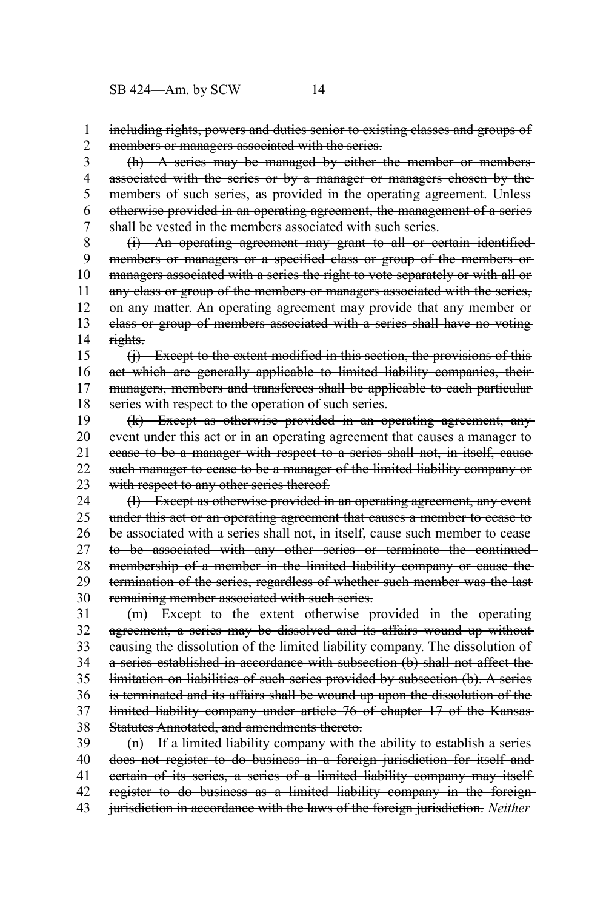~~including rights, powers and duties senior to existing classes and groups of members or managers associated with the series.~~

~~(h) A series may be managed by either the member or members associated with the series or by a manager or managers chosen by the members of such series, as provided in the operating agreement. Unless otherwise provided in an operating agreement, the management of a series shall be vested in the members associated with such series.~~

~~(i) An operating agreement may grant to all or certain identified members or managers or a specified class or group of the members or managers associated with a series the right to vote separately or with all or any class or group of the members or managers associated with the series, on any matter. An operating agreement may provide that any member or class or group of members associated with a series shall have no voting rights.~~

~~(j) Except to the extent modified in this section, the provisions of this act which are generally applicable to limited liability companies, their managers, members and transferees shall be applicable to each particular series with respect to the operation of such series.~~

~~(k) Except as otherwise provided in an operating agreement, any event under this act or in an operating agreement that causes a manager to cease to be a manager with respect to a series shall not, in itself, cause such manager to cease to be a manager of the limited liability company or with respect to any other series thereof.~~

~~(l) Except as otherwise provided in an operating agreement, any event under this act or an operating agreement that causes a member to cease to be associated with a series shall not, in itself, cause such member to cease to be associated with any other series or terminate the continued membership of a member in the limited liability company or cause the termination of the series, regardless of whether such member was the last remaining member associated with such series.~~

~~(m) Except to the extent otherwise provided in the operating agreement, a series may be dissolved and its affairs wound up without causing the dissolution of the limited liability company. The dissolution of a series established in accordance with subsection (b) shall not affect the limitation on liabilities of such series provided by subsection (b). A series is terminated and its affairs shall be wound up upon the dissolution of the limited liability company under article 76 of chapter 17 of the Kansas Statutes Annotated, and amendments thereto.~~

~~(n) If a limited liability company with the ability to establish a series does not register to do business in a foreign jurisdiction for itself and certain of its series, a series of a limited liability company may itself register to do business as a limited liability company in the foreign jurisdiction in accordance with the laws of the foreign jurisdiction.~~ *Neither*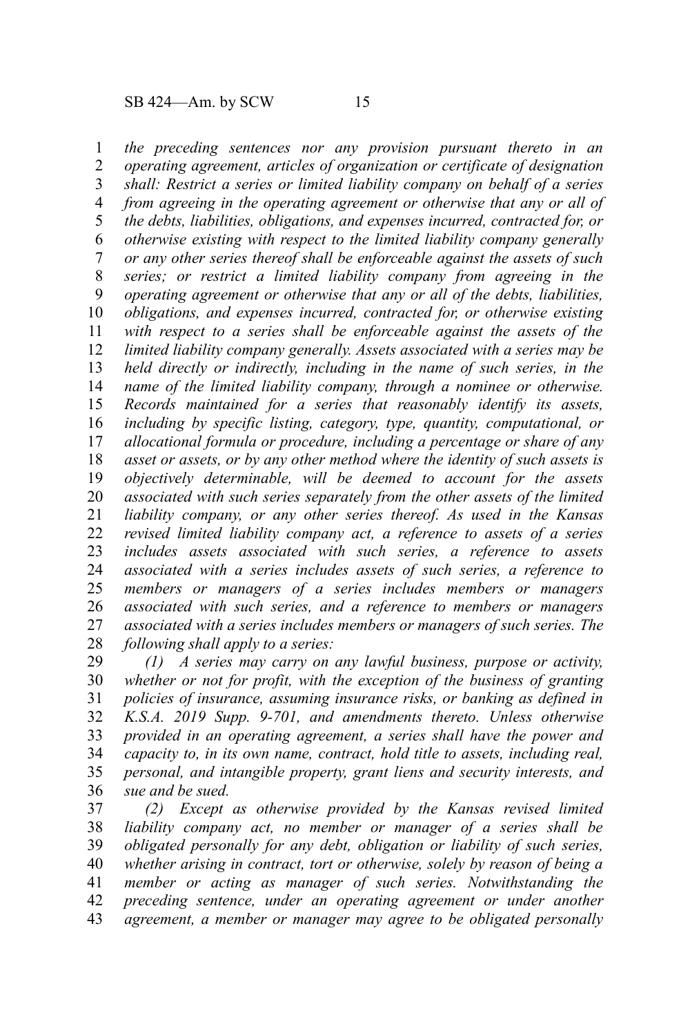*the preceding sentences nor any provision pursuant thereto in an operating agreement, articles of organization or certificate of designation shall: Restrict a series or limited liability company on behalf of a series from agreeing in the operating agreement or otherwise that any or all of the debts, liabilities, obligations, and expenses incurred, contracted for, or otherwise existing with respect to the limited liability company generally or any other series thereof shall be enforceable against the assets of such series; or restrict a limited liability company from agreeing in the operating agreement or otherwise that any or all of the debts, liabilities, obligations, and expenses incurred, contracted for, or otherwise existing with respect to a series shall be enforceable against the assets of the limited liability company generally. Assets associated with a series may be held directly or indirectly, including in the name of such series, in the name of the limited liability company, through a nominee or otherwise. Records maintained for a series that reasonably identify its assets, including by specific listing, category, type, quantity, computational, or allocational formula or procedure, including a percentage or share of any asset or assets, or by any other method where the identity of such assets is objectively determinable, will be deemed to account for the assets associated with such series separately from the other assets of the limited liability company, or any other series thereof. As used in the Kansas revised limited liability company act, a reference to assets of a series includes assets associated with such series, a reference to assets associated with a series includes assets of such series, a reference to members or managers of a series includes members or managers associated with such series, and a reference to members or managers associated with a series includes members or managers of such series. The following shall apply to a series:*

*(1) A series may carry on any lawful business, purpose or activity, whether or not for profit, with the exception of the business of granting policies of insurance, assuming insurance risks, or banking as defined in K.S.A. 2019 Supp. 9-701, and amendments thereto. Unless otherwise provided in an operating agreement, a series shall have the power and capacity to, in its own name, contract, hold title to assets, including real, personal, and intangible property, grant liens and security interests, and sue and be sued.*

*(2) Except as otherwise provided by the Kansas revised limited liability company act, no member or manager of a series shall be obligated personally for any debt, obligation or liability of such series, whether arising in contract, tort or otherwise, solely by reason of being a member or acting as manager of such series. Notwithstanding the preceding sentence, under an operating agreement or under another agreement, a member or manager may agree to be obligated personally*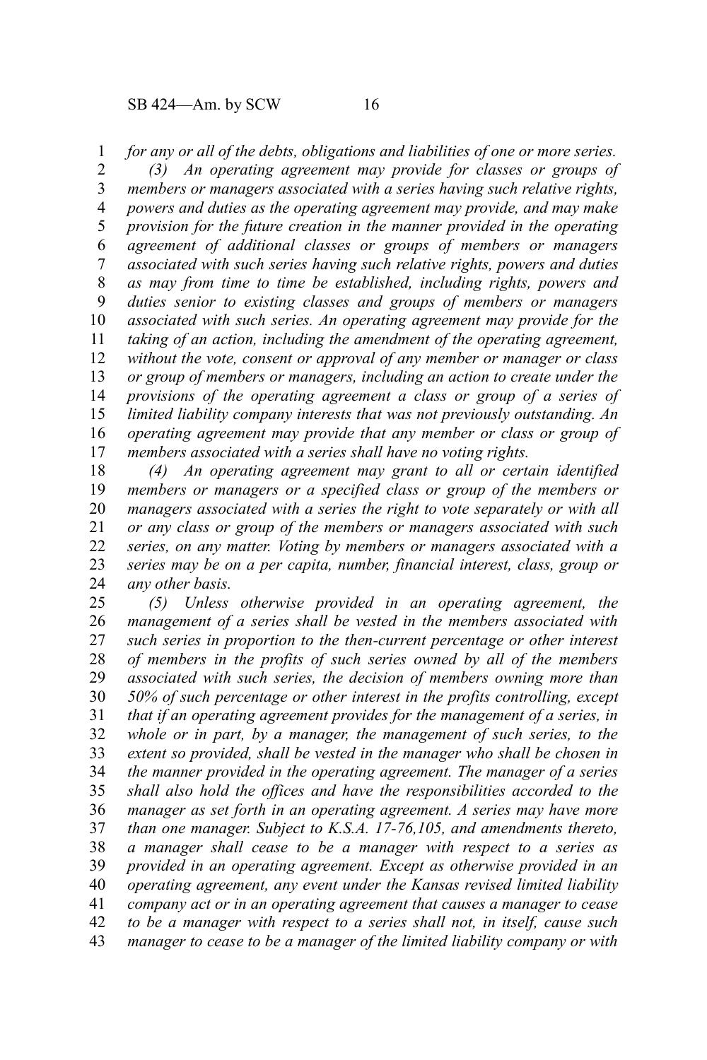*for any or all of the debts, obligations and liabilities of one or more series.*

*(3) An operating agreement may provide for classes or groups of members or managers associated with a series having such relative rights, powers and duties as the operating agreement may provide, and may make provision for the future creation in the manner provided in the operating agreement of additional classes or groups of members or managers associated with such series having such relative rights, powers and duties as may from time to time be established, including rights, powers and duties senior to existing classes and groups of members or managers associated with such series. An operating agreement may provide for the taking of an action, including the amendment of the operating agreement, without the vote, consent or approval of any member or manager or class or group of members or managers, including an action to create under the provisions of the operating agreement a class or group of a series of limited liability company interests that was not previously outstanding. An operating agreement may provide that any member or class or group of members associated with a series shall have no voting rights.*

*(4) An operating agreement may grant to all or certain identified members or managers or a specified class or group of the members or managers associated with a series the right to vote separately or with all or any class or group of the members or managers associated with such series, on any matter. Voting by members or managers associated with a series may be on a per capita, number, financial interest, class, group or any other basis.*

*(5) Unless otherwise provided in an operating agreement, the management of a series shall be vested in the members associated with such series in proportion to the then-current percentage or other interest of members in the profits of such series owned by all of the members associated with such series, the decision of members owning more than 50% of such percentage or other interest in the profits controlling, except that if an operating agreement provides for the management of a series, in whole or in part, by a manager, the management of such series, to the extent so provided, shall be vested in the manager who shall be chosen in the manner provided in the operating agreement. The manager of a series shall also hold the offices and have the responsibilities accorded to the manager as set forth in an operating agreement. A series may have more than one manager. Subject to K.S.A. 17-76,105, and amendments thereto, a manager shall cease to be a manager with respect to a series as provided in an operating agreement. Except as otherwise provided in an operating agreement, any event under the Kansas revised limited liability company act or in an operating agreement that causes a manager to cease to be a manager with respect to a series shall not, in itself, cause such manager to cease to be a manager of the limited liability company or with*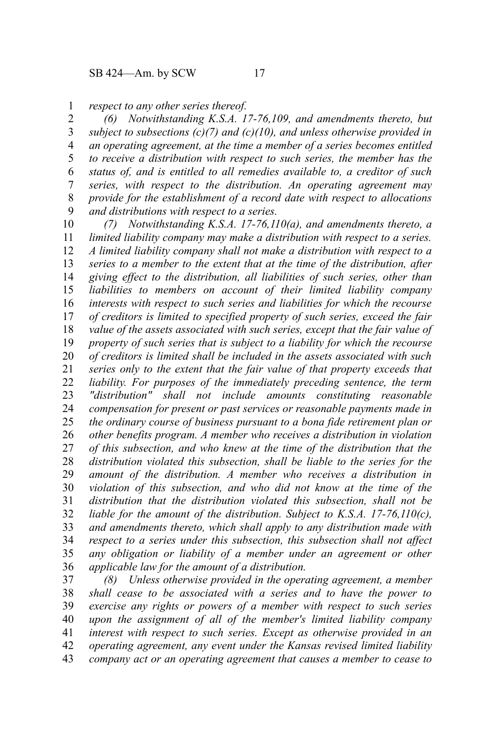*respect to any other series thereof.*

*(6) Notwithstanding K.S.A. 17-76,109, and amendments thereto, but subject to subsections (c)(7) and (c)(10), and unless otherwise provided in an operating agreement, at the time a member of a series becomes entitled to receive a distribution with respect to such series, the member has the status of, and is entitled to all remedies available to, a creditor of such series, with respect to the distribution. An operating agreement may provide for the establishment of a record date with respect to allocations and distributions with respect to a series.*

*(7) Notwithstanding K.S.A. 17-76,110(a), and amendments thereto, a limited liability company may make a distribution with respect to a series. A limited liability company shall not make a distribution with respect to a series to a member to the extent that at the time of the distribution, after giving effect to the distribution, all liabilities of such series, other than liabilities to members on account of their limited liability company interests with respect to such series and liabilities for which the recourse of creditors is limited to specified property of such series, exceed the fair value of the assets associated with such series, except that the fair value of property of such series that is subject to a liability for which the recourse of creditors is limited shall be included in the assets associated with such series only to the extent that the fair value of that property exceeds that liability. For purposes of the immediately preceding sentence, the term "distribution" shall not include amounts constituting reasonable compensation for present or past services or reasonable payments made in the ordinary course of business pursuant to a bona fide retirement plan or other benefits program. A member who receives a distribution in violation of this subsection, and who knew at the time of the distribution that the distribution violated this subsection, shall be liable to the series for the amount of the distribution. A member who receives a distribution in violation of this subsection, and who did not know at the time of the distribution that the distribution violated this subsection, shall not be liable for the amount of the distribution. Subject to K.S.A. 17-76,110(c), and amendments thereto, which shall apply to any distribution made with respect to a series under this subsection, this subsection shall not affect any obligation or liability of a member under an agreement or other applicable law for the amount of a distribution.*

*(8) Unless otherwise provided in the operating agreement, a member shall cease to be associated with a series and to have the power to exercise any rights or powers of a member with respect to such series upon the assignment of all of the member's limited liability company interest with respect to such series. Except as otherwise provided in an operating agreement, any event under the Kansas revised limited liability company act or an operating agreement that causes a member to cease to*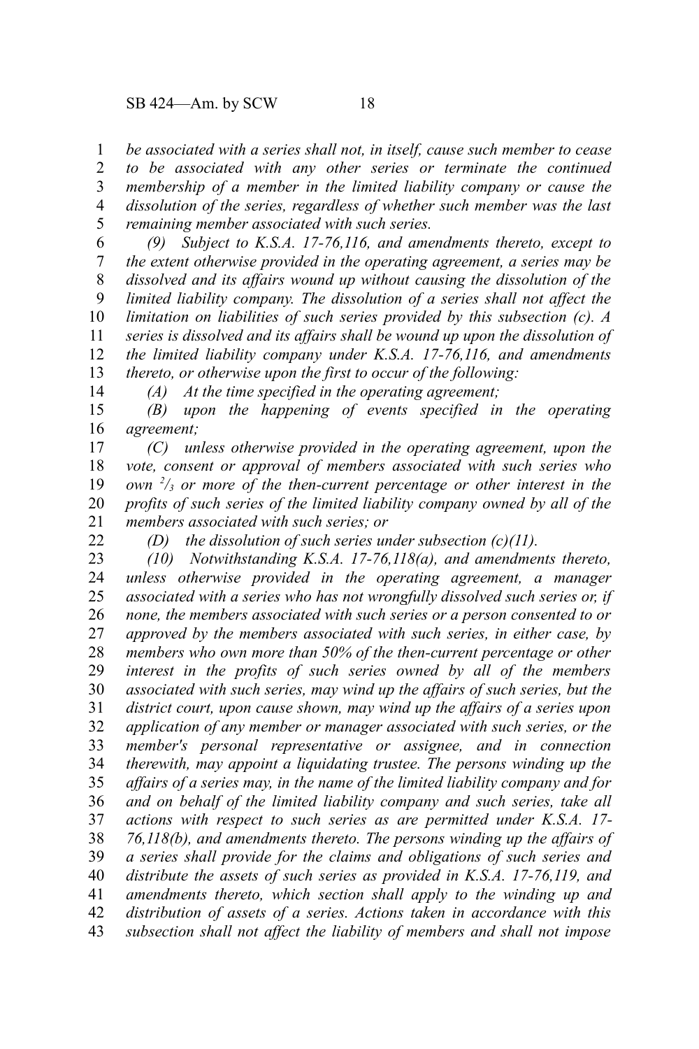*be associated with a series shall not, in itself, cause such member to cease to be associated with any other series or terminate the continued membership of a member in the limited liability company or cause the dissolution of the series, regardless of whether such member was the last remaining member associated with such series.*

*(9) Subject to K.S.A. 17-76,116, and amendments thereto, except to the extent otherwise provided in the operating agreement, a series may be dissolved and its affairs wound up without causing the dissolution of the limited liability company. The dissolution of a series shall not affect the limitation on liabilities of such series provided by this subsection (c). A series is dissolved and its affairs shall be wound up upon the dissolution of the limited liability company under K.S.A. 17-76,116, and amendments thereto, or otherwise upon the first to occur of the following:*

*(A) At the time specified in the operating agreement;*

*(B) upon the happening of events specified in the operating agreement;*

*(C) unless otherwise provided in the operating agreement, upon the vote, consent or approval of members associated with such series who own $^{2}/_{3}$ or more of the then-current percentage or other interest in the profits of such series of the limited liability company owned by all of the members associated with such series; or*

*(D) the dissolution of such series under subsection (c)(11).*

*(10) Notwithstanding K.S.A. 17-76,118(a), and amendments thereto, unless otherwise provided in the operating agreement, a manager associated with a series who has not wrongfully dissolved such series or, if none, the members associated with such series or a person consented to or approved by the members associated with such series, in either case, by members who own more than 50% of the then-current percentage or other interest in the profits of such series owned by all of the members associated with such series, may wind up the affairs of such series, but the district court, upon cause shown, may wind up the affairs of a series upon application of any member or manager associated with such series, or the member's personal representative or assignee, and in connection therewith, may appoint a liquidating trustee. The persons winding up the affairs of a series may, in the name of the limited liability company and for and on behalf of the limited liability company and such series, take all actions with respect to such series as are permitted under K.S.A. 17-76,118(b), and amendments thereto. The persons winding up the affairs of a series shall provide for the claims and obligations of such series and distribute the assets of such series as provided in K.S.A. 17-76,119, and amendments thereto, which section shall apply to the winding up and distribution of assets of a series. Actions taken in accordance with this subsection shall not affect the liability of members and shall not impose*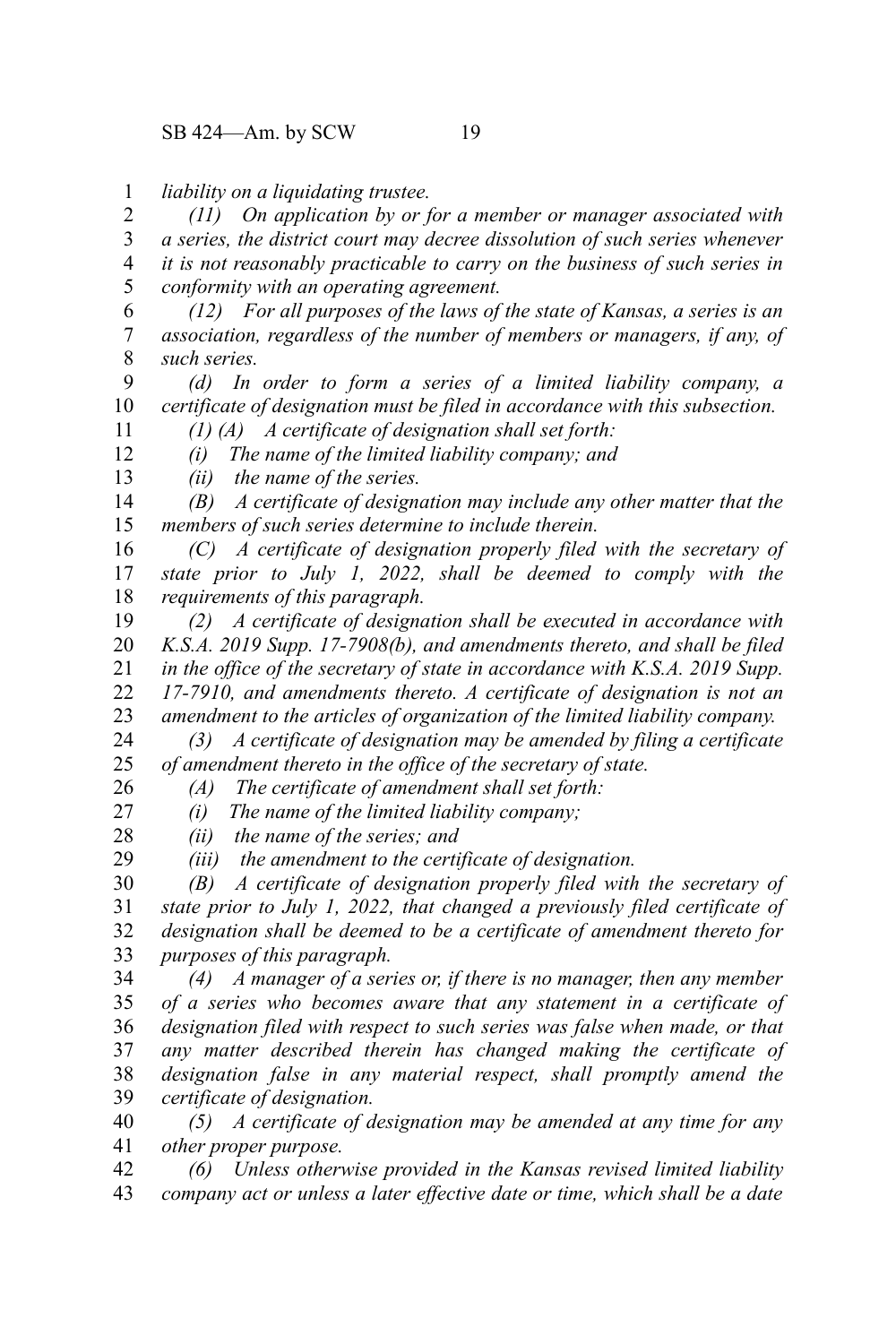*liability on a liquidating trustee.*

*(11) On application by or for a member or manager associated with a series, the district court may decree dissolution of such series whenever it is not reasonably practicable to carry on the business of such series in conformity with an operating agreement.*

*(12) For all purposes of the laws of the state of Kansas, a series is an association, regardless of the number of members or managers, if any, of such series.*

*(d) In order to form a series of a limited liability company, a certificate of designation must be filed in accordance with this subsection.*

*(1) (A) A certificate of designation shall set forth:*

*(i) The name of the limited liability company; and*

*(ii) the name of the series.*

*(B) A certificate of designation may include any other matter that the members of such series determine to include therein.*

*(C) A certificate of designation properly filed with the secretary of state prior to July 1, 2022, shall be deemed to comply with the requirements of this paragraph.*

*(2) A certificate of designation shall be executed in accordance with K.S.A. 2019 Supp. 17-7908(b), and amendments thereto, and shall be filed in the office of the secretary of state in accordance with K.S.A. 2019 Supp. 17-7910, and amendments thereto. A certificate of designation is not an amendment to the articles of organization of the limited liability company.*

*(3) A certificate of designation may be amended by filing a certificate of amendment thereto in the office of the secretary of state.*

*(A) The certificate of amendment shall set forth:*

*(i) The name of the limited liability company;*

*(ii) the name of the series; and*

*(iii) the amendment to the certificate of designation.*

*(B) A certificate of designation properly filed with the secretary of state prior to July 1, 2022, that changed a previously filed certificate of designation shall be deemed to be a certificate of amendment thereto for purposes of this paragraph.*

*(4) A manager of a series or, if there is no manager, then any member of a series who becomes aware that any statement in a certificate of designation filed with respect to such series was false when made, or that any matter described therein has changed making the certificate of designation false in any material respect, shall promptly amend the certificate of designation.*

*(5) A certificate of designation may be amended at any time for any other proper purpose.*

*(6) Unless otherwise provided in the Kansas revised limited liability company act or unless a later effective date or time, which shall be a date*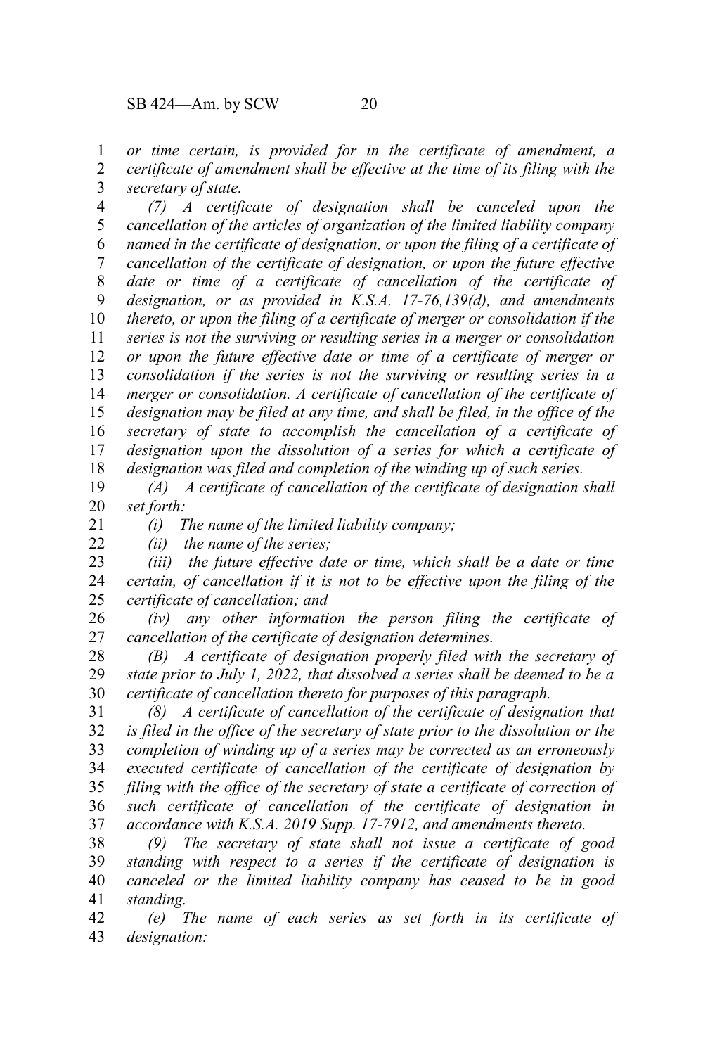*or time certain, is provided for in the certificate of amendment, a certificate of amendment shall be effective at the time of its filing with the secretary of state.*

*(7) A certificate of designation shall be canceled upon the cancellation of the articles of organization of the limited liability company named in the certificate of designation, or upon the filing of a certificate of cancellation of the certificate of designation, or upon the future effective date or time of a certificate of cancellation of the certificate of designation, or as provided in K.S.A. 17-76,139(d), and amendments thereto, or upon the filing of a certificate of merger or consolidation if the series is not the surviving or resulting series in a merger or consolidation or upon the future effective date or time of a certificate of merger or consolidation if the series is not the surviving or resulting series in a merger or consolidation. A certificate of cancellation of the certificate of designation may be filed at any time, and shall be filed, in the office of the secretary of state to accomplish the cancellation of a certificate of designation upon the dissolution of a series for which a certificate of designation was filed and completion of the winding up of such series.*

*(A) A certificate of cancellation of the certificate of designation shall set forth:*

*(i) The name of the limited liability company;*

*(ii) the name of the series;*

*(iii) the future effective date or time, which shall be a date or time certain, of cancellation if it is not to be effective upon the filing of the certificate of cancellation; and*

*(iv) any other information the person filing the certificate of cancellation of the certificate of designation determines.*

*(B) A certificate of designation properly filed with the secretary of state prior to July 1, 2022, that dissolved a series shall be deemed to be a certificate of cancellation thereto for purposes of this paragraph.*

*(8) A certificate of cancellation of the certificate of designation that is filed in the office of the secretary of state prior to the dissolution or the completion of winding up of a series may be corrected as an erroneously executed certificate of cancellation of the certificate of designation by filing with the office of the secretary of state a certificate of correction of such certificate of cancellation of the certificate of designation in accordance with K.S.A. 2019 Supp. 17-7912, and amendments thereto.*

*(9) The secretary of state shall not issue a certificate of good standing with respect to a series if the certificate of designation is canceled or the limited liability company has ceased to be in good standing.*

*(e) The name of each series as set forth in its certificate of designation:*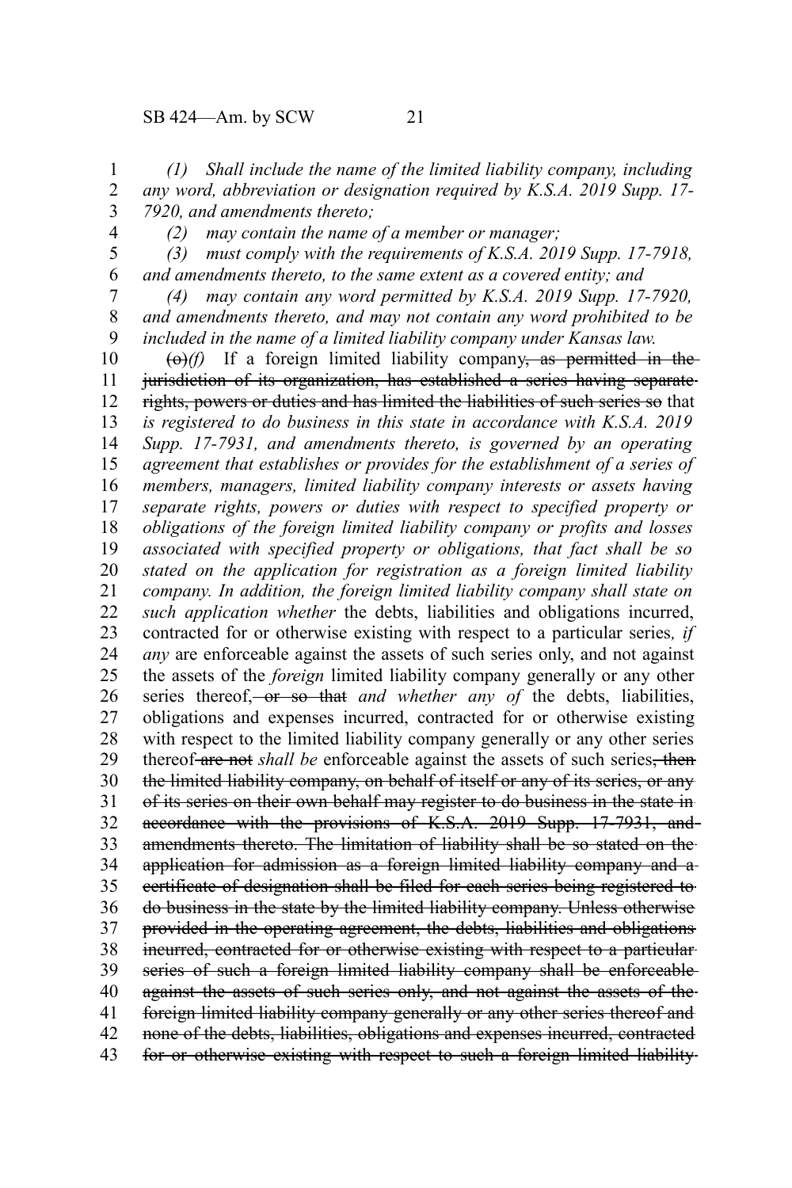*(1) Shall include the name of the limited liability company, including any word, abbreviation or designation required by K.S.A. 2019 Supp. 17-7920, and amendments thereto;*

*(2) may contain the name of a member or manager;*

*(3) must comply with the requirements of K.S.A. 2019 Supp. 17-7918, and amendments thereto, to the same extent as a covered entity; and*

*(4) may contain any word permitted by K.S.A. 2019 Supp. 17-7920, and amendments thereto, and may not contain any word prohibited to be included in the name of a limited liability company under Kansas law.*

~~(o)~~*(f)* If a foreign limited liability company~~, as permitted in the jurisdiction of its organization, has established a series having separate rights, powers or duties and has limited the liabilities of such series so~~ that *is registered to do business in this state in accordance with K.S.A. 2019 Supp. 17-7931, and amendments thereto, is governed by an operating agreement that establishes or provides for the establishment of a series of members, managers, limited liability company interests or assets having separate rights, powers or duties with respect to specified property or obligations of the foreign limited liability company or profits and losses associated with specified property or obligations, that fact shall be so stated on the application for registration as a foreign limited liability company. In addition, the foreign limited liability company shall state on such application whether* the debts, liabilities and obligations incurred, contracted for or otherwise existing with respect to a particular series*, if any* are enforceable against the assets of such series only, and not against the assets of the *foreign* limited liability company generally or any other series thereof~~, or so that~~ *and whether any of* the debts, liabilities, obligations and expenses incurred, contracted for or otherwise existing with respect to the limited liability company generally or any other series thereof ~~are not~~ *shall be* enforceable against the assets of such series~~, then the limited liability company, on behalf of itself or any of its series, or any of its series on their own behalf may register to do business in the state in accordance with the provisions of K.S.A. 2019 Supp. 17-7931, and amendments thereto. The limitation of liability shall be so stated on the application for admission as a foreign limited liability company and a certificate of designation shall be filed for each series being registered to do business in the state by the limited liability company. Unless otherwise provided in the operating agreement, the debts, liabilities and obligations incurred, contracted for or otherwise existing with respect to a particular series of such a foreign limited liability company shall be enforceable against the assets of such series only, and not against the assets of the foreign limited liability company generally or any other series thereof and none of the debts, liabilities, obligations and expenses incurred, contracted for or otherwise existing with respect to such a foreign limited liability~~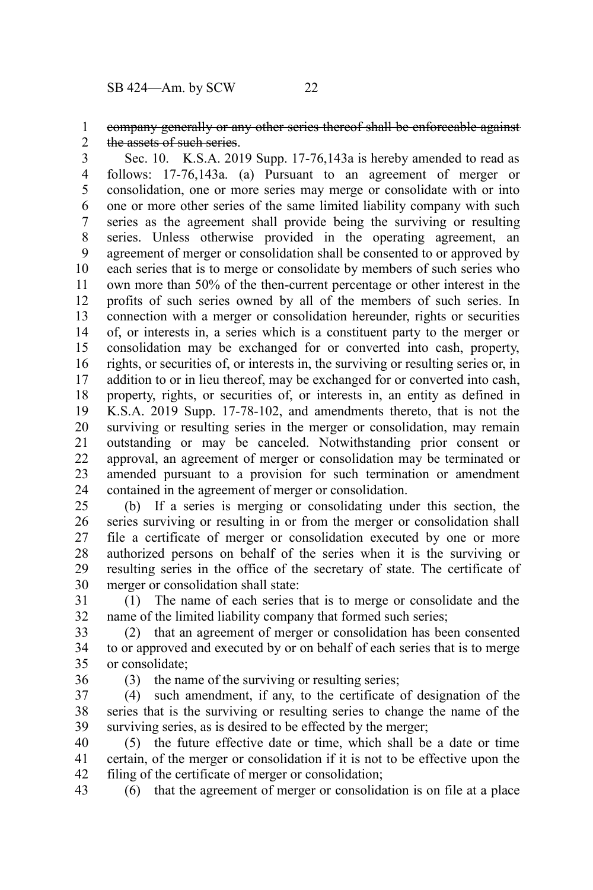~~company generally or any other series thereof shall be enforceable against the assets of such series~~.

Sec. 10. K.S.A. 2019 Supp. 17-76,143a is hereby amended to read as follows: 17-76,143a. (a) Pursuant to an agreement of merger or consolidation, one or more series may merge or consolidate with or into one or more other series of the same limited liability company with such series as the agreement shall provide being the surviving or resulting series. Unless otherwise provided in the operating agreement, an agreement of merger or consolidation shall be consented to or approved by each series that is to merge or consolidate by members of such series who own more than 50% of the then-current percentage or other interest in the profits of such series owned by all of the members of such series. In connection with a merger or consolidation hereunder, rights or securities of, or interests in, a series which is a constituent party to the merger or consolidation may be exchanged for or converted into cash, property, rights, or securities of, or interests in, the surviving or resulting series or, in addition to or in lieu thereof, may be exchanged for or converted into cash, property, rights, or securities of, or interests in, an entity as defined in K.S.A. 2019 Supp. 17-78-102, and amendments thereto, that is not the surviving or resulting series in the merger or consolidation, may remain outstanding or may be canceled. Notwithstanding prior consent or approval, an agreement of merger or consolidation may be terminated or amended pursuant to a provision for such termination or amendment contained in the agreement of merger or consolidation.

(b) If a series is merging or consolidating under this section, the series surviving or resulting in or from the merger or consolidation shall file a certificate of merger or consolidation executed by one or more authorized persons on behalf of the series when it is the surviving or resulting series in the office of the secretary of state. The certificate of merger or consolidation shall state:

(1) The name of each series that is to merge or consolidate and the name of the limited liability company that formed such series;

(2) that an agreement of merger or consolidation has been consented to or approved and executed by or on behalf of each series that is to merge or consolidate;

(3) the name of the surviving or resulting series;

(4) such amendment, if any, to the certificate of designation of the series that is the surviving or resulting series to change the name of the surviving series, as is desired to be effected by the merger;

(5) the future effective date or time, which shall be a date or time certain, of the merger or consolidation if it is not to be effective upon the filing of the certificate of merger or consolidation;

(6) that the agreement of merger or consolidation is on file at a place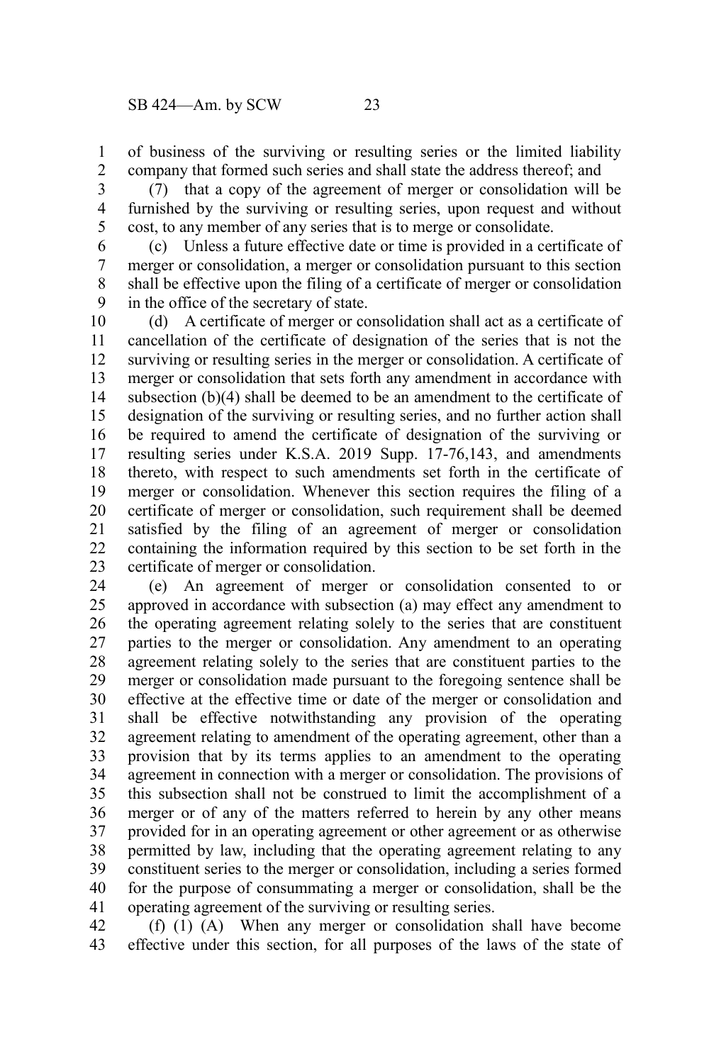of business of the surviving or resulting series or the limited liability company that formed such series and shall state the address thereof; and

(7) that a copy of the agreement of merger or consolidation will be furnished by the surviving or resulting series, upon request and without cost, to any member of any series that is to merge or consolidate.

(c) Unless a future effective date or time is provided in a certificate of merger or consolidation, a merger or consolidation pursuant to this section shall be effective upon the filing of a certificate of merger or consolidation in the office of the secretary of state.

(d) A certificate of merger or consolidation shall act as a certificate of cancellation of the certificate of designation of the series that is not the surviving or resulting series in the merger or consolidation. A certificate of merger or consolidation that sets forth any amendment in accordance with subsection (b)(4) shall be deemed to be an amendment to the certificate of designation of the surviving or resulting series, and no further action shall be required to amend the certificate of designation of the surviving or resulting series under K.S.A. 2019 Supp. 17-76,143, and amendments thereto, with respect to such amendments set forth in the certificate of merger or consolidation. Whenever this section requires the filing of a certificate of merger or consolidation, such requirement shall be deemed satisfied by the filing of an agreement of merger or consolidation containing the information required by this section to be set forth in the certificate of merger or consolidation.

(e) An agreement of merger or consolidation consented to or approved in accordance with subsection (a) may effect any amendment to the operating agreement relating solely to the series that are constituent parties to the merger or consolidation. Any amendment to an operating agreement relating solely to the series that are constituent parties to the merger or consolidation made pursuant to the foregoing sentence shall be effective at the effective time or date of the merger or consolidation and shall be effective notwithstanding any provision of the operating agreement relating to amendment of the operating agreement, other than a provision that by its terms applies to an amendment to the operating agreement in connection with a merger or consolidation. The provisions of this subsection shall not be construed to limit the accomplishment of a merger or of any of the matters referred to herein by any other means provided for in an operating agreement or other agreement or as otherwise permitted by law, including that the operating agreement relating to any constituent series to the merger or consolidation, including a series formed for the purpose of consummating a merger or consolidation, shall be the operating agreement of the surviving or resulting series.

(f) (1) (A) When any merger or consolidation shall have become effective under this section, for all purposes of the laws of the state of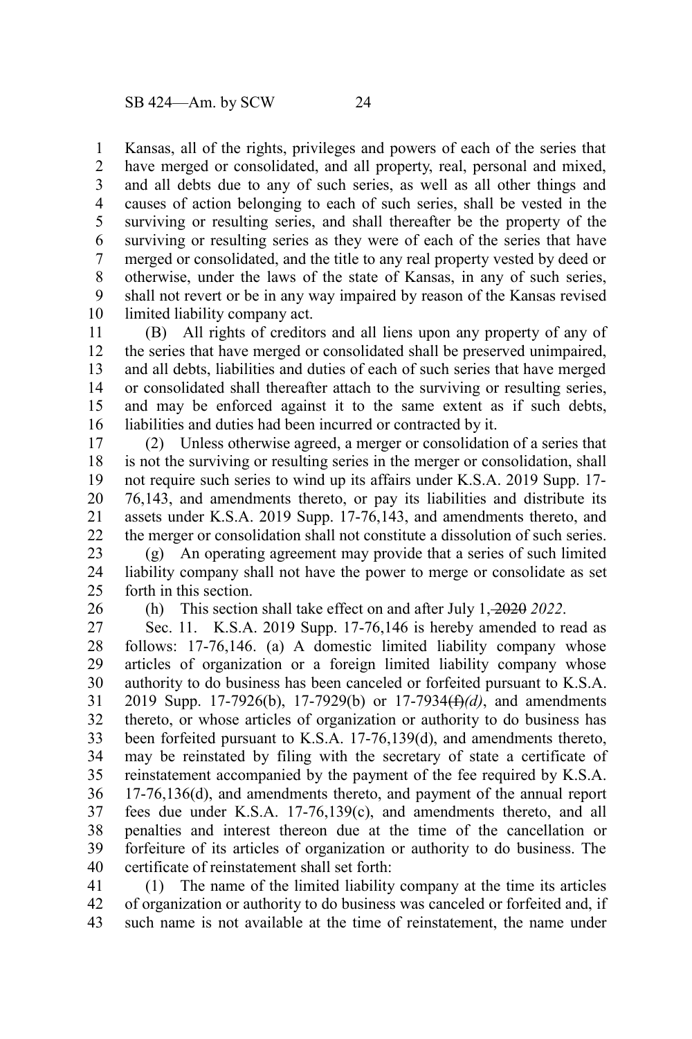Kansas, all of the rights, privileges and powers of each of the series that have merged or consolidated, and all property, real, personal and mixed, and all debts due to any of such series, as well as all other things and causes of action belonging to each of such series, shall be vested in the surviving or resulting series, and shall thereafter be the property of the surviving or resulting series as they were of each of the series that have merged or consolidated, and the title to any real property vested by deed or otherwise, under the laws of the state of Kansas, in any of such series, shall not revert or be in any way impaired by reason of the Kansas revised limited liability company act.

(B) All rights of creditors and all liens upon any property of any of the series that have merged or consolidated shall be preserved unimpaired, and all debts, liabilities and duties of each of such series that have merged or consolidated shall thereafter attach to the surviving or resulting series, and may be enforced against it to the same extent as if such debts, liabilities and duties had been incurred or contracted by it.

(2) Unless otherwise agreed, a merger or consolidation of a series that is not the surviving or resulting series in the merger or consolidation, shall not require such series to wind up its affairs under K.S.A. 2019 Supp. 17-76,143, and amendments thereto, or pay its liabilities and distribute its assets under K.S.A. 2019 Supp. 17-76,143, and amendments thereto, and the merger or consolidation shall not constitute a dissolution of such series.

(g) An operating agreement may provide that a series of such limited liability company shall not have the power to merge or consolidate as set forth in this section.

(h) This section shall take effect on and after July 1, ~~2020~~ *2022*.

Sec. 11. K.S.A. 2019 Supp. 17-76,146 is hereby amended to read as follows: 17-76,146. (a) A domestic limited liability company whose articles of organization or a foreign limited liability company whose authority to do business has been canceled or forfeited pursuant to K.S.A. 2019 Supp. 17-7926(b), 17-7929(b) or 17-7934~~(f)~~*(d)*, and amendments thereto, or whose articles of organization or authority to do business has been forfeited pursuant to K.S.A. 17-76,139(d), and amendments thereto, may be reinstated by filing with the secretary of state a certificate of reinstatement accompanied by the payment of the fee required by K.S.A. 17-76,136(d), and amendments thereto, and payment of the annual report fees due under K.S.A. 17-76,139(c), and amendments thereto, and all penalties and interest thereon due at the time of the cancellation or forfeiture of its articles of organization or authority to do business. The certificate of reinstatement shall set forth:

(1) The name of the limited liability company at the time its articles of organization or authority to do business was canceled or forfeited and, if such name is not available at the time of reinstatement, the name under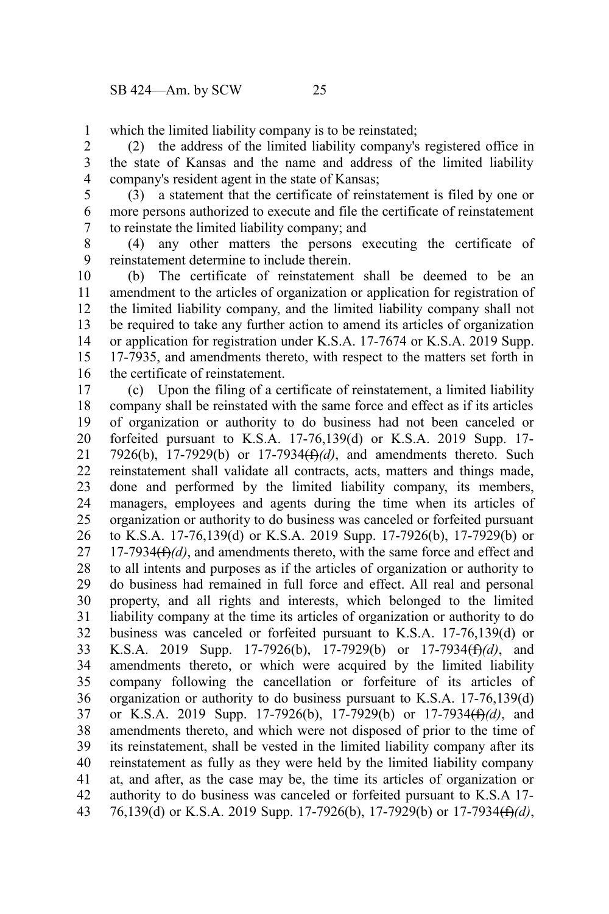which the limited liability company is to be reinstated;

(2) the address of the limited liability company's registered office in the state of Kansas and the name and address of the limited liability company's resident agent in the state of Kansas;

(3) a statement that the certificate of reinstatement is filed by one or more persons authorized to execute and file the certificate of reinstatement to reinstate the limited liability company; and

(4) any other matters the persons executing the certificate of reinstatement determine to include therein.

(b) The certificate of reinstatement shall be deemed to be an amendment to the articles of organization or application for registration of the limited liability company, and the limited liability company shall not be required to take any further action to amend its articles of organization or application for registration under K.S.A. 17-7674 or K.S.A. 2019 Supp. 17-7935, and amendments thereto, with respect to the matters set forth in the certificate of reinstatement.

(c) Upon the filing of a certificate of reinstatement, a limited liability company shall be reinstated with the same force and effect as if its articles of organization or authority to do business had not been canceled or forfeited pursuant to K.S.A. 17-76,139(d) or K.S.A. 2019 Supp. 17-7926(b), 17-7929(b) or 17-7934~~(f)~~*(d)*, and amendments thereto. Such reinstatement shall validate all contracts, acts, matters and things made, done and performed by the limited liability company, its members, managers, employees and agents during the time when its articles of organization or authority to do business was canceled or forfeited pursuant to K.S.A. 17-76,139(d) or K.S.A. 2019 Supp. 17-7926(b), 17-7929(b) or 17-7934~~(f)~~*(d)*, and amendments thereto, with the same force and effect and to all intents and purposes as if the articles of organization or authority to do business had remained in full force and effect. All real and personal property, and all rights and interests, which belonged to the limited liability company at the time its articles of organization or authority to do business was canceled or forfeited pursuant to K.S.A. 17-76,139(d) or K.S.A. 2019 Supp. 17-7926(b), 17-7929(b) or 17-7934~~(f)~~*(d)*, and amendments thereto, or which were acquired by the limited liability company following the cancellation or forfeiture of its articles of organization or authority to do business pursuant to K.S.A. 17-76,139(d) or K.S.A. 2019 Supp. 17-7926(b), 17-7929(b) or 17-7934~~(f)~~*(d)*, and amendments thereto, and which were not disposed of prior to the time of its reinstatement, shall be vested in the limited liability company after its reinstatement as fully as they were held by the limited liability company at, and after, as the case may be, the time its articles of organization or authority to do business was canceled or forfeited pursuant to K.S.A 17-76,139(d) or K.S.A. 2019 Supp. 17-7926(b), 17-7929(b) or 17-7934~~(f)~~*(d)*,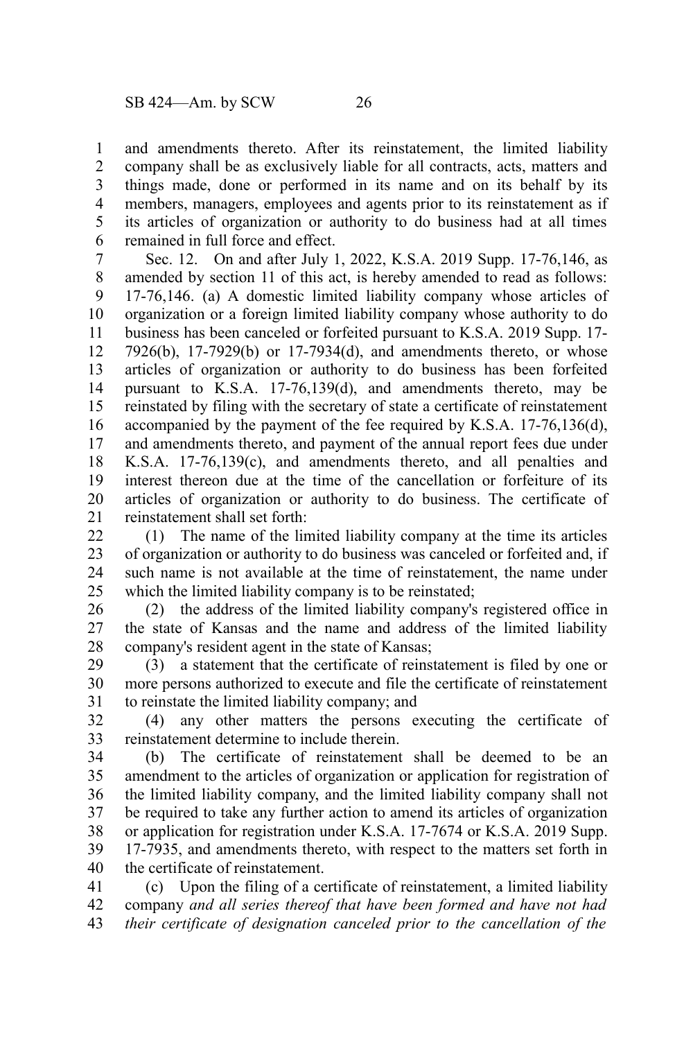and amendments thereto. After its reinstatement, the limited liability company shall be as exclusively liable for all contracts, acts, matters and things made, done or performed in its name and on its behalf by its members, managers, employees and agents prior to its reinstatement as if its articles of organization or authority to do business had at all times remained in full force and effect.

Sec. 12. On and after July 1, 2022, K.S.A. 2019 Supp. 17-76,146, as amended by section 11 of this act, is hereby amended to read as follows: 17-76,146. (a) A domestic limited liability company whose articles of organization or a foreign limited liability company whose authority to do business has been canceled or forfeited pursuant to K.S.A. 2019 Supp. 17-7926(b), 17-7929(b) or 17-7934(d), and amendments thereto, or whose articles of organization or authority to do business has been forfeited pursuant to K.S.A. 17-76,139(d), and amendments thereto, may be reinstated by filing with the secretary of state a certificate of reinstatement accompanied by the payment of the fee required by K.S.A. 17-76,136(d), and amendments thereto, and payment of the annual report fees due under K.S.A. 17-76,139(c), and amendments thereto, and all penalties and interest thereon due at the time of the cancellation or forfeiture of its articles of organization or authority to do business. The certificate of reinstatement shall set forth:

(1) The name of the limited liability company at the time its articles of organization or authority to do business was canceled or forfeited and, if such name is not available at the time of reinstatement, the name under which the limited liability company is to be reinstated;

(2) the address of the limited liability company's registered office in the state of Kansas and the name and address of the limited liability company's resident agent in the state of Kansas;

(3) a statement that the certificate of reinstatement is filed by one or more persons authorized to execute and file the certificate of reinstatement to reinstate the limited liability company; and

(4) any other matters the persons executing the certificate of reinstatement determine to include therein.

(b) The certificate of reinstatement shall be deemed to be an amendment to the articles of organization or application for registration of the limited liability company, and the limited liability company shall not be required to take any further action to amend its articles of organization or application for registration under K.S.A. 17-7674 or K.S.A. 2019 Supp. 17-7935, and amendments thereto, with respect to the matters set forth in the certificate of reinstatement.

(c) Upon the filing of a certificate of reinstatement, a limited liability company *and all series thereof that have been formed and have not had their certificate of designation canceled prior to the cancellation of the*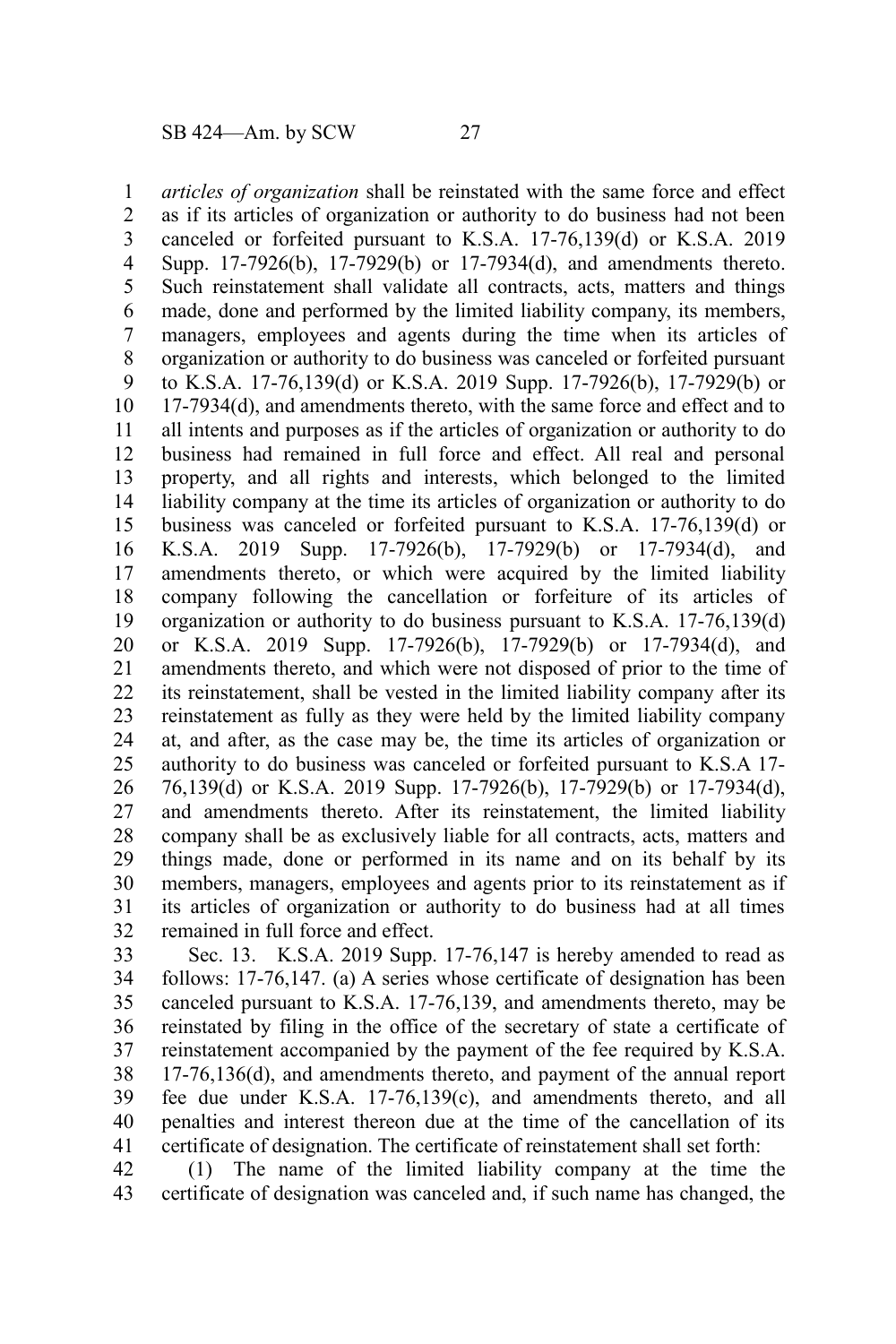*articles of organization* shall be reinstated with the same force and effect as if its articles of organization or authority to do business had not been canceled or forfeited pursuant to K.S.A. 17-76,139(d) or K.S.A. 2019 Supp. 17-7926(b), 17-7929(b) or 17-7934(d), and amendments thereto. Such reinstatement shall validate all contracts, acts, matters and things made, done and performed by the limited liability company, its members, managers, employees and agents during the time when its articles of organization or authority to do business was canceled or forfeited pursuant to K.S.A. 17-76,139(d) or K.S.A. 2019 Supp. 17-7926(b), 17-7929(b) or 17-7934(d), and amendments thereto, with the same force and effect and to all intents and purposes as if the articles of organization or authority to do business had remained in full force and effect. All real and personal property, and all rights and interests, which belonged to the limited liability company at the time its articles of organization or authority to do business was canceled or forfeited pursuant to K.S.A. 17-76,139(d) or K.S.A. 2019 Supp. 17-7926(b), 17-7929(b) or 17-7934(d), and amendments thereto, or which were acquired by the limited liability company following the cancellation or forfeiture of its articles of organization or authority to do business pursuant to K.S.A. 17-76,139(d) or K.S.A. 2019 Supp. 17-7926(b), 17-7929(b) or 17-7934(d), and amendments thereto, and which were not disposed of prior to the time of its reinstatement, shall be vested in the limited liability company after its reinstatement as fully as they were held by the limited liability company at, and after, as the case may be, the time its articles of organization or authority to do business was canceled or forfeited pursuant to K.S.A 17-76,139(d) or K.S.A. 2019 Supp. 17-7926(b), 17-7929(b) or 17-7934(d), and amendments thereto. After its reinstatement, the limited liability company shall be as exclusively liable for all contracts, acts, matters and things made, done or performed in its name and on its behalf by its members, managers, employees and agents prior to its reinstatement as if its articles of organization or authority to do business had at all times remained in full force and effect.

Sec. 13. K.S.A. 2019 Supp. 17-76,147 is hereby amended to read as follows: 17-76,147. (a) A series whose certificate of designation has been canceled pursuant to K.S.A. 17-76,139, and amendments thereto, may be reinstated by filing in the office of the secretary of state a certificate of reinstatement accompanied by the payment of the fee required by K.S.A. 17-76,136(d), and amendments thereto, and payment of the annual report fee due under K.S.A. 17-76,139(c), and amendments thereto, and all penalties and interest thereon due at the time of the cancellation of its certificate of designation. The certificate of reinstatement shall set forth:

(1) The name of the limited liability company at the time the certificate of designation was canceled and, if such name has changed, the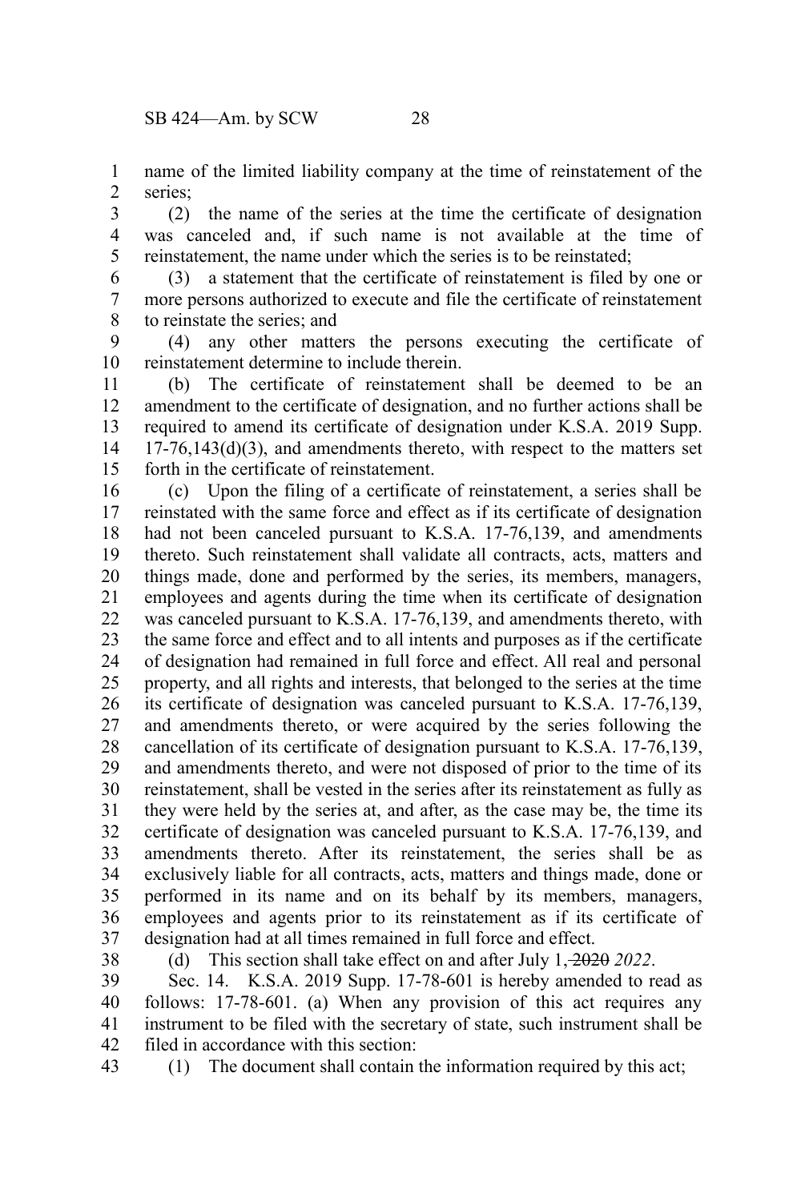name of the limited liability company at the time of reinstatement of the series;

(2) the name of the series at the time the certificate of designation was canceled and, if such name is not available at the time of reinstatement, the name under which the series is to be reinstated;

(3) a statement that the certificate of reinstatement is filed by one or more persons authorized to execute and file the certificate of reinstatement to reinstate the series; and

(4) any other matters the persons executing the certificate of reinstatement determine to include therein.

(b) The certificate of reinstatement shall be deemed to be an amendment to the certificate of designation, and no further actions shall be required to amend its certificate of designation under K.S.A. 2019 Supp. 17-76,143(d)(3), and amendments thereto, with respect to the matters set forth in the certificate of reinstatement.

(c) Upon the filing of a certificate of reinstatement, a series shall be reinstated with the same force and effect as if its certificate of designation had not been canceled pursuant to K.S.A. 17-76,139, and amendments thereto. Such reinstatement shall validate all contracts, acts, matters and things made, done and performed by the series, its members, managers, employees and agents during the time when its certificate of designation was canceled pursuant to K.S.A. 17-76,139, and amendments thereto, with the same force and effect and to all intents and purposes as if the certificate of designation had remained in full force and effect. All real and personal property, and all rights and interests, that belonged to the series at the time its certificate of designation was canceled pursuant to K.S.A. 17-76,139, and amendments thereto, or were acquired by the series following the cancellation of its certificate of designation pursuant to K.S.A. 17-76,139, and amendments thereto, and were not disposed of prior to the time of its reinstatement, shall be vested in the series after its reinstatement as fully as they were held by the series at, and after, as the case may be, the time its certificate of designation was canceled pursuant to K.S.A. 17-76,139, and amendments thereto. After its reinstatement, the series shall be as exclusively liable for all contracts, acts, matters and things made, done or performed in its name and on its behalf by its members, managers, employees and agents prior to its reinstatement as if its certificate of designation had at all times remained in full force and effect.

(d) This section shall take effect on and after July 1, ~~2020~~ *2022*.

Sec. 14. K.S.A. 2019 Supp. 17-78-601 is hereby amended to read as follows: 17-78-601. (a) When any provision of this act requires any instrument to be filed with the secretary of state, such instrument shall be filed in accordance with this section:

(1) The document shall contain the information required by this act;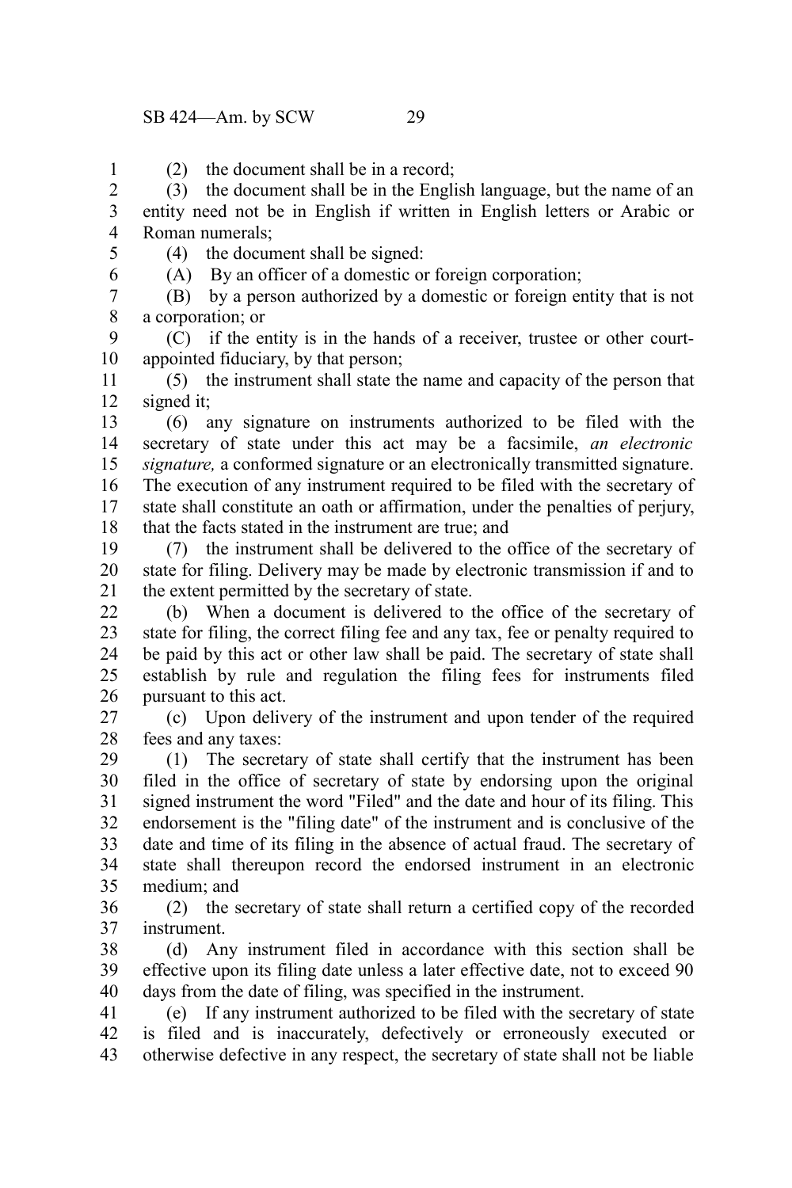(2) the document shall be in a record;

(3) the document shall be in the English language, but the name of an entity need not be in English if written in English letters or Arabic or Roman numerals;

(4) the document shall be signed:

(A) By an officer of a domestic or foreign corporation;

(B) by a person authorized by a domestic or foreign entity that is not a corporation; or

(C) if the entity is in the hands of a receiver, trustee or other court-appointed fiduciary, by that person;

(5) the instrument shall state the name and capacity of the person that signed it;

(6) any signature on instruments authorized to be filed with the secretary of state under this act may be a facsimile, *an electronic signature,* a conformed signature or an electronically transmitted signature. The execution of any instrument required to be filed with the secretary of state shall constitute an oath or affirmation, under the penalties of perjury, that the facts stated in the instrument are true; and

(7) the instrument shall be delivered to the office of the secretary of state for filing. Delivery may be made by electronic transmission if and to the extent permitted by the secretary of state.

(b) When a document is delivered to the office of the secretary of state for filing, the correct filing fee and any tax, fee or penalty required to be paid by this act or other law shall be paid. The secretary of state shall establish by rule and regulation the filing fees for instruments filed pursuant to this act.

(c) Upon delivery of the instrument and upon tender of the required fees and any taxes:

(1) The secretary of state shall certify that the instrument has been filed in the office of secretary of state by endorsing upon the original signed instrument the word "Filed" and the date and hour of its filing. This endorsement is the "filing date" of the instrument and is conclusive of the date and time of its filing in the absence of actual fraud. The secretary of state shall thereupon record the endorsed instrument in an electronic medium; and

(2) the secretary of state shall return a certified copy of the recorded instrument.

(d) Any instrument filed in accordance with this section shall be effective upon its filing date unless a later effective date, not to exceed 90 days from the date of filing, was specified in the instrument.

(e) If any instrument authorized to be filed with the secretary of state is filed and is inaccurately, defectively or erroneously executed or otherwise defective in any respect, the secretary of state shall not be liable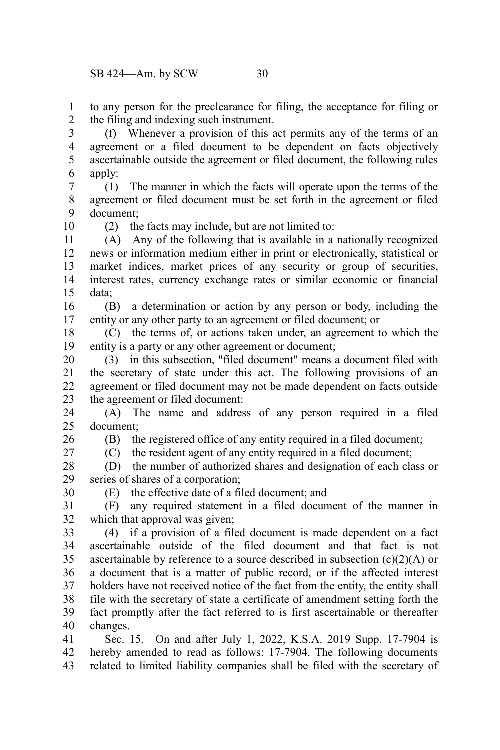to any person for the preclearance for filing, the acceptance for filing or the filing and indexing such instrument.

(f) Whenever a provision of this act permits any of the terms of an agreement or a filed document to be dependent on facts objectively ascertainable outside the agreement or filed document, the following rules apply:

(1) The manner in which the facts will operate upon the terms of the agreement or filed document must be set forth in the agreement or filed document;

(2) the facts may include, but are not limited to:

(A) Any of the following that is available in a nationally recognized news or information medium either in print or electronically, statistical or market indices, market prices of any security or group of securities, interest rates, currency exchange rates or similar economic or financial data;

(B) a determination or action by any person or body, including the entity or any other party to an agreement or filed document; or

(C) the terms of, or actions taken under, an agreement to which the entity is a party or any other agreement or document;

(3) in this subsection, "filed document" means a document filed with the secretary of state under this act. The following provisions of an agreement or filed document may not be made dependent on facts outside the agreement or filed document:

(A) The name and address of any person required in a filed document;

(B) the registered office of any entity required in a filed document;

(C) the resident agent of any entity required in a filed document;

(D) the number of authorized shares and designation of each class or series of shares of a corporation;

(E) the effective date of a filed document; and

(F) any required statement in a filed document of the manner in which that approval was given;

(4) if a provision of a filed document is made dependent on a fact ascertainable outside of the filed document and that fact is not ascertainable by reference to a source described in subsection (c)(2)(A) or a document that is a matter of public record, or if the affected interest holders have not received notice of the fact from the entity, the entity shall file with the secretary of state a certificate of amendment setting forth the fact promptly after the fact referred to is first ascertainable or thereafter changes.

Sec. 15. On and after July 1, 2022, K.S.A. 2019 Supp. 17-7904 is hereby amended to read as follows: 17-7904. The following documents related to limited liability companies shall be filed with the secretary of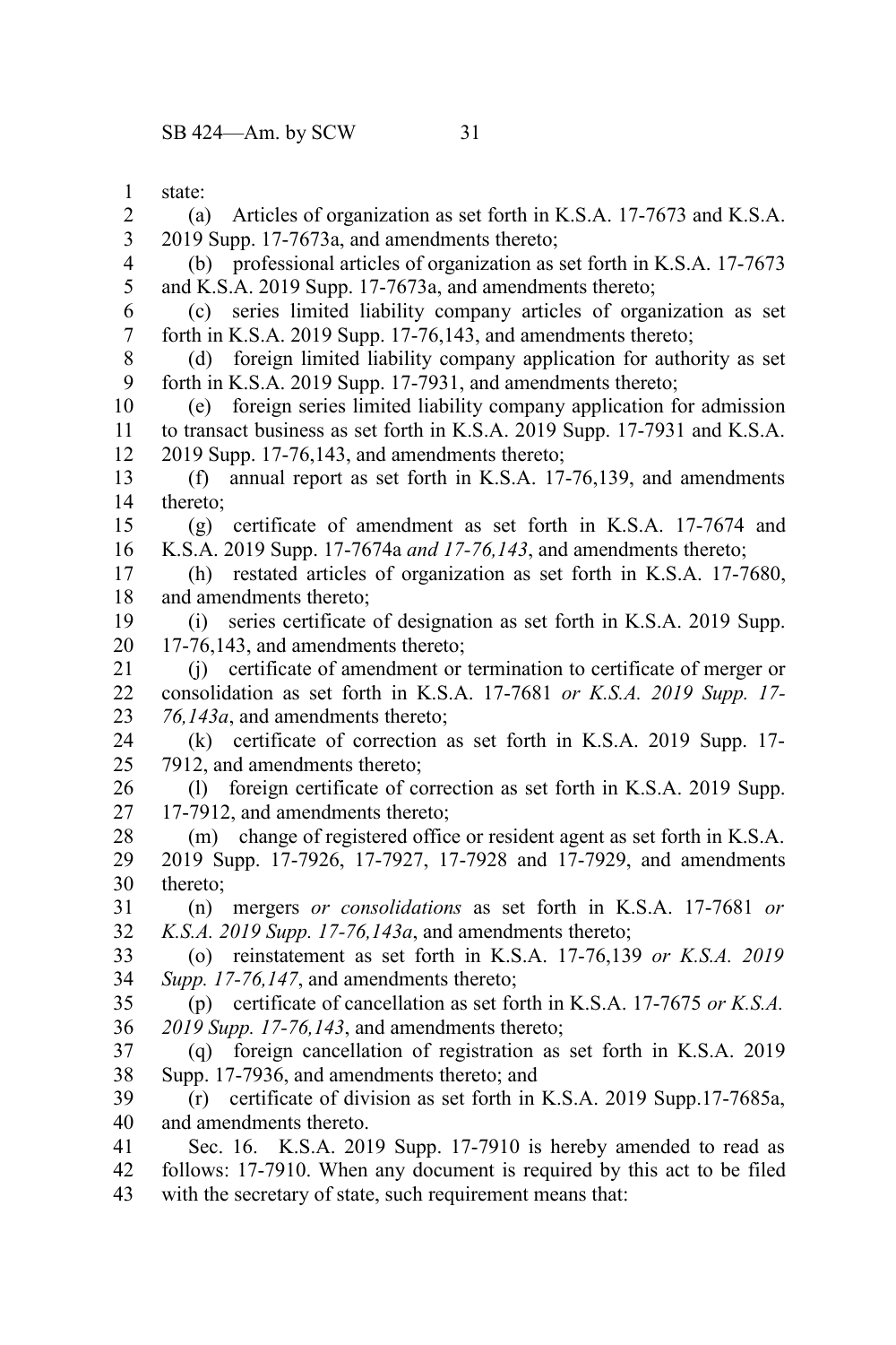state:

(a) Articles of organization as set forth in K.S.A. 17-7673 and K.S.A. 2019 Supp. 17-7673a, and amendments thereto;

(b) professional articles of organization as set forth in K.S.A. 17-7673 and K.S.A. 2019 Supp. 17-7673a, and amendments thereto;

(c) series limited liability company articles of organization as set forth in K.S.A. 2019 Supp. 17-76,143, and amendments thereto;

(d) foreign limited liability company application for authority as set forth in K.S.A. 2019 Supp. 17-7931, and amendments thereto;

(e) foreign series limited liability company application for admission to transact business as set forth in K.S.A. 2019 Supp. 17-7931 and K.S.A. 2019 Supp. 17-76,143, and amendments thereto;

(f) annual report as set forth in K.S.A. 17-76,139, and amendments thereto;

(g) certificate of amendment as set forth in K.S.A. 17-7674 and K.S.A. 2019 Supp. 17-7674a *and 17-76,143*, and amendments thereto;

(h) restated articles of organization as set forth in K.S.A. 17-7680, and amendments thereto;

(i) series certificate of designation as set forth in K.S.A. 2019 Supp. 17-76,143, and amendments thereto;

(j) certificate of amendment or termination to certificate of merger or consolidation as set forth in K.S.A. 17-7681 *or K.S.A. 2019 Supp. 17-76,143a*, and amendments thereto;

(k) certificate of correction as set forth in K.S.A. 2019 Supp. 17-7912, and amendments thereto;

(l) foreign certificate of correction as set forth in K.S.A. 2019 Supp. 17-7912, and amendments thereto;

(m) change of registered office or resident agent as set forth in K.S.A. 2019 Supp. 17-7926, 17-7927, 17-7928 and 17-7929, and amendments thereto;

(n) mergers *or consolidations* as set forth in K.S.A. 17-7681 *or K.S.A. 2019 Supp. 17-76,143a*, and amendments thereto;

(o) reinstatement as set forth in K.S.A. 17-76,139 *or K.S.A. 2019 Supp. 17-76,147*, and amendments thereto;

(p) certificate of cancellation as set forth in K.S.A. 17-7675 *or K.S.A. 2019 Supp. 17-76,143*, and amendments thereto;

(q) foreign cancellation of registration as set forth in K.S.A. 2019 Supp. 17-7936, and amendments thereto; and

(r) certificate of division as set forth in K.S.A. 2019 Supp.17-7685a, and amendments thereto.

Sec. 16. K.S.A. 2019 Supp. 17-7910 is hereby amended to read as follows: 17-7910. When any document is required by this act to be filed with the secretary of state, such requirement means that: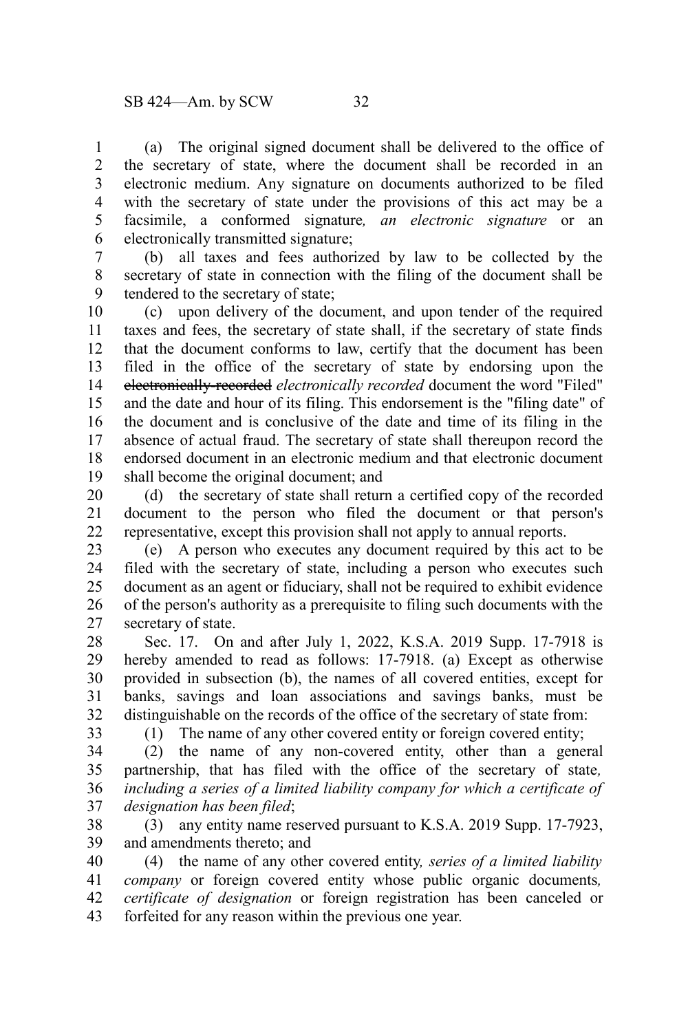(a) The original signed document shall be delivered to the office of the secretary of state, where the document shall be recorded in an electronic medium. Any signature on documents authorized to be filed with the secretary of state under the provisions of this act may be a facsimile, a conformed signature*, an electronic signature* or an electronically transmitted signature;

(b) all taxes and fees authorized by law to be collected by the secretary of state in connection with the filing of the document shall be tendered to the secretary of state;

(c) upon delivery of the document, and upon tender of the required taxes and fees, the secretary of state shall, if the secretary of state finds that the document conforms to law, certify that the document has been filed in the office of the secretary of state by endorsing upon the ~~electronically-recorded~~ *electronically recorded* document the word "Filed" and the date and hour of its filing. This endorsement is the "filing date" of the document and is conclusive of the date and time of its filing in the absence of actual fraud. The secretary of state shall thereupon record the endorsed document in an electronic medium and that electronic document shall become the original document; and

(d) the secretary of state shall return a certified copy of the recorded document to the person who filed the document or that person's representative, except this provision shall not apply to annual reports.

(e) A person who executes any document required by this act to be filed with the secretary of state, including a person who executes such document as an agent or fiduciary, shall not be required to exhibit evidence of the person's authority as a prerequisite to filing such documents with the secretary of state.

Sec. 17. On and after July 1, 2022, K.S.A. 2019 Supp. 17-7918 is hereby amended to read as follows: 17-7918. (a) Except as otherwise provided in subsection (b), the names of all covered entities, except for banks, savings and loan associations and savings banks, must be distinguishable on the records of the office of the secretary of state from:

(1) The name of any other covered entity or foreign covered entity;

(2) the name of any non-covered entity, other than a general partnership, that has filed with the office of the secretary of state*, including a series of a limited liability company for which a certificate of designation has been filed*;

(3) any entity name reserved pursuant to K.S.A. 2019 Supp. 17-7923, and amendments thereto; and

(4) the name of any other covered entity*, series of a limited liability company* or foreign covered entity whose public organic documents*, certificate of designation* or foreign registration has been canceled or forfeited for any reason within the previous one year.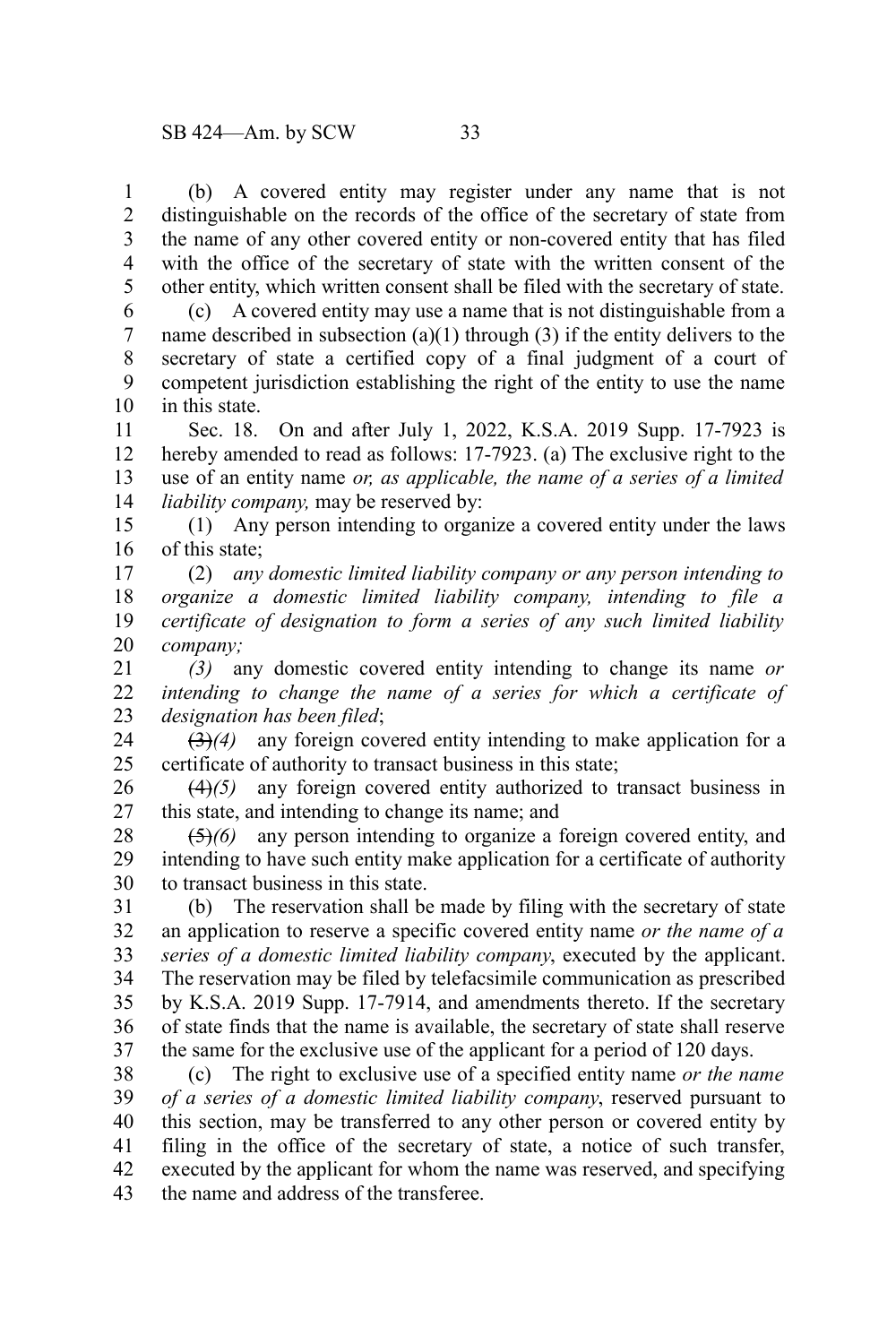(b) A covered entity may register under any name that is not distinguishable on the records of the office of the secretary of state from the name of any other covered entity or non-covered entity that has filed with the office of the secretary of state with the written consent of the other entity, which written consent shall be filed with the secretary of state.

(c) A covered entity may use a name that is not distinguishable from a name described in subsection (a)(1) through (3) if the entity delivers to the secretary of state a certified copy of a final judgment of a court of competent jurisdiction establishing the right of the entity to use the name in this state.

Sec. 18. On and after July 1, 2022, K.S.A. 2019 Supp. 17-7923 is hereby amended to read as follows: 17-7923. (a) The exclusive right to the use of an entity name *or, as applicable, the name of a series of a limited liability company,* may be reserved by:

(1) Any person intending to organize a covered entity under the laws of this state;

(2) *any domestic limited liability company or any person intending to organize a domestic limited liability company, intending to file a certificate of designation to form a series of any such limited liability company;*

*(3)* any domestic covered entity intending to change its name *or intending to change the name of a series for which a certificate of designation has been filed*;

~~(3)~~*(4)* any foreign covered entity intending to make application for a certificate of authority to transact business in this state;

~~(4)~~*(5)* any foreign covered entity authorized to transact business in this state, and intending to change its name; and

~~(5)~~*(6)* any person intending to organize a foreign covered entity, and intending to have such entity make application for a certificate of authority to transact business in this state.

(b) The reservation shall be made by filing with the secretary of state an application to reserve a specific covered entity name *or the name of a series of a domestic limited liability company*, executed by the applicant. The reservation may be filed by telefacsimile communication as prescribed by K.S.A. 2019 Supp. 17-7914, and amendments thereto. If the secretary of state finds that the name is available, the secretary of state shall reserve the same for the exclusive use of the applicant for a period of 120 days.

(c) The right to exclusive use of a specified entity name *or the name of a series of a domestic limited liability company*, reserved pursuant to this section, may be transferred to any other person or covered entity by filing in the office of the secretary of state, a notice of such transfer, executed by the applicant for whom the name was reserved, and specifying the name and address of the transferee.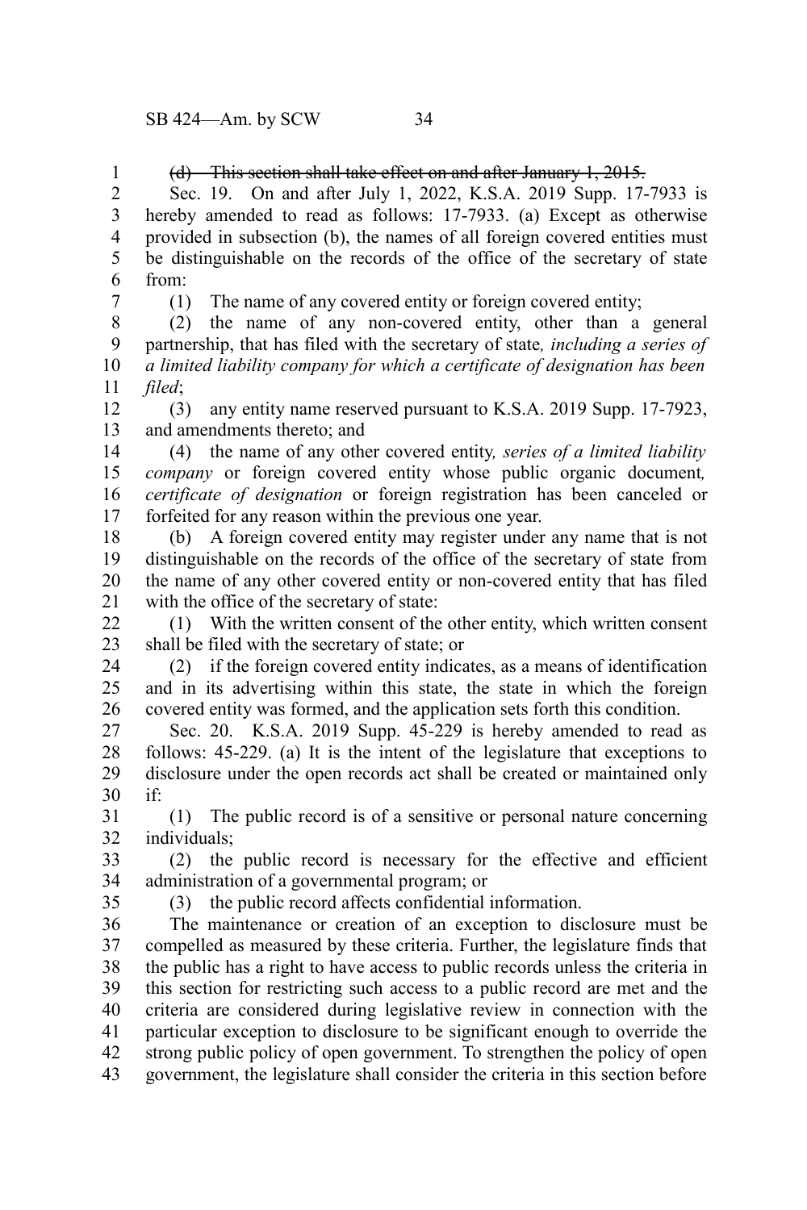~~(d) This section shall take effect on and after January 1, 2015.~~

Sec. 19. On and after July 1, 2022, K.S.A. 2019 Supp. 17-7933 is hereby amended to read as follows: 17-7933. (a) Except as otherwise provided in subsection (b), the names of all foreign covered entities must be distinguishable on the records of the office of the secretary of state from:

(1) The name of any covered entity or foreign covered entity;

(2) the name of any non-covered entity, other than a general partnership, that has filed with the secretary of state*, including a series of a limited liability company for which a certificate of designation has been filed*;

(3) any entity name reserved pursuant to K.S.A. 2019 Supp. 17-7923, and amendments thereto; and

(4) the name of any other covered entity*, series of a limited liability company* or foreign covered entity whose public organic document*, certificate of designation* or foreign registration has been canceled or forfeited for any reason within the previous one year.

(b) A foreign covered entity may register under any name that is not distinguishable on the records of the office of the secretary of state from the name of any other covered entity or non-covered entity that has filed with the office of the secretary of state:

(1) With the written consent of the other entity, which written consent shall be filed with the secretary of state; or

(2) if the foreign covered entity indicates, as a means of identification and in its advertising within this state, the state in which the foreign covered entity was formed, and the application sets forth this condition.

Sec. 20. K.S.A. 2019 Supp. 45-229 is hereby amended to read as follows: 45-229. (a) It is the intent of the legislature that exceptions to disclosure under the open records act shall be created or maintained only if:

(1) The public record is of a sensitive or personal nature concerning individuals;

(2) the public record is necessary for the effective and efficient administration of a governmental program; or

(3) the public record affects confidential information.

The maintenance or creation of an exception to disclosure must be compelled as measured by these criteria. Further, the legislature finds that the public has a right to have access to public records unless the criteria in this section for restricting such access to a public record are met and the criteria are considered during legislative review in connection with the particular exception to disclosure to be significant enough to override the strong public policy of open government. To strengthen the policy of open government, the legislature shall consider the criteria in this section before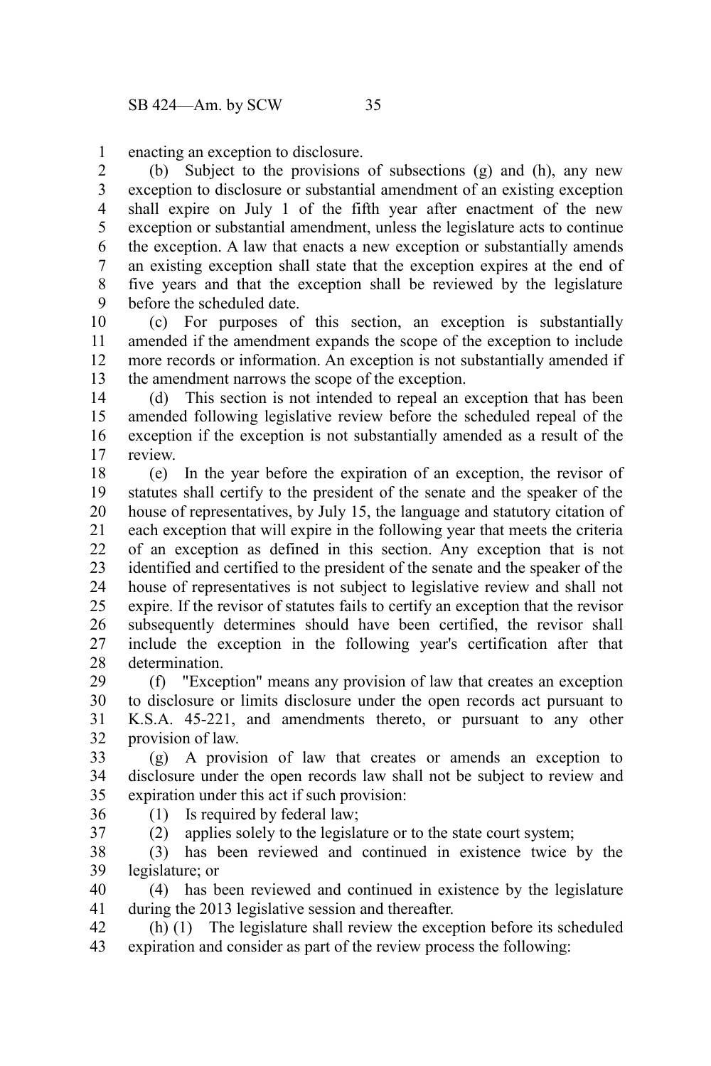enacting an exception to disclosure.

(b) Subject to the provisions of subsections (g) and (h), any new exception to disclosure or substantial amendment of an existing exception shall expire on July 1 of the fifth year after enactment of the new exception or substantial amendment, unless the legislature acts to continue the exception. A law that enacts a new exception or substantially amends an existing exception shall state that the exception expires at the end of five years and that the exception shall be reviewed by the legislature before the scheduled date.

(c) For purposes of this section, an exception is substantially amended if the amendment expands the scope of the exception to include more records or information. An exception is not substantially amended if the amendment narrows the scope of the exception.

(d) This section is not intended to repeal an exception that has been amended following legislative review before the scheduled repeal of the exception if the exception is not substantially amended as a result of the review.

(e) In the year before the expiration of an exception, the revisor of statutes shall certify to the president of the senate and the speaker of the house of representatives, by July 15, the language and statutory citation of each exception that will expire in the following year that meets the criteria of an exception as defined in this section. Any exception that is not identified and certified to the president of the senate and the speaker of the house of representatives is not subject to legislative review and shall not expire. If the revisor of statutes fails to certify an exception that the revisor subsequently determines should have been certified, the revisor shall include the exception in the following year's certification after that determination.

(f) "Exception" means any provision of law that creates an exception to disclosure or limits disclosure under the open records act pursuant to K.S.A. 45-221, and amendments thereto, or pursuant to any other provision of law.

(g) A provision of law that creates or amends an exception to disclosure under the open records law shall not be subject to review and expiration under this act if such provision:

(1) Is required by federal law;

(2) applies solely to the legislature or to the state court system;

(3) has been reviewed and continued in existence twice by the legislature; or

(4) has been reviewed and continued in existence by the legislature during the 2013 legislative session and thereafter.

(h) (1) The legislature shall review the exception before its scheduled expiration and consider as part of the review process the following: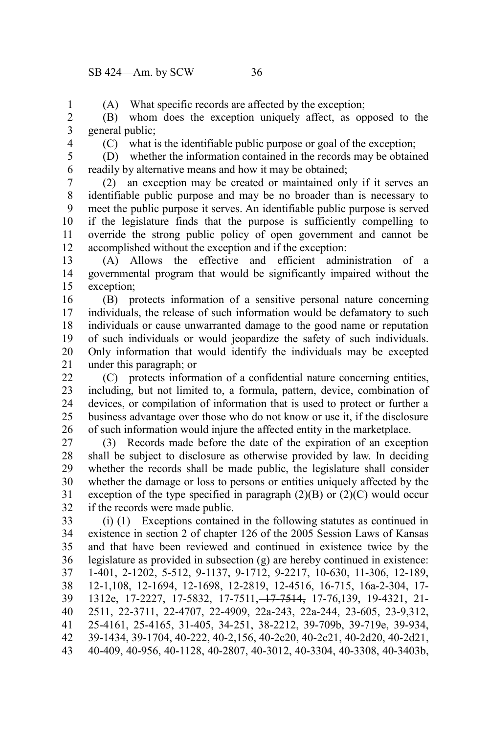(A) What specific records are affected by the exception;

(B) whom does the exception uniquely affect, as opposed to the general public;

(C) what is the identifiable public purpose or goal of the exception;

(D) whether the information contained in the records may be obtained readily by alternative means and how it may be obtained;

(2) an exception may be created or maintained only if it serves an identifiable public purpose and may be no broader than is necessary to meet the public purpose it serves. An identifiable public purpose is served if the legislature finds that the purpose is sufficiently compelling to override the strong public policy of open government and cannot be accomplished without the exception and if the exception:

(A) Allows the effective and efficient administration of a governmental program that would be significantly impaired without the exception;

(B) protects information of a sensitive personal nature concerning individuals, the release of such information would be defamatory to such individuals or cause unwarranted damage to the good name or reputation of such individuals or would jeopardize the safety of such individuals. Only information that would identify the individuals may be excepted under this paragraph; or

(C) protects information of a confidential nature concerning entities, including, but not limited to, a formula, pattern, device, combination of devices, or compilation of information that is used to protect or further a business advantage over those who do not know or use it, if the disclosure of such information would injure the affected entity in the marketplace.

(3) Records made before the date of the expiration of an exception shall be subject to disclosure as otherwise provided by law. In deciding whether the records shall be made public, the legislature shall consider whether the damage or loss to persons or entities uniquely affected by the exception of the type specified in paragraph (2)(B) or (2)(C) would occur if the records were made public.

(i) (1) Exceptions contained in the following statutes as continued in existence in section 2 of chapter 126 of the 2005 Session Laws of Kansas and that have been reviewed and continued in existence twice by the legislature as provided in subsection (g) are hereby continued in existence: 1-401, 2-1202, 5-512, 9-1137, 9-1712, 9-2217, 10-630, 11-306, 12-189, 12-1,108, 12-1694, 12-1698, 12-2819, 12-4516, 16-715, 16a-2-304, 17-1312e, 17-2227, 17-5832, 17-7511, ~~17-7514,~~ 17-76,139, 19-4321, 21-2511, 22-3711, 22-4707, 22-4909, 22a-243, 22a-244, 23-605, 23-9,312, 25-4161, 25-4165, 31-405, 34-251, 38-2212, 39-709b, 39-719e, 39-934, 39-1434, 39-1704, 40-222, 40-2,156, 40-2c20, 40-2c21, 40-2d20, 40-2d21, 40-409, 40-956, 40-1128, 40-2807, 40-3012, 40-3304, 40-3308, 40-3403b,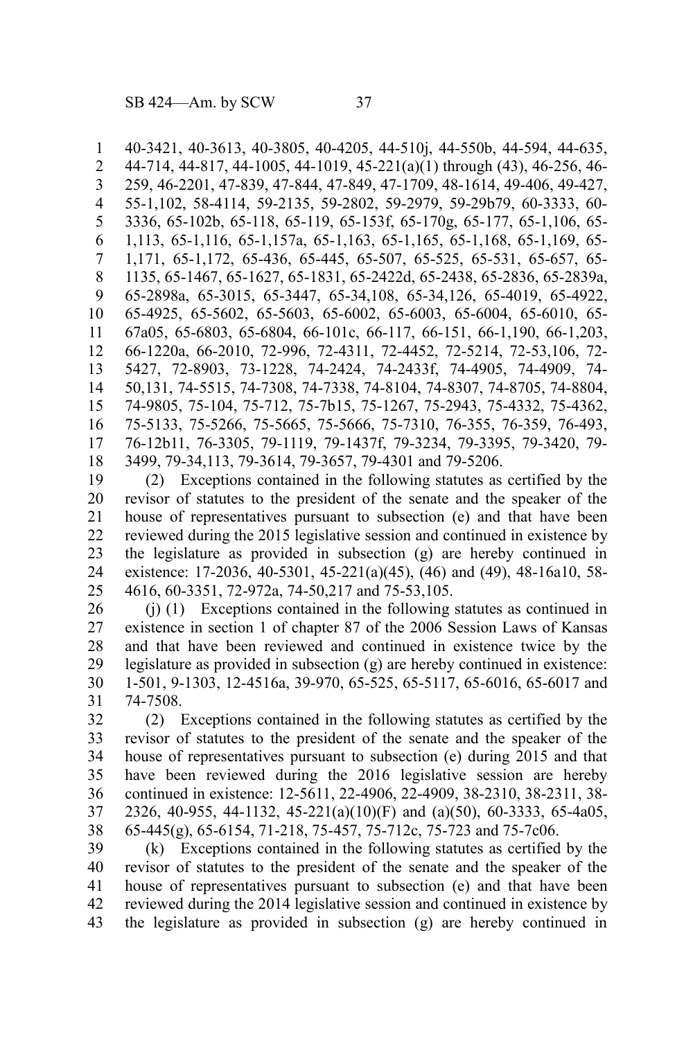40-3421, 40-3613, 40-3805, 40-4205, 44-510j, 44-550b, 44-594, 44-635, 44-714, 44-817, 44-1005, 44-1019, 45-221(a)(1) through (43), 46-256, 46-259, 46-2201, 47-839, 47-844, 47-849, 47-1709, 48-1614, 49-406, 49-427, 55-1,102, 58-4114, 59-2135, 59-2802, 59-2979, 59-29b79, 60-3333, 60-3336, 65-102b, 65-118, 65-119, 65-153f, 65-170g, 65-177, 65-1,106, 65-1,113, 65-1,116, 65-1,157a, 65-1,163, 65-1,165, 65-1,168, 65-1,169, 65-1,171, 65-1,172, 65-436, 65-445, 65-507, 65-525, 65-531, 65-657, 65-1135, 65-1467, 65-1627, 65-1831, 65-2422d, 65-2438, 65-2836, 65-2839a, 65-2898a, 65-3015, 65-3447, 65-34,108, 65-34,126, 65-4019, 65-4922, 65-4925, 65-5602, 65-5603, 65-6002, 65-6003, 65-6004, 65-6010, 65-67a05, 65-6803, 65-6804, 66-101c, 66-117, 66-151, 66-1,190, 66-1,203, 66-1220a, 66-2010, 72-996, 72-4311, 72-4452, 72-5214, 72-53,106, 72-5427, 72-8903, 73-1228, 74-2424, 74-2433f, 74-4905, 74-4909, 74-50,131, 74-5515, 74-7308, 74-7338, 74-8104, 74-8307, 74-8705, 74-8804, 74-9805, 75-104, 75-712, 75-7b15, 75-1267, 75-2943, 75-4332, 75-4362, 75-5133, 75-5266, 75-5665, 75-5666, 75-7310, 76-355, 76-359, 76-493, 76-12b11, 76-3305, 79-1119, 79-1437f, 79-3234, 79-3395, 79-3420, 79-3499, 79-34,113, 79-3614, 79-3657, 79-4301 and 79-5206.

(2) Exceptions contained in the following statutes as certified by the revisor of statutes to the president of the senate and the speaker of the house of representatives pursuant to subsection (e) and that have been reviewed during the 2015 legislative session and continued in existence by the legislature as provided in subsection (g) are hereby continued in existence: 17-2036, 40-5301, 45-221(a)(45), (46) and (49), 48-16a10, 58-4616, 60-3351, 72-972a, 74-50,217 and 75-53,105.

(j) (1) Exceptions contained in the following statutes as continued in existence in section 1 of chapter 87 of the 2006 Session Laws of Kansas and that have been reviewed and continued in existence twice by the legislature as provided in subsection (g) are hereby continued in existence: 1-501, 9-1303, 12-4516a, 39-970, 65-525, 65-5117, 65-6016, 65-6017 and 74-7508.

(2) Exceptions contained in the following statutes as certified by the revisor of statutes to the president of the senate and the speaker of the house of representatives pursuant to subsection (e) during 2015 and that have been reviewed during the 2016 legislative session are hereby continued in existence: 12-5611, 22-4906, 22-4909, 38-2310, 38-2311, 38-2326, 40-955, 44-1132, 45-221(a)(10)(F) and (a)(50), 60-3333, 65-4a05, 65-445(g), 65-6154, 71-218, 75-457, 75-712c, 75-723 and 75-7c06.

(k) Exceptions contained in the following statutes as certified by the revisor of statutes to the president of the senate and the speaker of the house of representatives pursuant to subsection (e) and that have been reviewed during the 2014 legislative session and continued in existence by the legislature as provided in subsection (g) are hereby continued in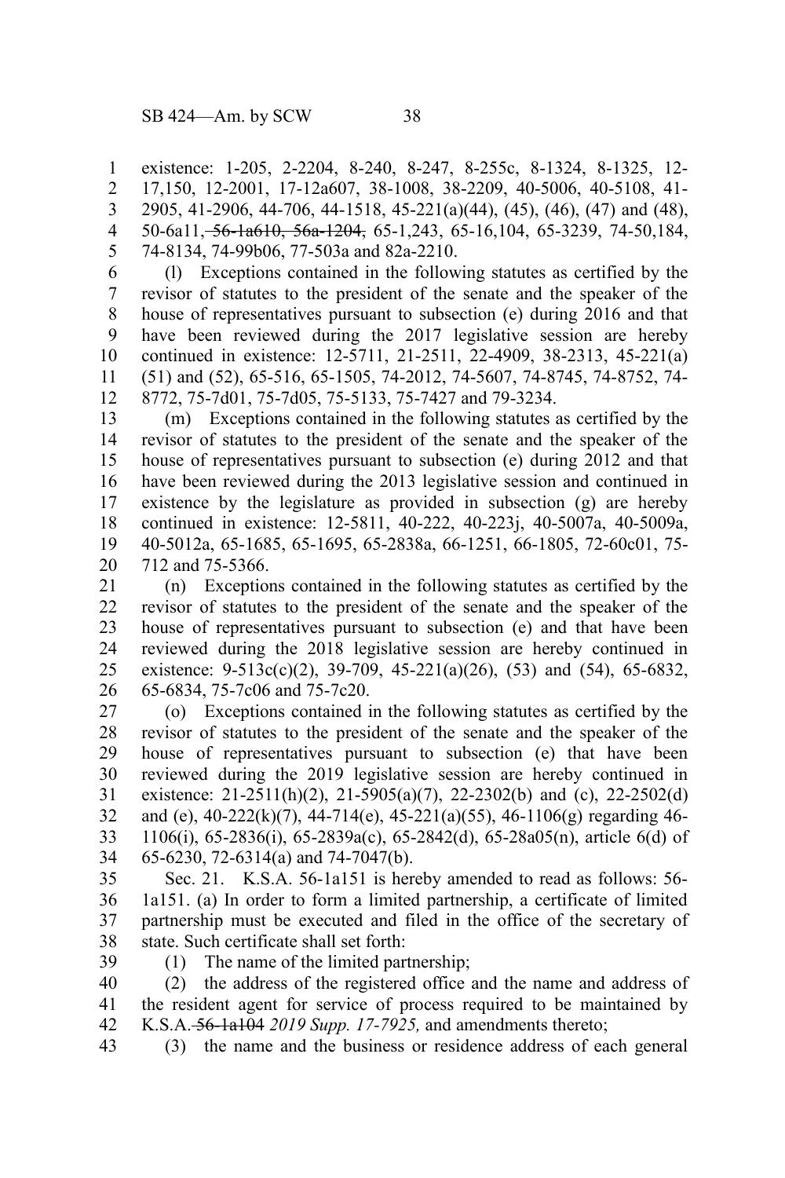existence: 1-205, 2-2204, 8-240, 8-247, 8-255c, 8-1324, 8-1325, 12-17,150, 12-2001, 17-12a607, 38-1008, 38-2209, 40-5006, 40-5108, 41-2905, 41-2906, 44-706, 44-1518, 45-221(a)(44), (45), (46), (47) and (48), 50-6a11, ~~56-1a610, 56a-1204,~~ 65-1,243, 65-16,104, 65-3239, 74-50,184, 74-8134, 74-99b06, 77-503a and 82a-2210.

(l) Exceptions contained in the following statutes as certified by the revisor of statutes to the president of the senate and the speaker of the house of representatives pursuant to subsection (e) during 2016 and that have been reviewed during the 2017 legislative session are hereby continued in existence: 12-5711, 21-2511, 22-4909, 38-2313, 45-221(a)(51) and (52), 65-516, 65-1505, 74-2012, 74-5607, 74-8745, 74-8752, 74-8772, 75-7d01, 75-7d05, 75-5133, 75-7427 and 79-3234.

(m) Exceptions contained in the following statutes as certified by the revisor of statutes to the president of the senate and the speaker of the house of representatives pursuant to subsection (e) during 2012 and that have been reviewed during the 2013 legislative session and continued in existence by the legislature as provided in subsection (g) are hereby continued in existence: 12-5811, 40-222, 40-223j, 40-5007a, 40-5009a, 40-5012a, 65-1685, 65-1695, 65-2838a, 66-1251, 66-1805, 72-60c01, 75-712 and 75-5366.

(n) Exceptions contained in the following statutes as certified by the revisor of statutes to the president of the senate and the speaker of the house of representatives pursuant to subsection (e) and that have been reviewed during the 2018 legislative session are hereby continued in existence: 9-513c(c)(2), 39-709, 45-221(a)(26), (53) and (54), 65-6832, 65-6834, 75-7c06 and 75-7c20.

(o) Exceptions contained in the following statutes as certified by the revisor of statutes to the president of the senate and the speaker of the house of representatives pursuant to subsection (e) that have been reviewed during the 2019 legislative session are hereby continued in existence: 21-2511(h)(2), 21-5905(a)(7), 22-2302(b) and (c), 22-2502(d) and (e), 40-222(k)(7), 44-714(e), 45-221(a)(55), 46-1106(g) regarding 46-1106(i), 65-2836(i), 65-2839a(c), 65-2842(d), 65-28a05(n), article 6(d) of 65-6230, 72-6314(a) and 74-7047(b).

Sec. 21. K.S.A. 56-1a151 is hereby amended to read as follows: 56-1a151. (a) In order to form a limited partnership, a certificate of limited partnership must be executed and filed in the office of the secretary of state. Such certificate shall set forth:

(1) The name of the limited partnership;

(2) the address of the registered office and the name and address of the resident agent for service of process required to be maintained by K.S.A. ~~56-1a104~~ *2019 Supp. 17-7925,* and amendments thereto;

(3) the name and the business or residence address of each general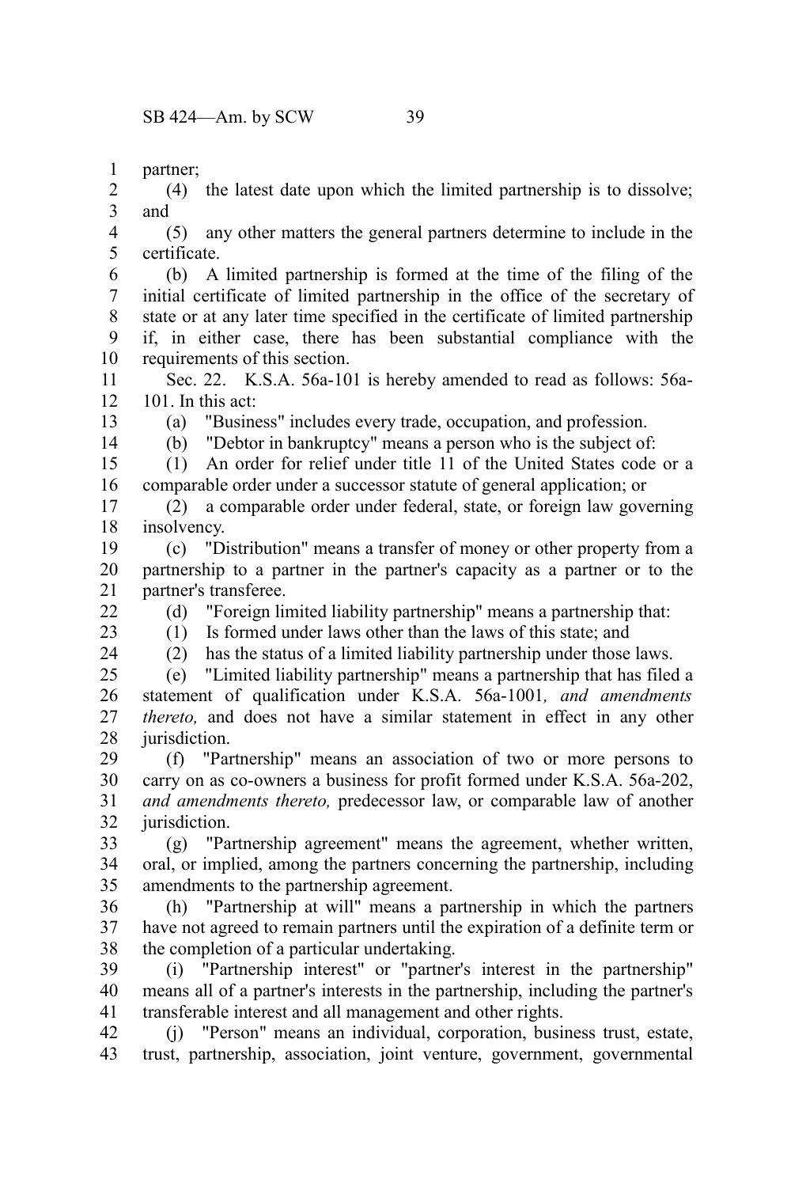partner;

(4) the latest date upon which the limited partnership is to dissolve; and

(5) any other matters the general partners determine to include in the certificate.

(b) A limited partnership is formed at the time of the filing of the initial certificate of limited partnership in the office of the secretary of state or at any later time specified in the certificate of limited partnership if, in either case, there has been substantial compliance with the requirements of this section.

Sec. 22. K.S.A. 56a-101 is hereby amended to read as follows: 56a-101. In this act:

(a) "Business" includes every trade, occupation, and profession.

(b) "Debtor in bankruptcy" means a person who is the subject of:

(1) An order for relief under title 11 of the United States code or a comparable order under a successor statute of general application; or

(2) a comparable order under federal, state, or foreign law governing insolvency.

(c) "Distribution" means a transfer of money or other property from a partnership to a partner in the partner's capacity as a partner or to the partner's transferee.

(d) "Foreign limited liability partnership" means a partnership that:

(1) Is formed under laws other than the laws of this state; and

(2) has the status of a limited liability partnership under those laws.

(e) "Limited liability partnership" means a partnership that has filed a statement of qualification under K.S.A. 56a-1001*, and amendments thereto,* and does not have a similar statement in effect in any other jurisdiction.

(f) "Partnership" means an association of two or more persons to carry on as co-owners a business for profit formed under K.S.A. 56a-202, *and amendments thereto,* predecessor law, or comparable law of another jurisdiction.

(g) "Partnership agreement" means the agreement, whether written, oral, or implied, among the partners concerning the partnership, including amendments to the partnership agreement.

(h) "Partnership at will" means a partnership in which the partners have not agreed to remain partners until the expiration of a definite term or the completion of a particular undertaking.

(i) "Partnership interest" or "partner's interest in the partnership" means all of a partner's interests in the partnership, including the partner's transferable interest and all management and other rights.

(j) "Person" means an individual, corporation, business trust, estate, trust, partnership, association, joint venture, government, governmental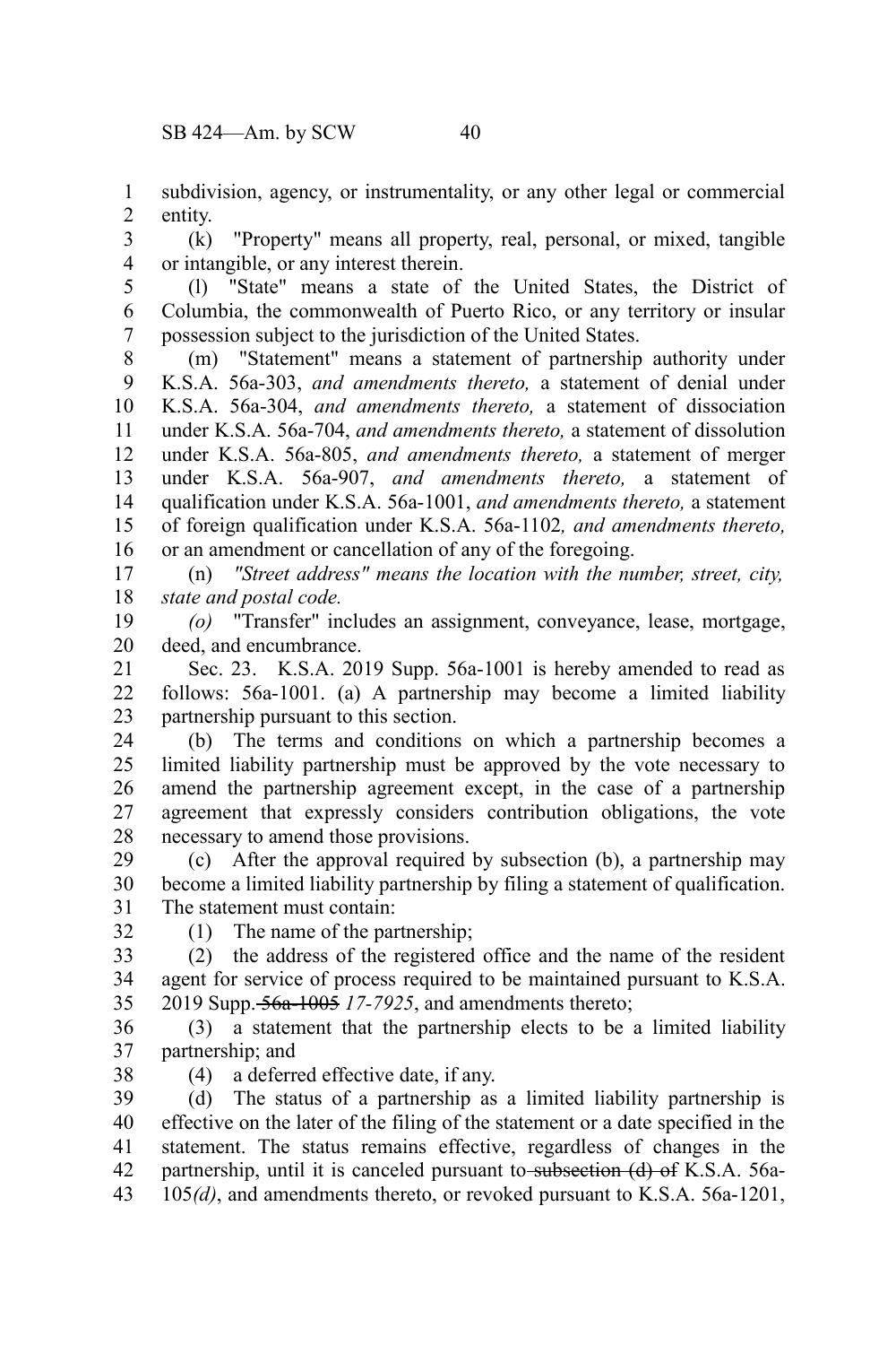subdivision, agency, or instrumentality, or any other legal or commercial entity.

(k) "Property" means all property, real, personal, or mixed, tangible or intangible, or any interest therein.

(l) "State" means a state of the United States, the District of Columbia, the commonwealth of Puerto Rico, or any territory or insular possession subject to the jurisdiction of the United States.

(m) "Statement" means a statement of partnership authority under K.S.A. 56a-303, *and amendments thereto,* a statement of denial under K.S.A. 56a-304, *and amendments thereto,* a statement of dissociation under K.S.A. 56a-704, *and amendments thereto,* a statement of dissolution under K.S.A. 56a-805, *and amendments thereto,* a statement of merger under K.S.A. 56a-907, *and amendments thereto,* a statement of qualification under K.S.A. 56a-1001, *and amendments thereto,* a statement of foreign qualification under K.S.A. 56a-1102*, and amendments thereto,* or an amendment or cancellation of any of the foregoing.

(n) *"Street address" means the location with the number, street, city, state and postal code.*

*(o)* "Transfer" includes an assignment, conveyance, lease, mortgage, deed, and encumbrance.

Sec. 23. K.S.A. 2019 Supp. 56a-1001 is hereby amended to read as follows: 56a-1001. (a) A partnership may become a limited liability partnership pursuant to this section.

(b) The terms and conditions on which a partnership becomes a limited liability partnership must be approved by the vote necessary to amend the partnership agreement except, in the case of a partnership agreement that expressly considers contribution obligations, the vote necessary to amend those provisions.

(c) After the approval required by subsection (b), a partnership may become a limited liability partnership by filing a statement of qualification. The statement must contain:

(1) The name of the partnership;

(2) the address of the registered office and the name of the resident agent for service of process required to be maintained pursuant to K.S.A. 2019 Supp. ~~56a-1005~~ *17-7925*, and amendments thereto;

(3) a statement that the partnership elects to be a limited liability partnership; and

(4) a deferred effective date, if any.

(d) The status of a partnership as a limited liability partnership is effective on the later of the filing of the statement or a date specified in the statement. The status remains effective, regardless of changes in the partnership, until it is canceled pursuant to ~~subsection (d) of~~ K.S.A. 56a-105*(d)*, and amendments thereto, or revoked pursuant to K.S.A. 56a-1201,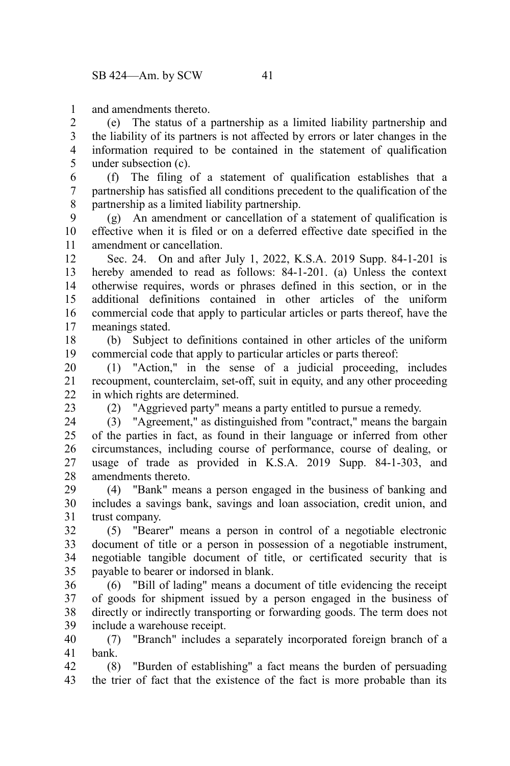and amendments thereto.

(e) The status of a partnership as a limited liability partnership and the liability of its partners is not affected by errors or later changes in the information required to be contained in the statement of qualification under subsection (c).

(f) The filing of a statement of qualification establishes that a partnership has satisfied all conditions precedent to the qualification of the partnership as a limited liability partnership.

(g) An amendment or cancellation of a statement of qualification is effective when it is filed or on a deferred effective date specified in the amendment or cancellation.

Sec. 24. On and after July 1, 2022, K.S.A. 2019 Supp. 84-1-201 is hereby amended to read as follows: 84-1-201. (a) Unless the context otherwise requires, words or phrases defined in this section, or in the additional definitions contained in other articles of the uniform commercial code that apply to particular articles or parts thereof, have the meanings stated.

(b) Subject to definitions contained in other articles of the uniform commercial code that apply to particular articles or parts thereof:

(1) "Action," in the sense of a judicial proceeding, includes recoupment, counterclaim, set-off, suit in equity, and any other proceeding in which rights are determined.

(2) "Aggrieved party" means a party entitled to pursue a remedy.

(3) "Agreement," as distinguished from "contract," means the bargain of the parties in fact, as found in their language or inferred from other circumstances, including course of performance, course of dealing, or usage of trade as provided in K.S.A. 2019 Supp. 84-1-303, and amendments thereto.

(4) "Bank" means a person engaged in the business of banking and includes a savings bank, savings and loan association, credit union, and trust company.

(5) "Bearer" means a person in control of a negotiable electronic document of title or a person in possession of a negotiable instrument, negotiable tangible document of title, or certificated security that is payable to bearer or indorsed in blank.

(6) "Bill of lading" means a document of title evidencing the receipt of goods for shipment issued by a person engaged in the business of directly or indirectly transporting or forwarding goods. The term does not include a warehouse receipt.

(7) "Branch" includes a separately incorporated foreign branch of a bank.

(8) "Burden of establishing" a fact means the burden of persuading the trier of fact that the existence of the fact is more probable than its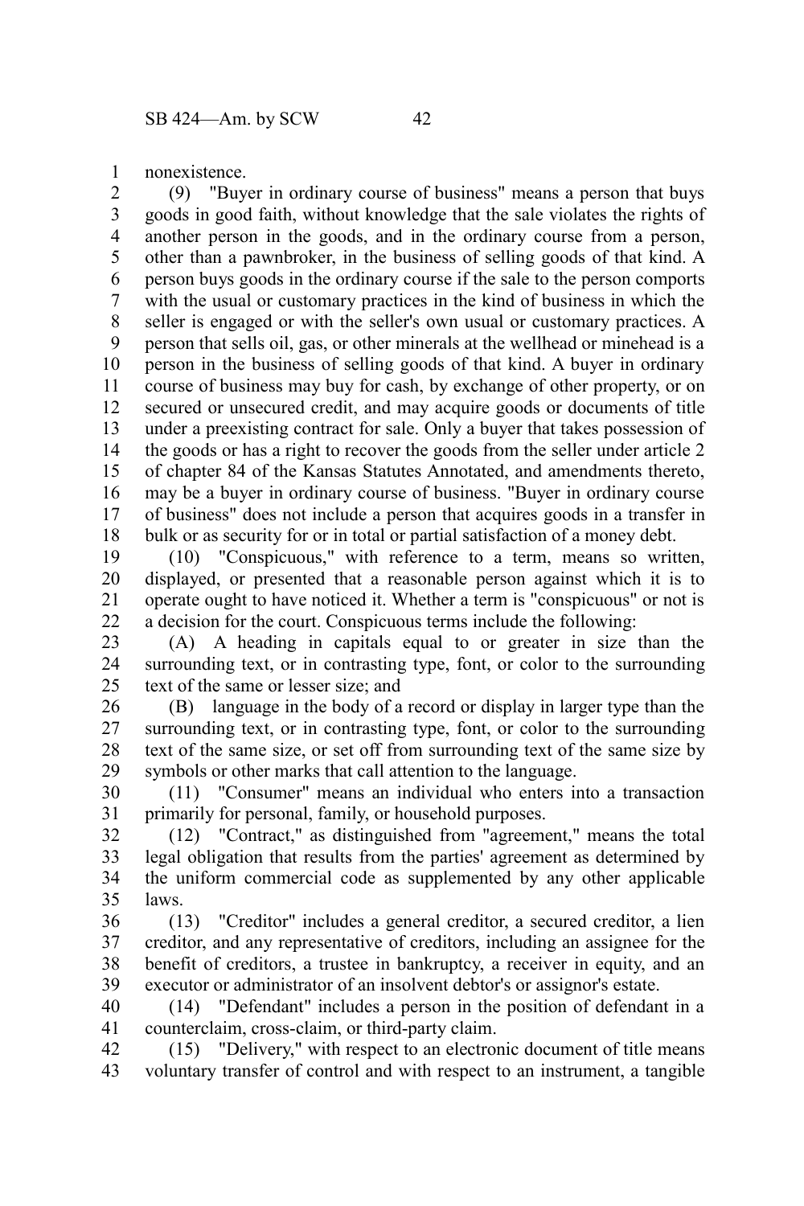nonexistence.

(9) "Buyer in ordinary course of business" means a person that buys goods in good faith, without knowledge that the sale violates the rights of another person in the goods, and in the ordinary course from a person, other than a pawnbroker, in the business of selling goods of that kind. A person buys goods in the ordinary course if the sale to the person comports with the usual or customary practices in the kind of business in which the seller is engaged or with the seller's own usual or customary practices. A person that sells oil, gas, or other minerals at the wellhead or minehead is a person in the business of selling goods of that kind. A buyer in ordinary course of business may buy for cash, by exchange of other property, or on secured or unsecured credit, and may acquire goods or documents of title under a preexisting contract for sale. Only a buyer that takes possession of the goods or has a right to recover the goods from the seller under article 2 of chapter 84 of the Kansas Statutes Annotated, and amendments thereto, may be a buyer in ordinary course of business. "Buyer in ordinary course of business" does not include a person that acquires goods in a transfer in bulk or as security for or in total or partial satisfaction of a money debt.

(10) "Conspicuous," with reference to a term, means so written, displayed, or presented that a reasonable person against which it is to operate ought to have noticed it. Whether a term is "conspicuous" or not is a decision for the court. Conspicuous terms include the following:

(A) A heading in capitals equal to or greater in size than the surrounding text, or in contrasting type, font, or color to the surrounding text of the same or lesser size; and

(B) language in the body of a record or display in larger type than the surrounding text, or in contrasting type, font, or color to the surrounding text of the same size, or set off from surrounding text of the same size by symbols or other marks that call attention to the language.

(11) "Consumer" means an individual who enters into a transaction primarily for personal, family, or household purposes.

(12) "Contract," as distinguished from "agreement," means the total legal obligation that results from the parties' agreement as determined by the uniform commercial code as supplemented by any other applicable laws.

(13) "Creditor" includes a general creditor, a secured creditor, a lien creditor, and any representative of creditors, including an assignee for the benefit of creditors, a trustee in bankruptcy, a receiver in equity, and an executor or administrator of an insolvent debtor's or assignor's estate.

(14) "Defendant" includes a person in the position of defendant in a counterclaim, cross-claim, or third-party claim.

(15) "Delivery," with respect to an electronic document of title means voluntary transfer of control and with respect to an instrument, a tangible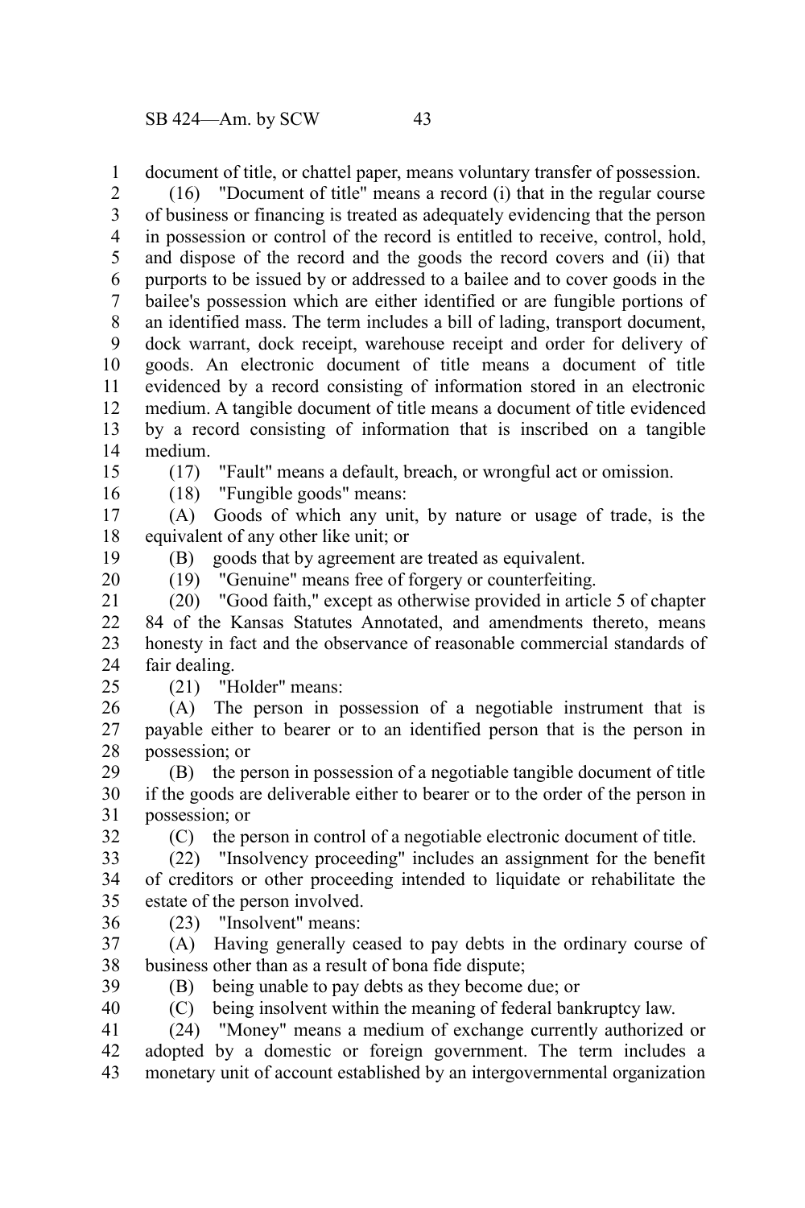document of title, or chattel paper, means voluntary transfer of possession.

(16) "Document of title" means a record (i) that in the regular course of business or financing is treated as adequately evidencing that the person in possession or control of the record is entitled to receive, control, hold, and dispose of the record and the goods the record covers and (ii) that purports to be issued by or addressed to a bailee and to cover goods in the bailee's possession which are either identified or are fungible portions of an identified mass. The term includes a bill of lading, transport document, dock warrant, dock receipt, warehouse receipt and order for delivery of goods. An electronic document of title means a document of title evidenced by a record consisting of information stored in an electronic medium. A tangible document of title means a document of title evidenced by a record consisting of information that is inscribed on a tangible medium.

(17) "Fault" means a default, breach, or wrongful act or omission.

(18) "Fungible goods" means:

(A) Goods of which any unit, by nature or usage of trade, is the equivalent of any other like unit; or

(B) goods that by agreement are treated as equivalent.

(19) "Genuine" means free of forgery or counterfeiting.

(20) "Good faith," except as otherwise provided in article 5 of chapter 84 of the Kansas Statutes Annotated, and amendments thereto, means honesty in fact and the observance of reasonable commercial standards of fair dealing.

(21) "Holder" means:

(A) The person in possession of a negotiable instrument that is payable either to bearer or to an identified person that is the person in possession; or

(B) the person in possession of a negotiable tangible document of title if the goods are deliverable either to bearer or to the order of the person in possession; or

(C) the person in control of a negotiable electronic document of title.

(22) "Insolvency proceeding" includes an assignment for the benefit of creditors or other proceeding intended to liquidate or rehabilitate the estate of the person involved.

(23) "Insolvent" means:

(A) Having generally ceased to pay debts in the ordinary course of business other than as a result of bona fide dispute;

(B) being unable to pay debts as they become due; or

(C) being insolvent within the meaning of federal bankruptcy law.

(24) "Money" means a medium of exchange currently authorized or adopted by a domestic or foreign government. The term includes a monetary unit of account established by an intergovernmental organization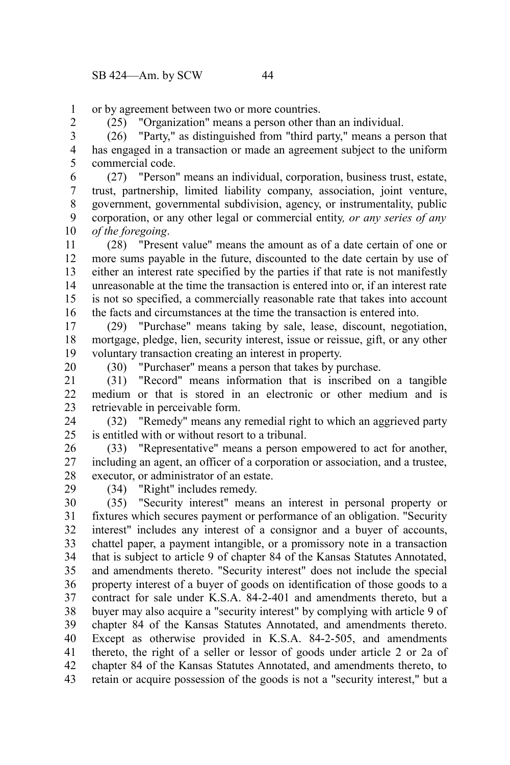or by agreement between two or more countries.

(25) "Organization" means a person other than an individual.

(26) "Party," as distinguished from "third party," means a person that has engaged in a transaction or made an agreement subject to the uniform commercial code.

(27) "Person" means an individual, corporation, business trust, estate, trust, partnership, limited liability company, association, joint venture, government, governmental subdivision, agency, or instrumentality, public corporation, or any other legal or commercial entity*, or any series of any of the foregoing*.

(28) "Present value" means the amount as of a date certain of one or more sums payable in the future, discounted to the date certain by use of either an interest rate specified by the parties if that rate is not manifestly unreasonable at the time the transaction is entered into or, if an interest rate is not so specified, a commercially reasonable rate that takes into account the facts and circumstances at the time the transaction is entered into.

(29) "Purchase" means taking by sale, lease, discount, negotiation, mortgage, pledge, lien, security interest, issue or reissue, gift, or any other voluntary transaction creating an interest in property.

(30) "Purchaser" means a person that takes by purchase.

(31) "Record" means information that is inscribed on a tangible medium or that is stored in an electronic or other medium and is retrievable in perceivable form.

(32) "Remedy" means any remedial right to which an aggrieved party is entitled with or without resort to a tribunal.

(33) "Representative" means a person empowered to act for another, including an agent, an officer of a corporation or association, and a trustee, executor, or administrator of an estate.

(34) "Right" includes remedy.

(35) "Security interest" means an interest in personal property or fixtures which secures payment or performance of an obligation. "Security interest" includes any interest of a consignor and a buyer of accounts, chattel paper, a payment intangible, or a promissory note in a transaction that is subject to article 9 of chapter 84 of the Kansas Statutes Annotated, and amendments thereto. "Security interest" does not include the special property interest of a buyer of goods on identification of those goods to a contract for sale under K.S.A. 84-2-401 and amendments thereto, but a buyer may also acquire a "security interest" by complying with article 9 of chapter 84 of the Kansas Statutes Annotated, and amendments thereto. Except as otherwise provided in K.S.A. 84-2-505, and amendments thereto, the right of a seller or lessor of goods under article 2 or 2a of chapter 84 of the Kansas Statutes Annotated, and amendments thereto, to retain or acquire possession of the goods is not a "security interest," but a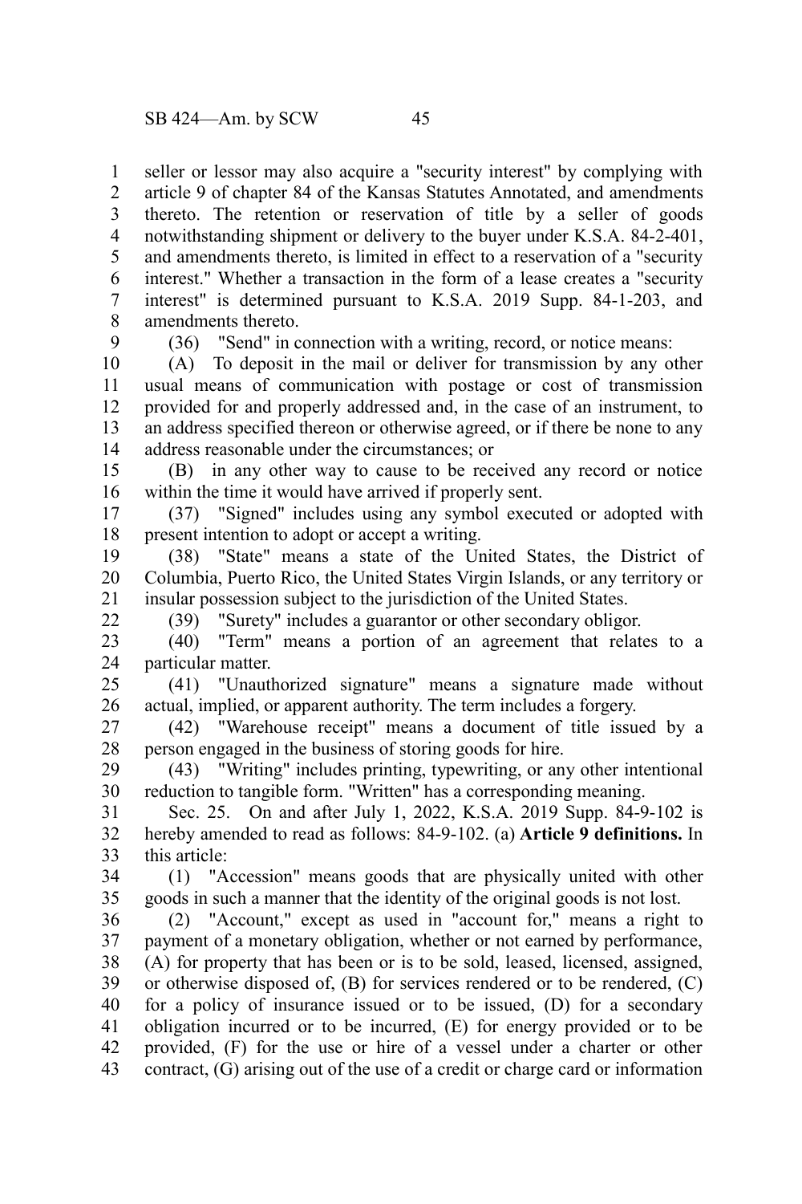seller or lessor may also acquire a "security interest" by complying with article 9 of chapter 84 of the Kansas Statutes Annotated, and amendments thereto. The retention or reservation of title by a seller of goods notwithstanding shipment or delivery to the buyer under K.S.A. 84-2-401, and amendments thereto, is limited in effect to a reservation of a "security interest." Whether a transaction in the form of a lease creates a "security interest" is determined pursuant to K.S.A. 2019 Supp. 84-1-203, and amendments thereto.

(36) "Send" in connection with a writing, record, or notice means:

(A) To deposit in the mail or deliver for transmission by any other usual means of communication with postage or cost of transmission provided for and properly addressed and, in the case of an instrument, to an address specified thereon or otherwise agreed, or if there be none to any address reasonable under the circumstances; or

(B) in any other way to cause to be received any record or notice within the time it would have arrived if properly sent.

(37) "Signed" includes using any symbol executed or adopted with present intention to adopt or accept a writing.

(38) "State" means a state of the United States, the District of Columbia, Puerto Rico, the United States Virgin Islands, or any territory or insular possession subject to the jurisdiction of the United States.

(39) "Surety" includes a guarantor or other secondary obligor.

(40) "Term" means a portion of an agreement that relates to a particular matter.

(41) "Unauthorized signature" means a signature made without actual, implied, or apparent authority. The term includes a forgery.

(42) "Warehouse receipt" means a document of title issued by a person engaged in the business of storing goods for hire.

(43) "Writing" includes printing, typewriting, or any other intentional reduction to tangible form. "Written" has a corresponding meaning.

Sec. 25. On and after July 1, 2022, K.S.A. 2019 Supp. 84-9-102 is hereby amended to read as follows: 84-9-102. (a) **Article 9 definitions.** In this article:

(1) "Accession" means goods that are physically united with other goods in such a manner that the identity of the original goods is not lost.

(2) "Account," except as used in "account for," means a right to payment of a monetary obligation, whether or not earned by performance, (A) for property that has been or is to be sold, leased, licensed, assigned, or otherwise disposed of, (B) for services rendered or to be rendered, (C) for a policy of insurance issued or to be issued, (D) for a secondary obligation incurred or to be incurred, (E) for energy provided or to be provided, (F) for the use or hire of a vessel under a charter or other contract, (G) arising out of the use of a credit or charge card or information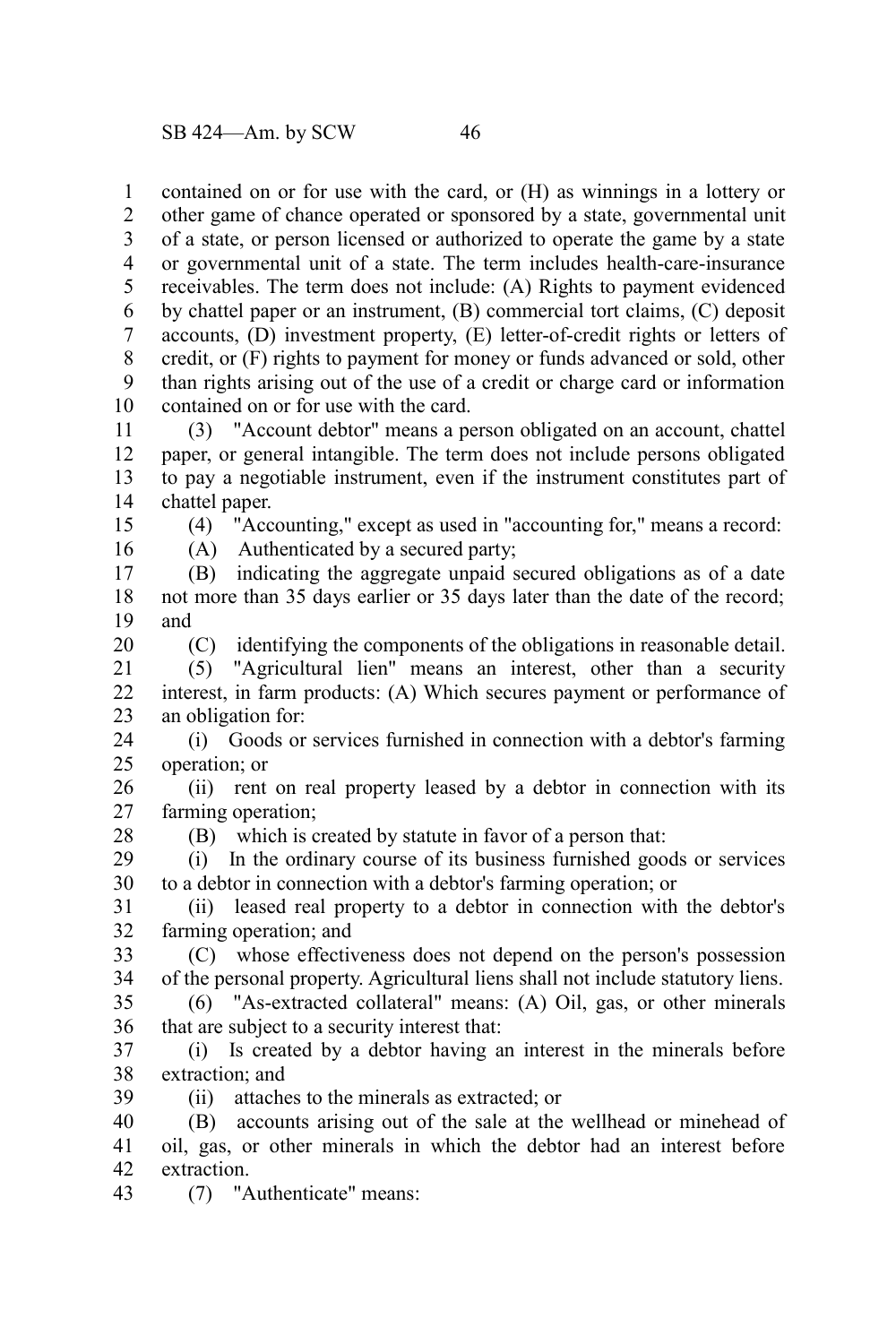contained on or for use with the card, or (H) as winnings in a lottery or other game of chance operated or sponsored by a state, governmental unit of a state, or person licensed or authorized to operate the game by a state or governmental unit of a state. The term includes health-care-insurance receivables. The term does not include: (A) Rights to payment evidenced by chattel paper or an instrument, (B) commercial tort claims, (C) deposit accounts, (D) investment property, (E) letter-of-credit rights or letters of credit, or (F) rights to payment for money or funds advanced or sold, other than rights arising out of the use of a credit or charge card or information contained on or for use with the card.

(3) "Account debtor" means a person obligated on an account, chattel paper, or general intangible. The term does not include persons obligated to pay a negotiable instrument, even if the instrument constitutes part of chattel paper.

(4) "Accounting," except as used in "accounting for," means a record:

(A) Authenticated by a secured party;

(B) indicating the aggregate unpaid secured obligations as of a date not more than 35 days earlier or 35 days later than the date of the record; and

(C) identifying the components of the obligations in reasonable detail.

(5) "Agricultural lien" means an interest, other than a security interest, in farm products: (A) Which secures payment or performance of an obligation for:

(i) Goods or services furnished in connection with a debtor's farming operation; or

(ii) rent on real property leased by a debtor in connection with its farming operation;

(B) which is created by statute in favor of a person that:

(i) In the ordinary course of its business furnished goods or services to a debtor in connection with a debtor's farming operation; or

(ii) leased real property to a debtor in connection with the debtor's farming operation; and

(C) whose effectiveness does not depend on the person's possession of the personal property. Agricultural liens shall not include statutory liens.

(6) "As-extracted collateral" means: (A) Oil, gas, or other minerals that are subject to a security interest that:

(i) Is created by a debtor having an interest in the minerals before extraction; and

(ii) attaches to the minerals as extracted; or

(B) accounts arising out of the sale at the wellhead or minehead of oil, gas, or other minerals in which the debtor had an interest before extraction.

(7) "Authenticate" means: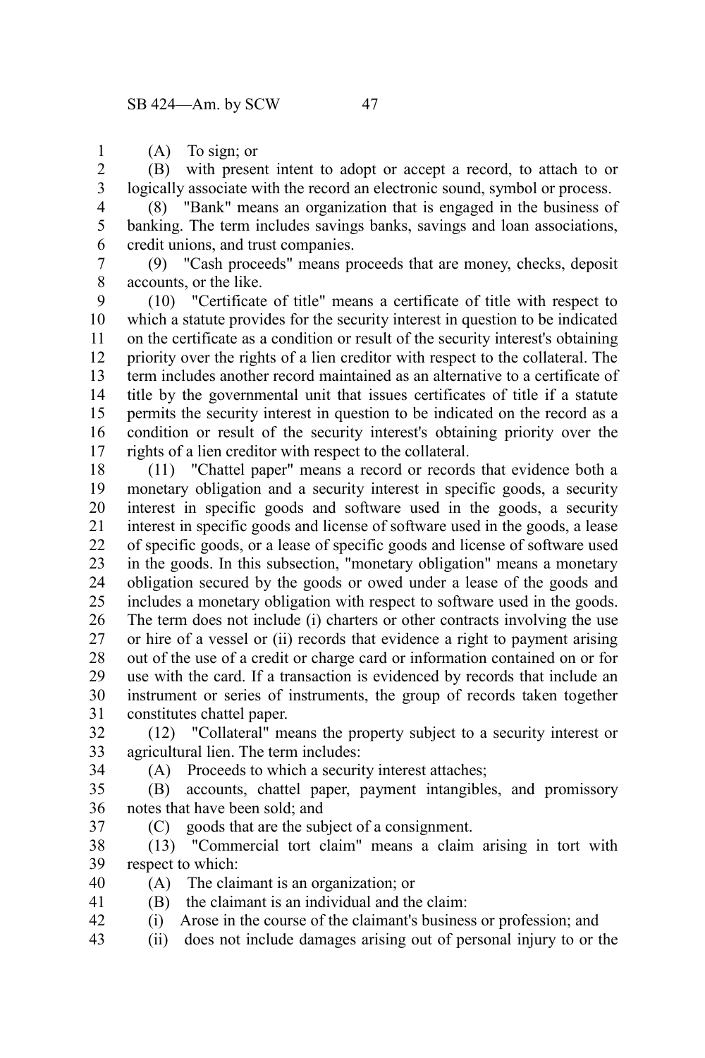(A) To sign; or

(B) with present intent to adopt or accept a record, to attach to or logically associate with the record an electronic sound, symbol or process.

(8) "Bank" means an organization that is engaged in the business of banking. The term includes savings banks, savings and loan associations, credit unions, and trust companies.

(9) "Cash proceeds" means proceeds that are money, checks, deposit accounts, or the like.

(10) "Certificate of title" means a certificate of title with respect to which a statute provides for the security interest in question to be indicated on the certificate as a condition or result of the security interest's obtaining priority over the rights of a lien creditor with respect to the collateral. The term includes another record maintained as an alternative to a certificate of title by the governmental unit that issues certificates of title if a statute permits the security interest in question to be indicated on the record as a condition or result of the security interest's obtaining priority over the rights of a lien creditor with respect to the collateral.

(11) "Chattel paper" means a record or records that evidence both a monetary obligation and a security interest in specific goods, a security interest in specific goods and software used in the goods, a security interest in specific goods and license of software used in the goods, a lease of specific goods, or a lease of specific goods and license of software used in the goods. In this subsection, "monetary obligation" means a monetary obligation secured by the goods or owed under a lease of the goods and includes a monetary obligation with respect to software used in the goods. The term does not include (i) charters or other contracts involving the use or hire of a vessel or (ii) records that evidence a right to payment arising out of the use of a credit or charge card or information contained on or for use with the card. If a transaction is evidenced by records that include an instrument or series of instruments, the group of records taken together constitutes chattel paper.

(12) "Collateral" means the property subject to a security interest or agricultural lien. The term includes:

(A) Proceeds to which a security interest attaches;

(B) accounts, chattel paper, payment intangibles, and promissory notes that have been sold; and

(C) goods that are the subject of a consignment.

(13) "Commercial tort claim" means a claim arising in tort with respect to which:

(A) The claimant is an organization; or

(B) the claimant is an individual and the claim:

(i) Arose in the course of the claimant's business or profession; and

(ii) does not include damages arising out of personal injury to or the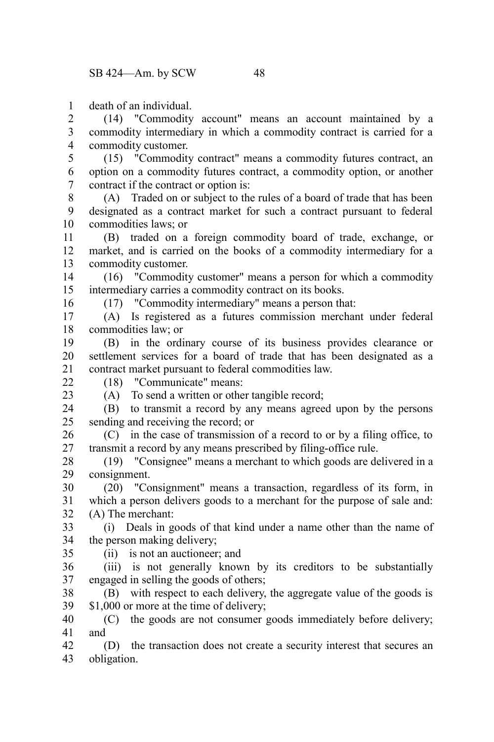death of an individual.

(14) "Commodity account" means an account maintained by a commodity intermediary in which a commodity contract is carried for a commodity customer.

(15) "Commodity contract" means a commodity futures contract, an option on a commodity futures contract, a commodity option, or another contract if the contract or option is:

(A) Traded on or subject to the rules of a board of trade that has been designated as a contract market for such a contract pursuant to federal commodities laws; or

(B) traded on a foreign commodity board of trade, exchange, or market, and is carried on the books of a commodity intermediary for a commodity customer.

(16) "Commodity customer" means a person for which a commodity intermediary carries a commodity contract on its books.

(17) "Commodity intermediary" means a person that:

(A) Is registered as a futures commission merchant under federal commodities law; or

(B) in the ordinary course of its business provides clearance or settlement services for a board of trade that has been designated as a contract market pursuant to federal commodities law.

(18) "Communicate" means:

(A) To send a written or other tangible record;

(B) to transmit a record by any means agreed upon by the persons sending and receiving the record; or

(C) in the case of transmission of a record to or by a filing office, to transmit a record by any means prescribed by filing-office rule.

(19) "Consignee" means a merchant to which goods are delivered in a consignment.

(20) "Consignment" means a transaction, regardless of its form, in which a person delivers goods to a merchant for the purpose of sale and: (A) The merchant:

(i) Deals in goods of that kind under a name other than the name of the person making delivery;

(ii) is not an auctioneer; and

(iii) is not generally known by its creditors to be substantially engaged in selling the goods of others;

(B) with respect to each delivery, the aggregate value of the goods is $1,000 or more at the time of delivery;

(C) the goods are not consumer goods immediately before delivery; and

(D) the transaction does not create a security interest that secures an obligation.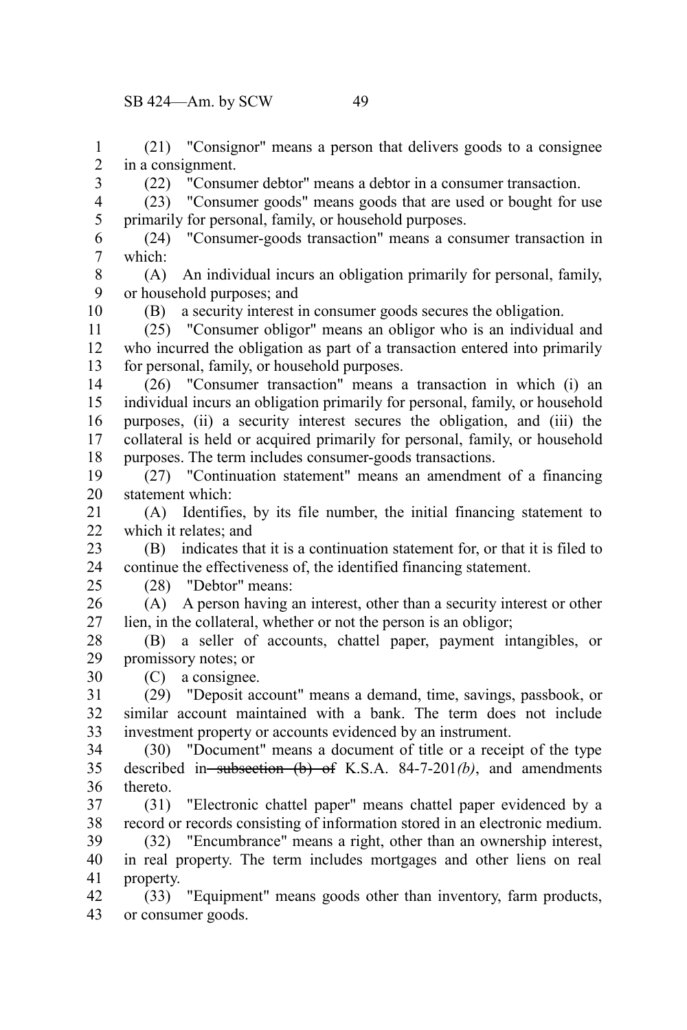(21) "Consignor" means a person that delivers goods to a consignee in a consignment.

(22) "Consumer debtor" means a debtor in a consumer transaction.

(23) "Consumer goods" means goods that are used or bought for use primarily for personal, family, or household purposes.

(24) "Consumer-goods transaction" means a consumer transaction in which:

(A) An individual incurs an obligation primarily for personal, family, or household purposes; and

(B) a security interest in consumer goods secures the obligation.

(25) "Consumer obligor" means an obligor who is an individual and who incurred the obligation as part of a transaction entered into primarily for personal, family, or household purposes.

(26) "Consumer transaction" means a transaction in which (i) an individual incurs an obligation primarily for personal, family, or household purposes, (ii) a security interest secures the obligation, and (iii) the collateral is held or acquired primarily for personal, family, or household purposes. The term includes consumer-goods transactions.

(27) "Continuation statement" means an amendment of a financing statement which:

(A) Identifies, by its file number, the initial financing statement to which it relates; and

(B) indicates that it is a continuation statement for, or that it is filed to continue the effectiveness of, the identified financing statement.

(28) "Debtor" means:

(A) A person having an interest, other than a security interest or other lien, in the collateral, whether or not the person is an obligor;

(B) a seller of accounts, chattel paper, payment intangibles, or promissory notes; or

(C) a consignee.

(29) "Deposit account" means a demand, time, savings, passbook, or similar account maintained with a bank. The term does not include investment property or accounts evidenced by an instrument.

(30) "Document" means a document of title or a receipt of the type described in ~~subsection (b) of~~ K.S.A. 84-7-201*(b)*, and amendments thereto.

(31) "Electronic chattel paper" means chattel paper evidenced by a record or records consisting of information stored in an electronic medium.

(32) "Encumbrance" means a right, other than an ownership interest, in real property. The term includes mortgages and other liens on real property.

(33) "Equipment" means goods other than inventory, farm products, or consumer goods.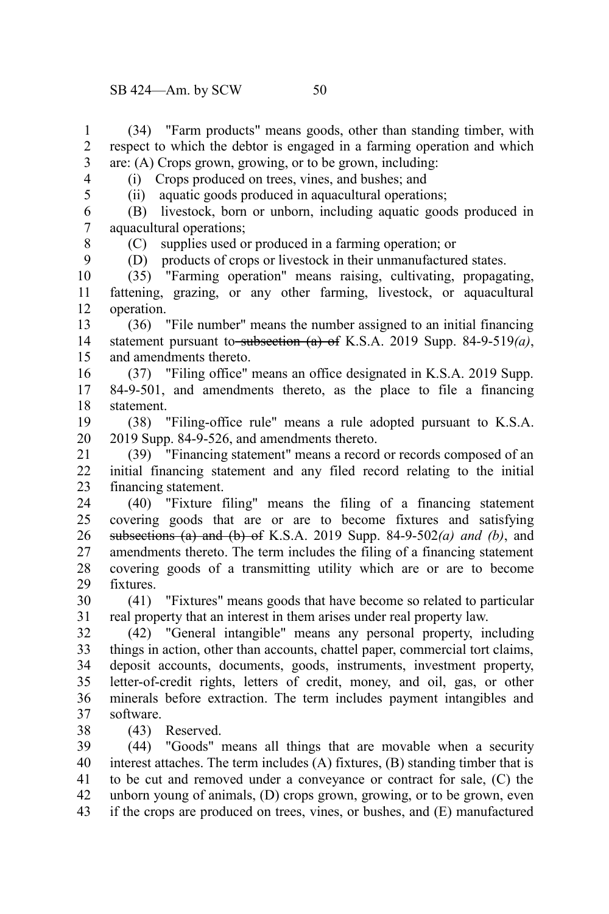(34) "Farm products" means goods, other than standing timber, with respect to which the debtor is engaged in a farming operation and which are: (A) Crops grown, growing, or to be grown, including:

(i) Crops produced on trees, vines, and bushes; and

(ii) aquatic goods produced in aquacultural operations;

(B) livestock, born or unborn, including aquatic goods produced in aquacultural operations;

(C) supplies used or produced in a farming operation; or

(D) products of crops or livestock in their unmanufactured states.

(35) "Farming operation" means raising, cultivating, propagating, fattening, grazing, or any other farming, livestock, or aquacultural operation.

(36) "File number" means the number assigned to an initial financing statement pursuant to ~~subsection (a) of~~ K.S.A. 2019 Supp. 84-9-519*(a)*, and amendments thereto.

(37) "Filing office" means an office designated in K.S.A. 2019 Supp. 84-9-501, and amendments thereto, as the place to file a financing statement.

(38) "Filing-office rule" means a rule adopted pursuant to K.S.A. 2019 Supp. 84-9-526, and amendments thereto.

(39) "Financing statement" means a record or records composed of an initial financing statement and any filed record relating to the initial financing statement.

(40) "Fixture filing" means the filing of a financing statement covering goods that are or are to become fixtures and satisfying ~~subsections (a) and (b) of~~ K.S.A. 2019 Supp. 84-9-502*(a) and (b)*, and amendments thereto. The term includes the filing of a financing statement covering goods of a transmitting utility which are or are to become fixtures.

(41) "Fixtures" means goods that have become so related to particular real property that an interest in them arises under real property law.

(42) "General intangible" means any personal property, including things in action, other than accounts, chattel paper, commercial tort claims, deposit accounts, documents, goods, instruments, investment property, letter-of-credit rights, letters of credit, money, and oil, gas, or other minerals before extraction. The term includes payment intangibles and software.

(43) Reserved.

(44) "Goods" means all things that are movable when a security interest attaches. The term includes (A) fixtures, (B) standing timber that is to be cut and removed under a conveyance or contract for sale, (C) the unborn young of animals, (D) crops grown, growing, or to be grown, even if the crops are produced on trees, vines, or bushes, and (E) manufactured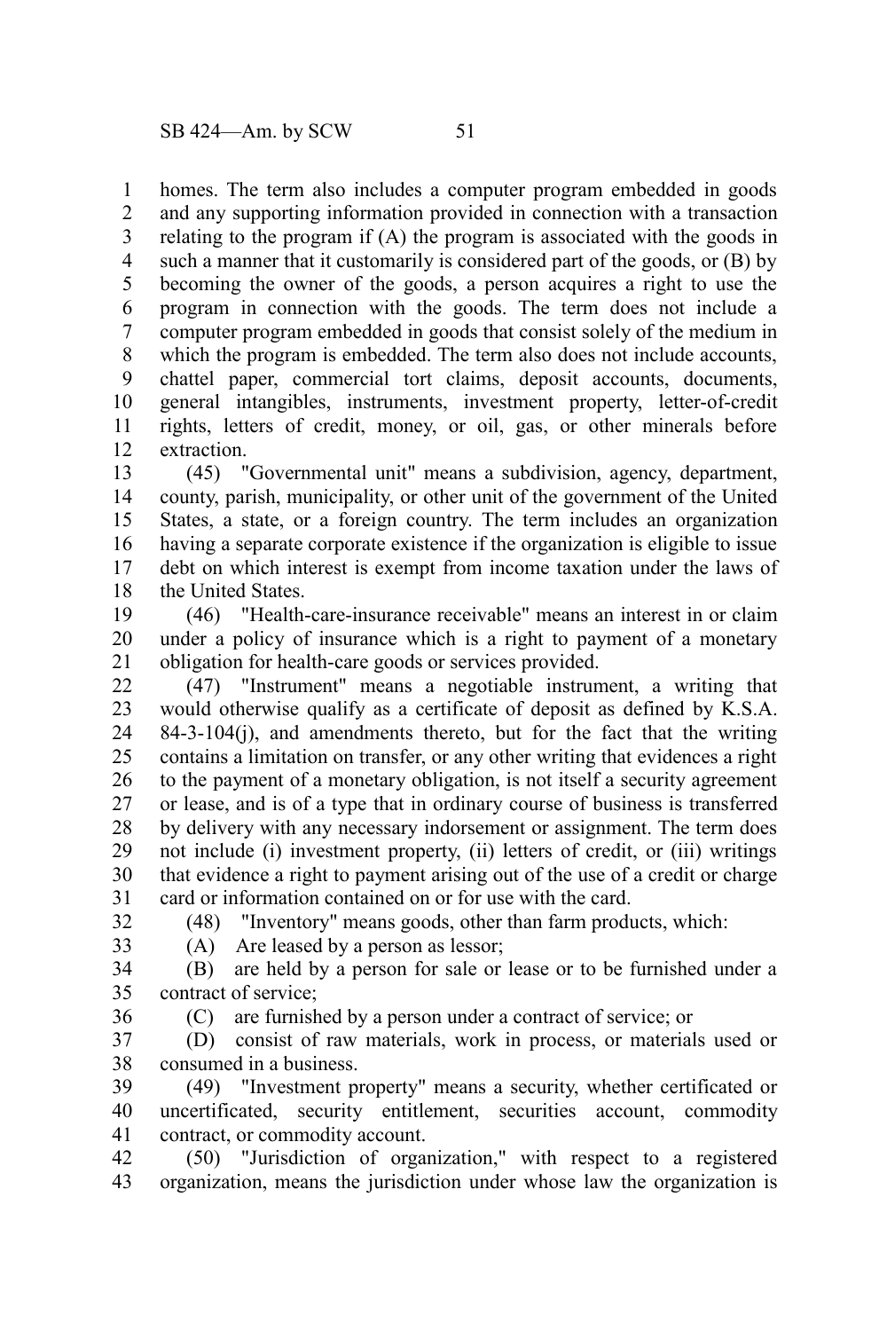homes. The term also includes a computer program embedded in goods and any supporting information provided in connection with a transaction relating to the program if (A) the program is associated with the goods in such a manner that it customarily is considered part of the goods, or (B) by becoming the owner of the goods, a person acquires a right to use the program in connection with the goods. The term does not include a computer program embedded in goods that consist solely of the medium in which the program is embedded. The term also does not include accounts, chattel paper, commercial tort claims, deposit accounts, documents, general intangibles, instruments, investment property, letter-of-credit rights, letters of credit, money, or oil, gas, or other minerals before extraction.

(45) "Governmental unit" means a subdivision, agency, department, county, parish, municipality, or other unit of the government of the United States, a state, or a foreign country. The term includes an organization having a separate corporate existence if the organization is eligible to issue debt on which interest is exempt from income taxation under the laws of the United States.

(46) "Health-care-insurance receivable" means an interest in or claim under a policy of insurance which is a right to payment of a monetary obligation for health-care goods or services provided.

(47) "Instrument" means a negotiable instrument, a writing that would otherwise qualify as a certificate of deposit as defined by K.S.A. 84-3-104(j), and amendments thereto, but for the fact that the writing contains a limitation on transfer, or any other writing that evidences a right to the payment of a monetary obligation, is not itself a security agreement or lease, and is of a type that in ordinary course of business is transferred by delivery with any necessary indorsement or assignment. The term does not include (i) investment property, (ii) letters of credit, or (iii) writings that evidence a right to payment arising out of the use of a credit or charge card or information contained on or for use with the card.

(48) "Inventory" means goods, other than farm products, which:

(A) Are leased by a person as lessor;

(B) are held by a person for sale or lease or to be furnished under a contract of service;

(C) are furnished by a person under a contract of service; or

(D) consist of raw materials, work in process, or materials used or consumed in a business.

(49) "Investment property" means a security, whether certificated or uncertificated, security entitlement, securities account, commodity contract, or commodity account.

(50) "Jurisdiction of organization," with respect to a registered organization, means the jurisdiction under whose law the organization is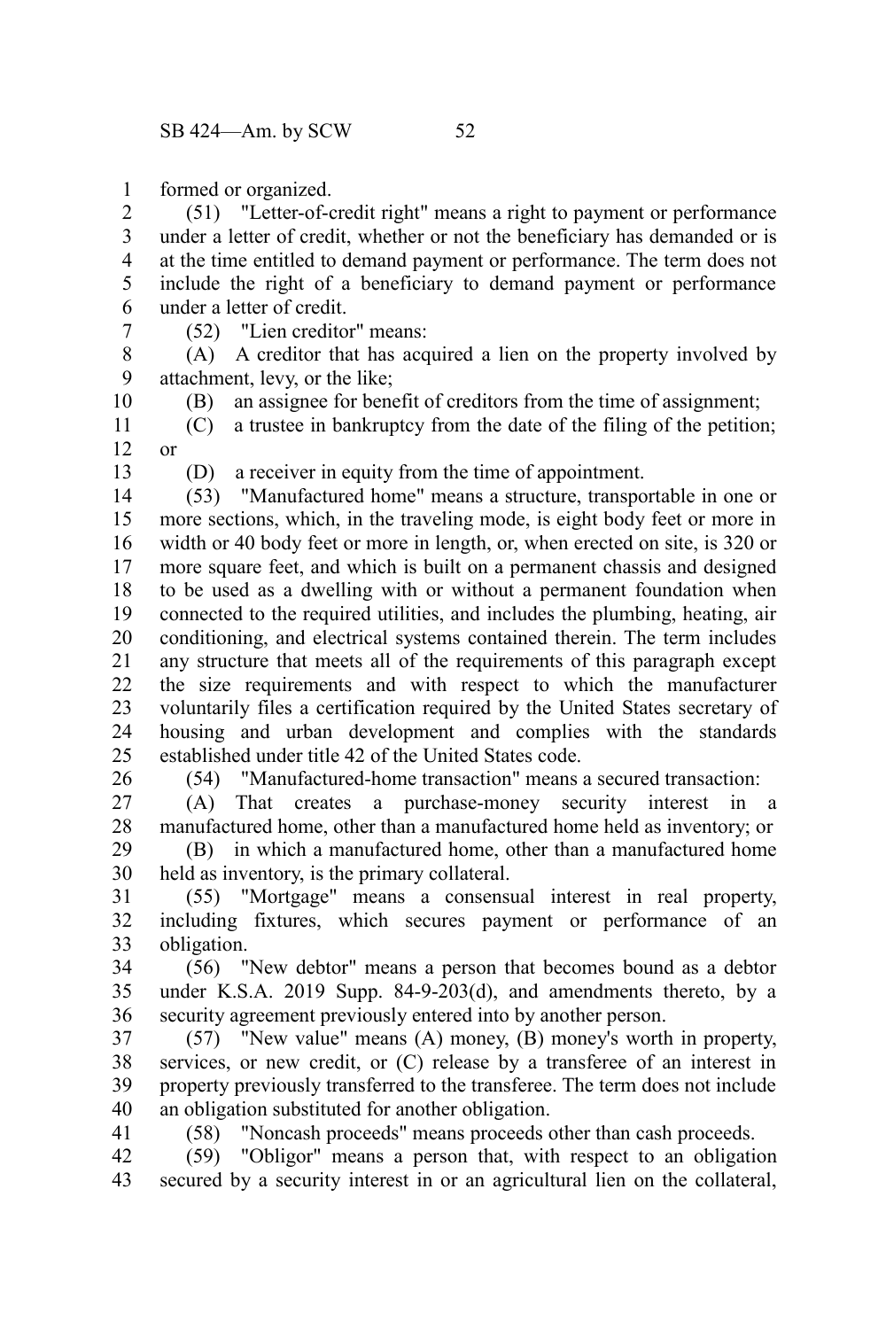formed or organized.

(51) "Letter-of-credit right" means a right to payment or performance under a letter of credit, whether or not the beneficiary has demanded or is at the time entitled to demand payment or performance. The term does not include the right of a beneficiary to demand payment or performance under a letter of credit.

(52) "Lien creditor" means:

(A) A creditor that has acquired a lien on the property involved by attachment, levy, or the like;

(B) an assignee for benefit of creditors from the time of assignment;

(C) a trustee in bankruptcy from the date of the filing of the petition; or

(D) a receiver in equity from the time of appointment.

(53) "Manufactured home" means a structure, transportable in one or more sections, which, in the traveling mode, is eight body feet or more in width or 40 body feet or more in length, or, when erected on site, is 320 or more square feet, and which is built on a permanent chassis and designed to be used as a dwelling with or without a permanent foundation when connected to the required utilities, and includes the plumbing, heating, air conditioning, and electrical systems contained therein. The term includes any structure that meets all of the requirements of this paragraph except the size requirements and with respect to which the manufacturer voluntarily files a certification required by the United States secretary of housing and urban development and complies with the standards established under title 42 of the United States code.

(54) "Manufactured-home transaction" means a secured transaction:

(A) That creates a purchase-money security interest in a manufactured home, other than a manufactured home held as inventory; or

(B) in which a manufactured home, other than a manufactured home held as inventory, is the primary collateral.

(55) "Mortgage" means a consensual interest in real property, including fixtures, which secures payment or performance of an obligation.

(56) "New debtor" means a person that becomes bound as a debtor under K.S.A. 2019 Supp. 84-9-203(d), and amendments thereto, by a security agreement previously entered into by another person.

(57) "New value" means (A) money, (B) money's worth in property, services, or new credit, or (C) release by a transferee of an interest in property previously transferred to the transferee. The term does not include an obligation substituted for another obligation.

(58) "Noncash proceeds" means proceeds other than cash proceeds.

(59) "Obligor" means a person that, with respect to an obligation secured by a security interest in or an agricultural lien on the collateral,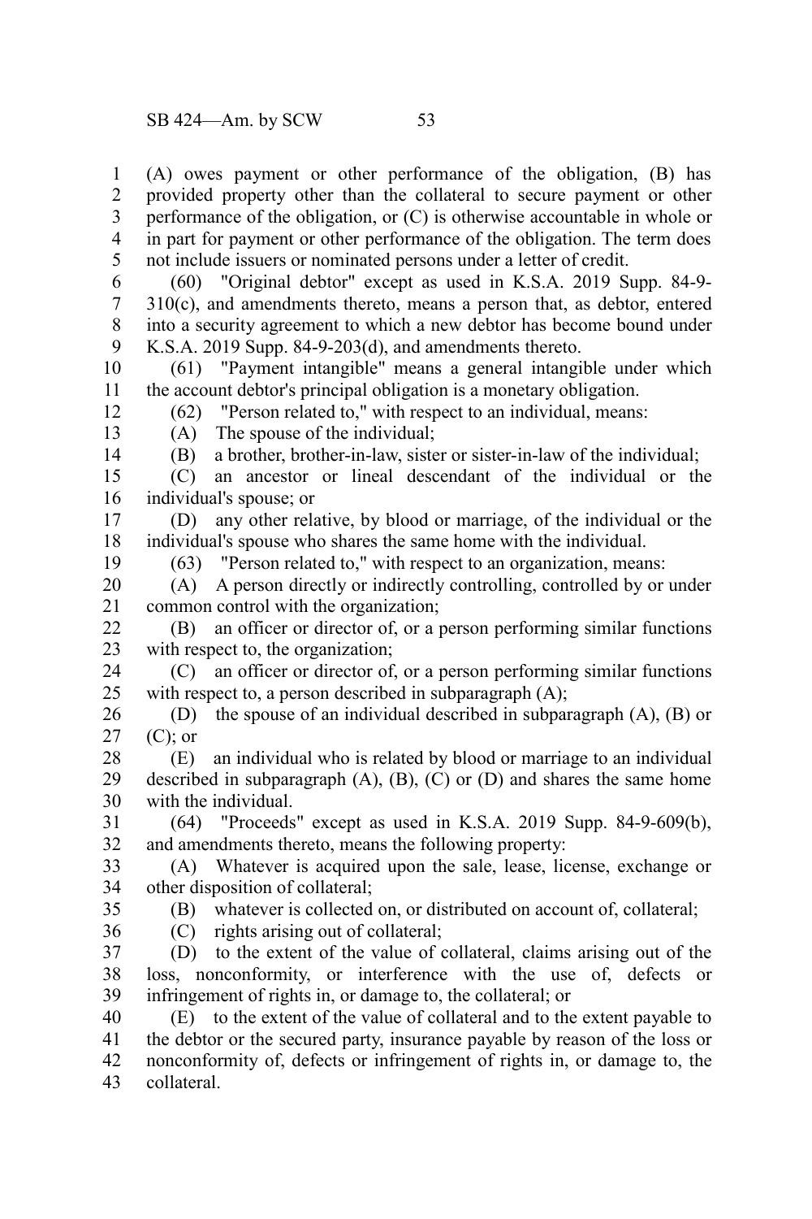(A) owes payment or other performance of the obligation, (B) has provided property other than the collateral to secure payment or other performance of the obligation, or (C) is otherwise accountable in whole or in part for payment or other performance of the obligation. The term does not include issuers or nominated persons under a letter of credit.

(60) "Original debtor" except as used in K.S.A. 2019 Supp. 84-9-310(c), and amendments thereto, means a person that, as debtor, entered into a security agreement to which a new debtor has become bound under K.S.A. 2019 Supp. 84-9-203(d), and amendments thereto.

(61) "Payment intangible" means a general intangible under which the account debtor's principal obligation is a monetary obligation.

(62) "Person related to," with respect to an individual, means:

(A) The spouse of the individual;

(B) a brother, brother-in-law, sister or sister-in-law of the individual;

(C) an ancestor or lineal descendant of the individual or the individual's spouse; or

(D) any other relative, by blood or marriage, of the individual or the individual's spouse who shares the same home with the individual.

(63) "Person related to," with respect to an organization, means:

(A) A person directly or indirectly controlling, controlled by or under common control with the organization;

(B) an officer or director of, or a person performing similar functions with respect to, the organization;

(C) an officer or director of, or a person performing similar functions with respect to, a person described in subparagraph (A);

(D) the spouse of an individual described in subparagraph (A), (B) or (C); or

(E) an individual who is related by blood or marriage to an individual described in subparagraph (A), (B), (C) or (D) and shares the same home with the individual.

(64) "Proceeds" except as used in K.S.A. 2019 Supp. 84-9-609(b), and amendments thereto, means the following property:

(A) Whatever is acquired upon the sale, lease, license, exchange or other disposition of collateral;

(B) whatever is collected on, or distributed on account of, collateral;

(C) rights arising out of collateral;

(D) to the extent of the value of collateral, claims arising out of the loss, nonconformity, or interference with the use of, defects or infringement of rights in, or damage to, the collateral; or

(E) to the extent of the value of collateral and to the extent payable to the debtor or the secured party, insurance payable by reason of the loss or nonconformity of, defects or infringement of rights in, or damage to, the collateral.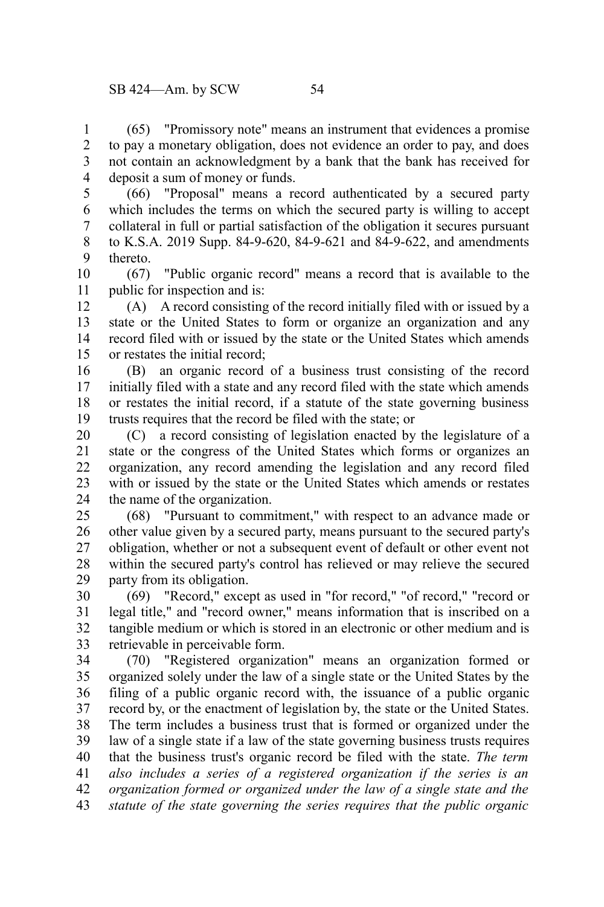(65) "Promissory note" means an instrument that evidences a promise to pay a monetary obligation, does not evidence an order to pay, and does not contain an acknowledgment by a bank that the bank has received for deposit a sum of money or funds.

(66) "Proposal" means a record authenticated by a secured party which includes the terms on which the secured party is willing to accept collateral in full or partial satisfaction of the obligation it secures pursuant to K.S.A. 2019 Supp. 84-9-620, 84-9-621 and 84-9-622, and amendments thereto.

(67) "Public organic record" means a record that is available to the public for inspection and is:

(A) A record consisting of the record initially filed with or issued by a state or the United States to form or organize an organization and any record filed with or issued by the state or the United States which amends or restates the initial record;

(B) an organic record of a business trust consisting of the record initially filed with a state and any record filed with the state which amends or restates the initial record, if a statute of the state governing business trusts requires that the record be filed with the state; or

(C) a record consisting of legislation enacted by the legislature of a state or the congress of the United States which forms or organizes an organization, any record amending the legislation and any record filed with or issued by the state or the United States which amends or restates the name of the organization.

(68) "Pursuant to commitment," with respect to an advance made or other value given by a secured party, means pursuant to the secured party's obligation, whether or not a subsequent event of default or other event not within the secured party's control has relieved or may relieve the secured party from its obligation.

(69) "Record," except as used in "for record," "of record," "record or legal title," and "record owner," means information that is inscribed on a tangible medium or which is stored in an electronic or other medium and is retrievable in perceivable form.

(70) "Registered organization" means an organization formed or organized solely under the law of a single state or the United States by the filing of a public organic record with, the issuance of a public organic record by, or the enactment of legislation by, the state or the United States. The term includes a business trust that is formed or organized under the law of a single state if a law of the state governing business trusts requires that the business trust's organic record be filed with the state. *The term also includes a series of a registered organization if the series is an organization formed or organized under the law of a single state and the statute of the state governing the series requires that the public organic*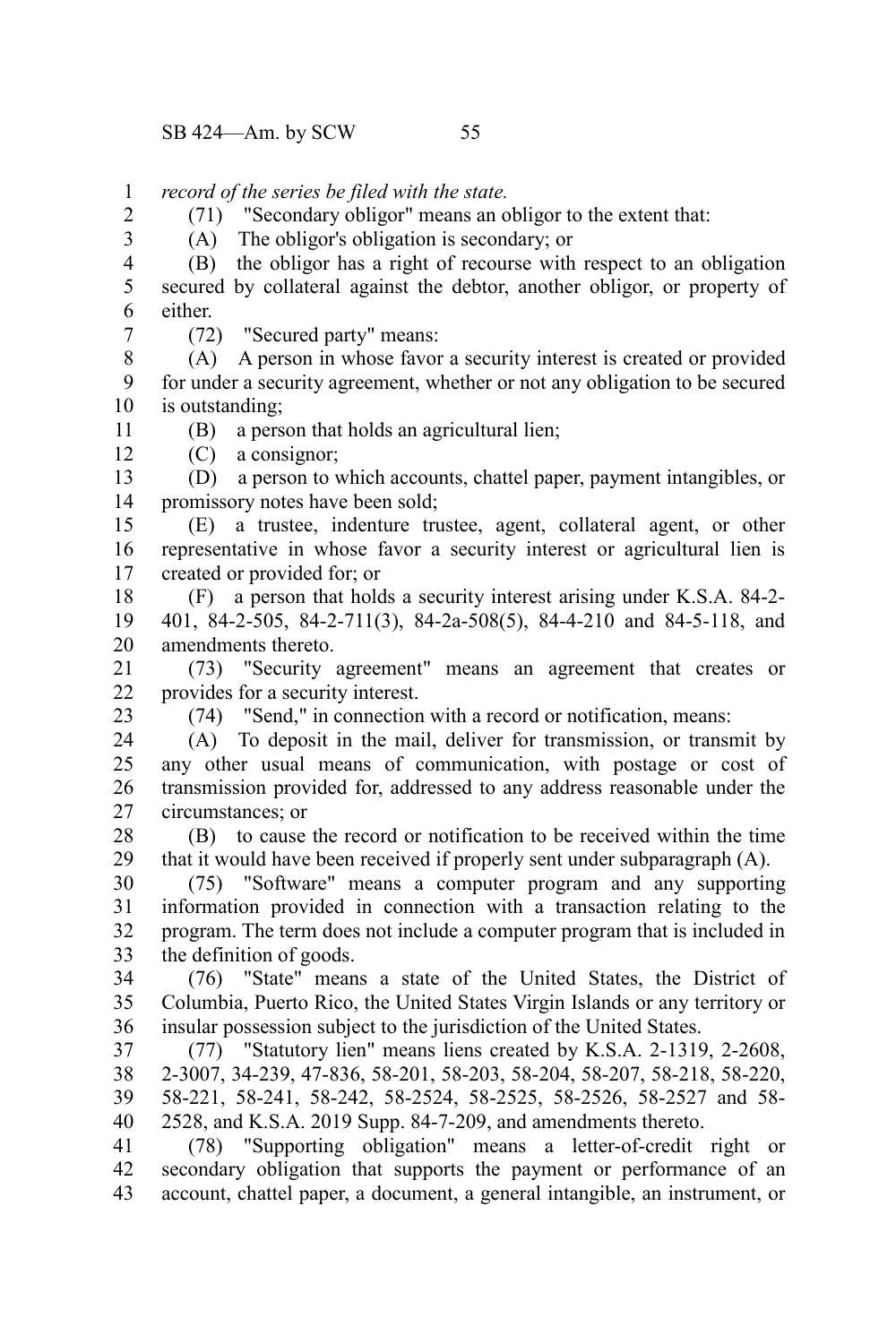*record of the series be filed with the state.*

(71) "Secondary obligor" means an obligor to the extent that:

(A) The obligor's obligation is secondary; or

(B) the obligor has a right of recourse with respect to an obligation secured by collateral against the debtor, another obligor, or property of either.

(72) "Secured party" means:

(A) A person in whose favor a security interest is created or provided for under a security agreement, whether or not any obligation to be secured is outstanding;

(B) a person that holds an agricultural lien;

(C) a consignor;

(D) a person to which accounts, chattel paper, payment intangibles, or promissory notes have been sold;

(E) a trustee, indenture trustee, agent, collateral agent, or other representative in whose favor a security interest or agricultural lien is created or provided for; or

(F) a person that holds a security interest arising under K.S.A. 84-2-401, 84-2-505, 84-2-711(3), 84-2a-508(5), 84-4-210 and 84-5-118, and amendments thereto.

(73) "Security agreement" means an agreement that creates or provides for a security interest.

(74) "Send," in connection with a record or notification, means:

(A) To deposit in the mail, deliver for transmission, or transmit by any other usual means of communication, with postage or cost of transmission provided for, addressed to any address reasonable under the circumstances; or

(B) to cause the record or notification to be received within the time that it would have been received if properly sent under subparagraph (A).

(75) "Software" means a computer program and any supporting information provided in connection with a transaction relating to the program. The term does not include a computer program that is included in the definition of goods.

(76) "State" means a state of the United States, the District of Columbia, Puerto Rico, the United States Virgin Islands or any territory or insular possession subject to the jurisdiction of the United States.

(77) "Statutory lien" means liens created by K.S.A. 2-1319, 2-2608, 2-3007, 34-239, 47-836, 58-201, 58-203, 58-204, 58-207, 58-218, 58-220, 58-221, 58-241, 58-242, 58-2524, 58-2525, 58-2526, 58-2527 and 58-2528, and K.S.A. 2019 Supp. 84-7-209, and amendments thereto.

(78) "Supporting obligation" means a letter-of-credit right or secondary obligation that supports the payment or performance of an account, chattel paper, a document, a general intangible, an instrument, or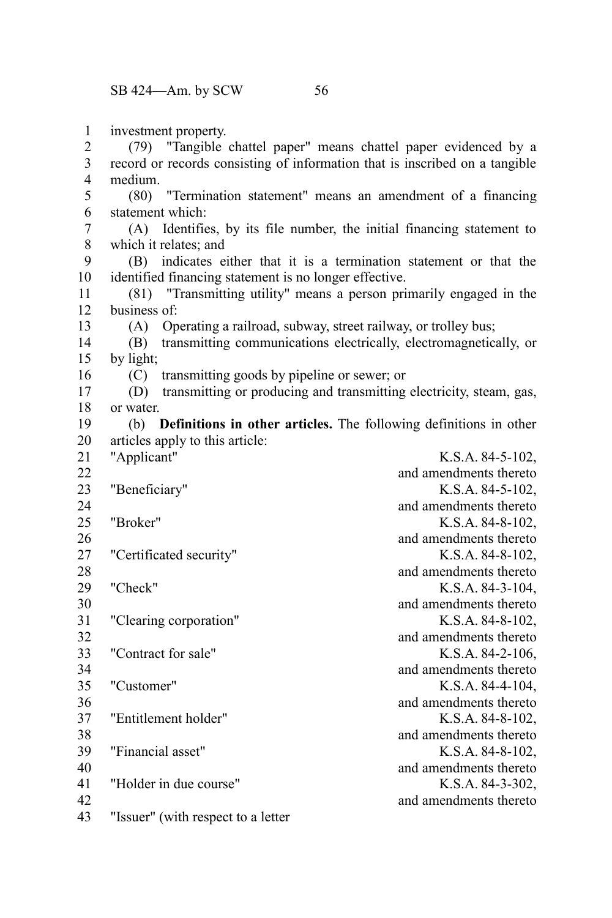investment property.

(79) "Tangible chattel paper" means chattel paper evidenced by a record or records consisting of information that is inscribed on a tangible medium.

(80) "Termination statement" means an amendment of a financing statement which:

(A) Identifies, by its file number, the initial financing statement to which it relates; and

(B) indicates either that it is a termination statement or that the identified financing statement is no longer effective.

(81) "Transmitting utility" means a person primarily engaged in the business of:

(A) Operating a railroad, subway, street railway, or trolley bus;

(B) transmitting communications electrically, electromagnetically, or by light;

(C) transmitting goods by pipeline or sewer; or

(D) transmitting or producing and transmitting electricity, steam, gas, or water.

(b) **Definitions in other articles.** The following definitions in other articles apply to this article:

| | |
|---|---|
| "Applicant" | K.S.A. 84-5-102, and amendments thereto |
| "Beneficiary" | K.S.A. 84-5-102, and amendments thereto |
| "Broker" | K.S.A. 84-8-102, and amendments thereto |
| "Certificated security" | K.S.A. 84-8-102, and amendments thereto |
| "Check" | K.S.A. 84-3-104, and amendments thereto |
| "Clearing corporation" | K.S.A. 84-8-102, and amendments thereto |
| "Contract for sale" | K.S.A. 84-2-106, and amendments thereto |
| "Customer" | K.S.A. 84-4-104, and amendments thereto |
| "Entitlement holder" | K.S.A. 84-8-102, and amendments thereto |
| "Financial asset" | K.S.A. 84-8-102, and amendments thereto |
| "Holder in due course" | K.S.A. 84-3-302, and amendments thereto |
| "Issuer" (with respect to a letter | |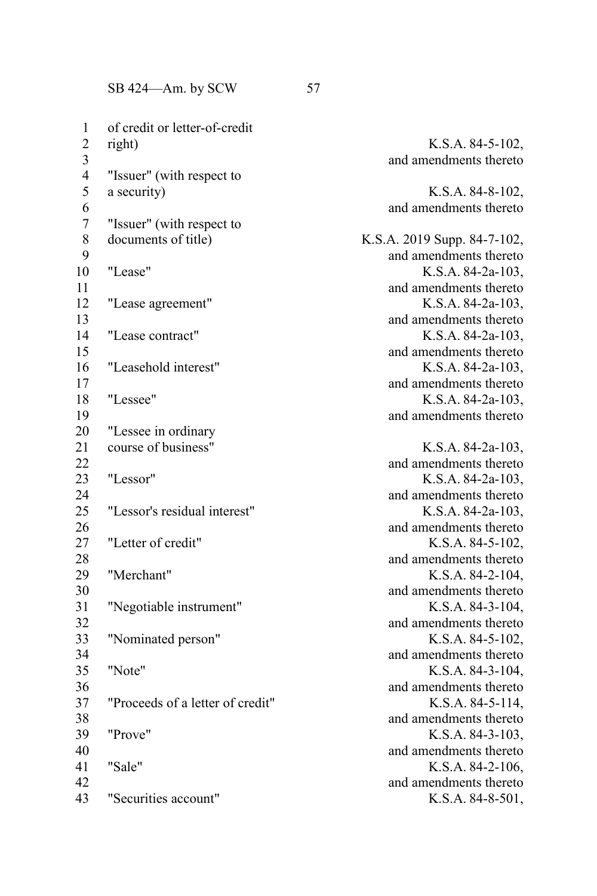| | |
|---|---|
| of credit or letter-of-credit right) | K.S.A. 84-5-102, and amendments thereto |
| "Issuer" (with respect to a security) | K.S.A. 84-8-102, and amendments thereto |
| "Issuer" (with respect to documents of title) | K.S.A. 2019 Supp. 84-7-102, and amendments thereto |
| "Lease" | K.S.A. 84-2a-103, and amendments thereto |
| "Lease agreement" | K.S.A. 84-2a-103, and amendments thereto |
| "Lease contract" | K.S.A. 84-2a-103, and amendments thereto |
| "Leasehold interest" | K.S.A. 84-2a-103, and amendments thereto |
| "Lessee" | K.S.A. 84-2a-103, and amendments thereto |
| "Lessee in ordinary course of business" | K.S.A. 84-2a-103, and amendments thereto |
| "Lessor" | K.S.A. 84-2a-103, and amendments thereto |
| "Lessor's residual interest" | K.S.A. 84-2a-103, and amendments thereto |
| "Letter of credit" | K.S.A. 84-5-102, and amendments thereto |
| "Merchant" | K.S.A. 84-2-104, and amendments thereto |
| "Negotiable instrument" | K.S.A. 84-3-104, and amendments thereto |
| "Nominated person" | K.S.A. 84-5-102, and amendments thereto |
| "Note" | K.S.A. 84-3-104, and amendments thereto |
| "Proceeds of a letter of credit" | K.S.A. 84-5-114, and amendments thereto |
| "Prove" | K.S.A. 84-3-103, and amendments thereto |
| "Sale" | K.S.A. 84-2-106, and amendments thereto |
| "Securities account" | K.S.A. 84-8-501, |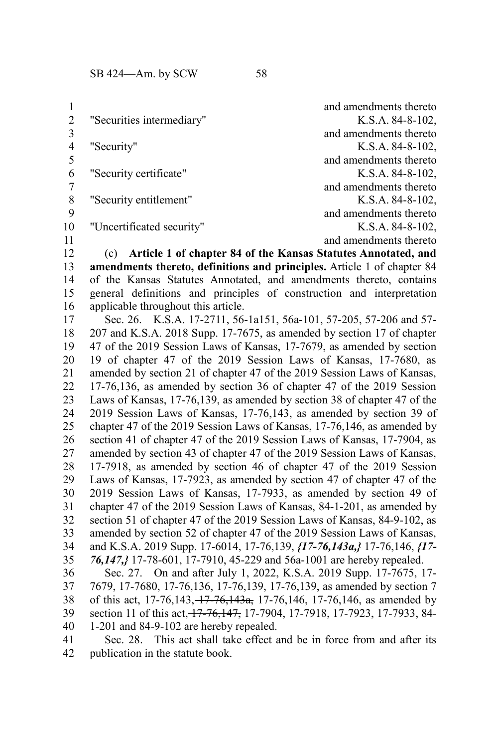| | |
|---|---|
| | and amendments thereto |
| "Securities intermediary" | K.S.A. 84-8-102, and amendments thereto |
| "Security" | K.S.A. 84-8-102, and amendments thereto |
| "Security certificate" | K.S.A. 84-8-102, and amendments thereto |
| "Security entitlement" | K.S.A. 84-8-102, and amendments thereto |
| "Uncertificated security" | K.S.A. 84-8-102, and amendments thereto |

(c) **Article 1 of chapter 84 of the Kansas Statutes Annotated, and amendments thereto, definitions and principles.** Article 1 of chapter 84 of the Kansas Statutes Annotated, and amendments thereto, contains general definitions and principles of construction and interpretation applicable throughout this article.

Sec. 26. K.S.A. 17-2711, 56-1a151, 56a-101, 57-205, 57-206 and 57-207 and K.S.A. 2018 Supp. 17-7675, as amended by section 17 of chapter 47 of the 2019 Session Laws of Kansas, 17-7679, as amended by section 19 of chapter 47 of the 2019 Session Laws of Kansas, 17-7680, as amended by section 21 of chapter 47 of the 2019 Session Laws of Kansas, 17-76,136, as amended by section 36 of chapter 47 of the 2019 Session Laws of Kansas, 17-76,139, as amended by section 38 of chapter 47 of the 2019 Session Laws of Kansas, 17-76,143, as amended by section 39 of chapter 47 of the 2019 Session Laws of Kansas, 17-76,146, as amended by section 41 of chapter 47 of the 2019 Session Laws of Kansas, 17-7904, as amended by section 43 of chapter 47 of the 2019 Session Laws of Kansas, 17-7918, as amended by section 46 of chapter 47 of the 2019 Session Laws of Kansas, 17-7923, as amended by section 47 of chapter 47 of the 2019 Session Laws of Kansas, 17-7933, as amended by section 49 of chapter 47 of the 2019 Session Laws of Kansas, 84-1-201, as amended by section 51 of chapter 47 of the 2019 Session Laws of Kansas, 84-9-102, as amended by section 52 of chapter 47 of the 2019 Session Laws of Kansas, and K.S.A. 2019 Supp. 17-6014, 17-76,139, ***{17-76,143a,}*** 17-76,146, ***{17-76,147,}*** 17-78-601, 17-7910, 45-229 and 56a-1001 are hereby repealed.

Sec. 27. On and after July 1, 2022, K.S.A. 2019 Supp. 17-7675, 17-7679, 17-7680, 17-76,136, 17-76,139, 17-76,139, as amended by section 7 of this act, 17-76,143, ~~17-76,143a,~~ 17-76,146, 17-76,146, as amended by section 11 of this act, ~~17-76,147,~~ 17-7904, 17-7918, 17-7923, 17-7933, 84-1-201 and 84-9-102 are hereby repealed.

Sec. 28. This act shall take effect and be in force from and after its publication in the statute book.